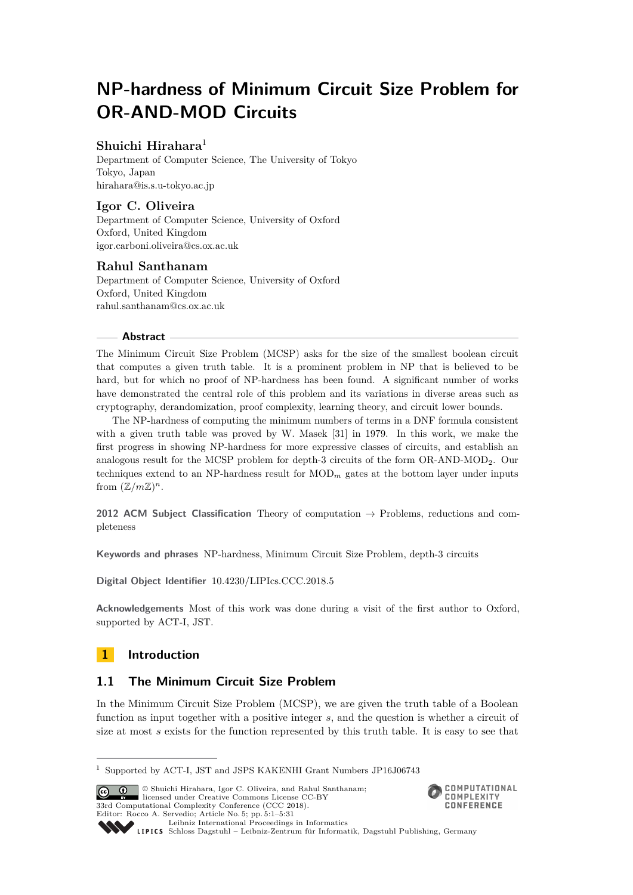# NP-hardness of Minimum Circuit Size Problem for OR-AND-MOD Circuits

**Shuichi Hirahara**[1]

Department of Computer Science, The University of Tokyo
Tokyo, Japan
hirahara@is.s.u-tokyo.ac.jp

**Igor C. Oliveira**

Department of Computer Science, University of Oxford
Oxford, United Kingdom
igor.carboni.oliveira@cs.ox.ac.uk

**Rahul Santhanam**

Department of Computer Science, University of Oxford
Oxford, United Kingdom
rahul.santhanam@cs.ox.ac.uk

## Abstract

The Minimum Circuit Size Problem (MCSP) asks for the size of the smallest boolean circuit that computes a given truth table. It is a prominent problem in NP that is believed to be hard, but for which no proof of NP-hardness has been found. A significant number of works have demonstrated the central role of this problem and its variations in diverse areas such as cryptography, derandomization, proof complexity, learning theory, and circuit lower bounds.

The NP-hardness of computing the minimum numbers of terms in a DNF formula consistent with a given truth table was proved by W. Masek [31] in 1979. In this work, we make the first progress in showing NP-hardness for more expressive classes of circuits, and establish an analogous result for the MCSP problem for depth-3 circuits of the form OR-AND-$\mathrm{MOD}_2$. Our techniques extend to an NP-hardness result for $\mathrm{MOD}_m$ gates at the bottom layer under inputs from $(\mathbb{Z}/m\mathbb{Z})^n$.

**2012 ACM Subject Classification** Theory of computation → Problems, reductions and completeness

**Keywords and phrases** NP-hardness, Minimum Circuit Size Problem, depth-3 circuits

**Digital Object Identifier** 10.4230/LIPIcs.CCC.2018.5

**Acknowledgements** Most of this work was done during a visit of the first author to Oxford, supported by ACT-I, JST.

## 1 Introduction

### 1.1 The Minimum Circuit Size Problem

In the Minimum Circuit Size Problem (MCSP), we are given the truth table of a Boolean function as input together with a positive integer $s$, and the question is whether a circuit of size at most $s$ exists for the function represented by this truth table. It is easy to see that

[1] Supported by ACT-I, JST and JSPS KAKENHI Grant Numbers JP16J06743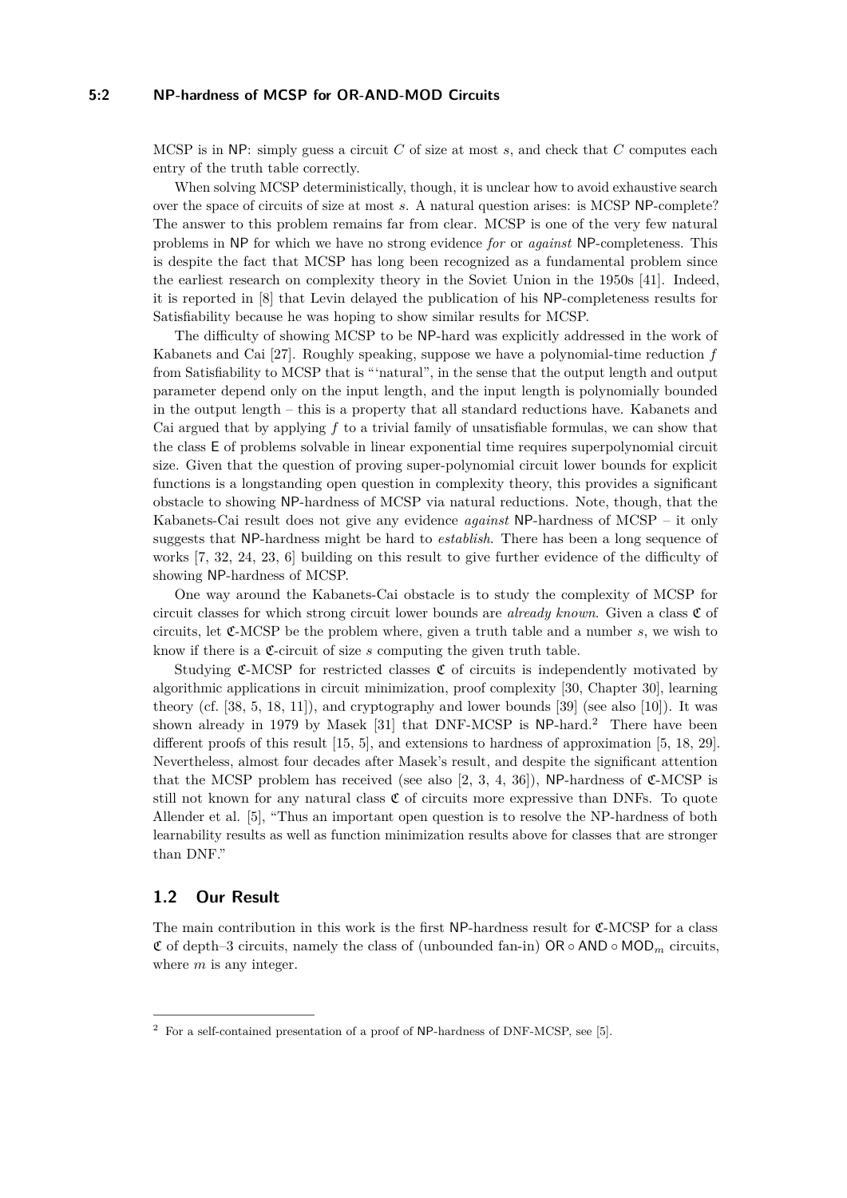MCSP is in NP: simply guess a circuit $C$ of size at most $s$, and check that $C$ computes each entry of the truth table correctly.

When solving MCSP deterministically, though, it is unclear how to avoid exhaustive search over the space of circuits of size at most $s$. A natural question arises: is MCSP NP-complete? The answer to this problem remains far from clear. MCSP is one of the very few natural problems in NP for which we have no strong evidence *for* or *against* NP-completeness. This is despite the fact that MCSP has long been recognized as a fundamental problem since the earliest research on complexity theory in the Soviet Union in the 1950s [41]. Indeed, it is reported in [8] that Levin delayed the publication of his NP-completeness results for Satisfiability because he was hoping to show similar results for MCSP.

The difficulty of showing MCSP to be NP-hard was explicitly addressed in the work of Kabanets and Cai [27]. Roughly speaking, suppose we have a polynomial-time reduction $f$ from Satisfiability to MCSP that is "'natural", in the sense that the output length and output parameter depend only on the input length, and the input length is polynomially bounded in the output length – this is a property that all standard reductions have. Kabanets and Cai argued that by applying $f$ to a trivial family of unsatisfiable formulas, we can show that the class E of problems solvable in linear exponential time requires superpolynomial circuit size. Given that the question of proving super-polynomial circuit lower bounds for explicit functions is a longstanding open question in complexity theory, this provides a significant obstacle to showing NP-hardness of MCSP via natural reductions. Note, though, that the Kabanets-Cai result does not give any evidence *against* NP-hardness of MCSP – it only suggests that NP-hardness might be hard to *establish*. There has been a long sequence of works [7, 32, 24, 23, 6] building on this result to give further evidence of the difficulty of showing NP-hardness of MCSP.

One way around the Kabanets-Cai obstacle is to study the complexity of MCSP for circuit classes for which strong circuit lower bounds are *already known*. Given a class $\mathfrak{C}$ of circuits, let $\mathfrak{C}$-MCSP be the problem where, given a truth table and a number $s$, we wish to know if there is a $\mathfrak{C}$-circuit of size $s$ computing the given truth table.

Studying $\mathfrak{C}$-MCSP for restricted classes $\mathfrak{C}$ of circuits is independently motivated by algorithmic applications in circuit minimization, proof complexity [30, Chapter 30], learning theory (cf. [38, 5, 18, 11]), and cryptography and lower bounds [39] (see also [10]). It was shown already in 1979 by Masek [31] that DNF-MCSP is NP-hard.[2] There have been different proofs of this result [15, 5], and extensions to hardness of approximation [5, 18, 29]. Nevertheless, almost four decades after Masek's result, and despite the significant attention that the MCSP problem has received (see also [2, 3, 4, 36]), NP-hardness of $\mathfrak{C}$-MCSP is still not known for any natural class $\mathfrak{C}$ of circuits more expressive than DNFs. To quote Allender et al. [5], "Thus an important open question is to resolve the NP-hardness of both learnability results as well as function minimization results above for classes that are stronger than DNF."

## 1.2 Our Result

The main contribution in this work is the first NP-hardness result for $\mathfrak{C}$-MCSP for a class $\mathfrak{C}$ of depth–3 circuits, namely the class of (unbounded fan-in) $\mathsf{OR} \circ \mathsf{AND} \circ \mathsf{MOD}_m$ circuits, where $m$ is any integer.

[2] For a self-contained presentation of a proof of NP-hardness of DNF-MCSP, see [5].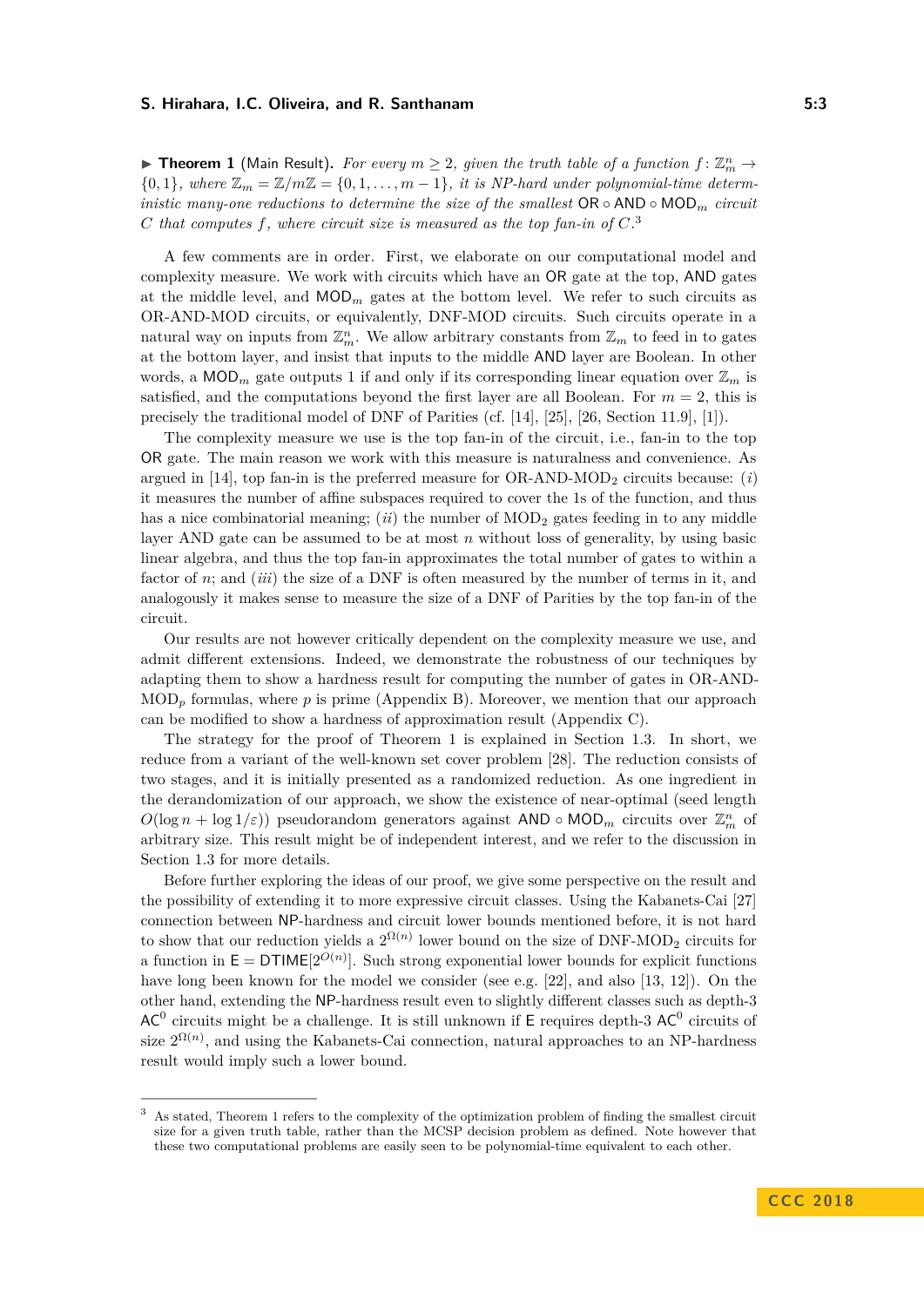▶ **Theorem 1** (Main Result). *For every $m \geq 2$, given the truth table of a function $f : \mathbb{Z}_m^n \to \{0,1\}$, where $\mathbb{Z}_m = \mathbb{Z}/m\mathbb{Z} = \{0, 1, \ldots, m-1\}$, it is NP-hard under polynomial-time deterministic many-one reductions to determine the size of the smallest $\mathsf{OR} \circ \mathsf{AND} \circ \mathsf{MOD}_m$ circuit $C$ that computes $f$, where circuit size is measured as the top fan-in of $C$.*[3]

A few comments are in order. First, we elaborate on our computational model and complexity measure. We work with circuits which have an $\mathsf{OR}$ gate at the top, $\mathsf{AND}$ gates at the middle level, and $\mathsf{MOD}_m$ gates at the bottom level. We refer to such circuits as OR-AND-MOD circuits, or equivalently, DNF-MOD circuits. Such circuits operate in a natural way on inputs from $\mathbb{Z}_m^n$. We allow arbitrary constants from $\mathbb{Z}_m$ to feed in to gates at the bottom layer, and insist that inputs to the middle $\mathsf{AND}$ layer are Boolean. In other words, a $\mathsf{MOD}_m$ gate outputs 1 if and only if its corresponding linear equation over $\mathbb{Z}_m$ is satisfied, and the computations beyond the first layer are all Boolean. For $m = 2$, this is precisely the traditional model of DNF of Parities (cf. [14], [25], [26, Section 11.9], [1]).

The complexity measure we use is the top fan-in of the circuit, i.e., fan-in to the top $\mathsf{OR}$ gate. The main reason we work with this measure is naturalness and convenience. As argued in [14], top fan-in is the preferred measure for OR-AND-MOD$_2$ circuits because: (*i*) it measures the number of affine subspaces required to cover the 1s of the function, and thus has a nice combinatorial meaning; (*ii*) the number of MOD$_2$ gates feeding in to any middle layer AND gate can be assumed to be at most $n$ without loss of generality, by using basic linear algebra, and thus the top fan-in approximates the total number of gates to within a factor of $n$; and (*iii*) the size of a DNF is often measured by the number of terms in it, and analogously it makes sense to measure the size of a DNF of Parities by the top fan-in of the circuit.

Our results are not however critically dependent on the complexity measure we use, and admit different extensions. Indeed, we demonstrate the robustness of our techniques by adapting them to show a hardness result for computing the number of gates in OR-AND-MOD$_p$ formulas, where $p$ is prime (Appendix B). Moreover, we mention that our approach can be modified to show a hardness of approximation result (Appendix C).

The strategy for the proof of Theorem 1 is explained in Section 1.3. In short, we reduce from a variant of the well-known set cover problem [28]. The reduction consists of two stages, and it is initially presented as a randomized reduction. As one ingredient in the derandomization of our approach, we show the existence of near-optimal (seed length $O(\log n + \log 1/\varepsilon)$) pseudorandom generators against $\mathsf{AND} \circ \mathsf{MOD}_m$ circuits over $\mathbb{Z}_m^n$ of arbitrary size. This result might be of independent interest, and we refer to the discussion in Section 1.3 for more details.

Before further exploring the ideas of our proof, we give some perspective on the result and the possibility of extending it to more expressive circuit classes. Using the Kabanets-Cai [27] connection between $\mathsf{NP}$-hardness and circuit lower bounds mentioned before, it is not hard to show that our reduction yields a $2^{\Omega(n)}$ lower bound on the size of DNF-MOD$_2$ circuits for a function in $\mathsf{E} = \mathsf{DTIME}[2^{O(n)}]$. Such strong exponential lower bounds for explicit functions have long been known for the model we consider (see e.g. [22], and also [13, 12]). On the other hand, extending the $\mathsf{NP}$-hardness result even to slightly different classes such as depth-3 $\mathsf{AC}^0$ circuits might be a challenge. It is still unknown if $\mathsf{E}$ requires depth-3 $\mathsf{AC}^0$ circuits of size $2^{\Omega(n)}$, and using the Kabanets-Cai connection, natural approaches to an NP-hardness result would imply such a lower bound.

---

[3] As stated, Theorem 1 refers to the complexity of the optimization problem of finding the smallest circuit size for a given truth table, rather than the MCSP decision problem as defined. Note however that these two computational problems are easily seen to be polynomial-time equivalent to each other.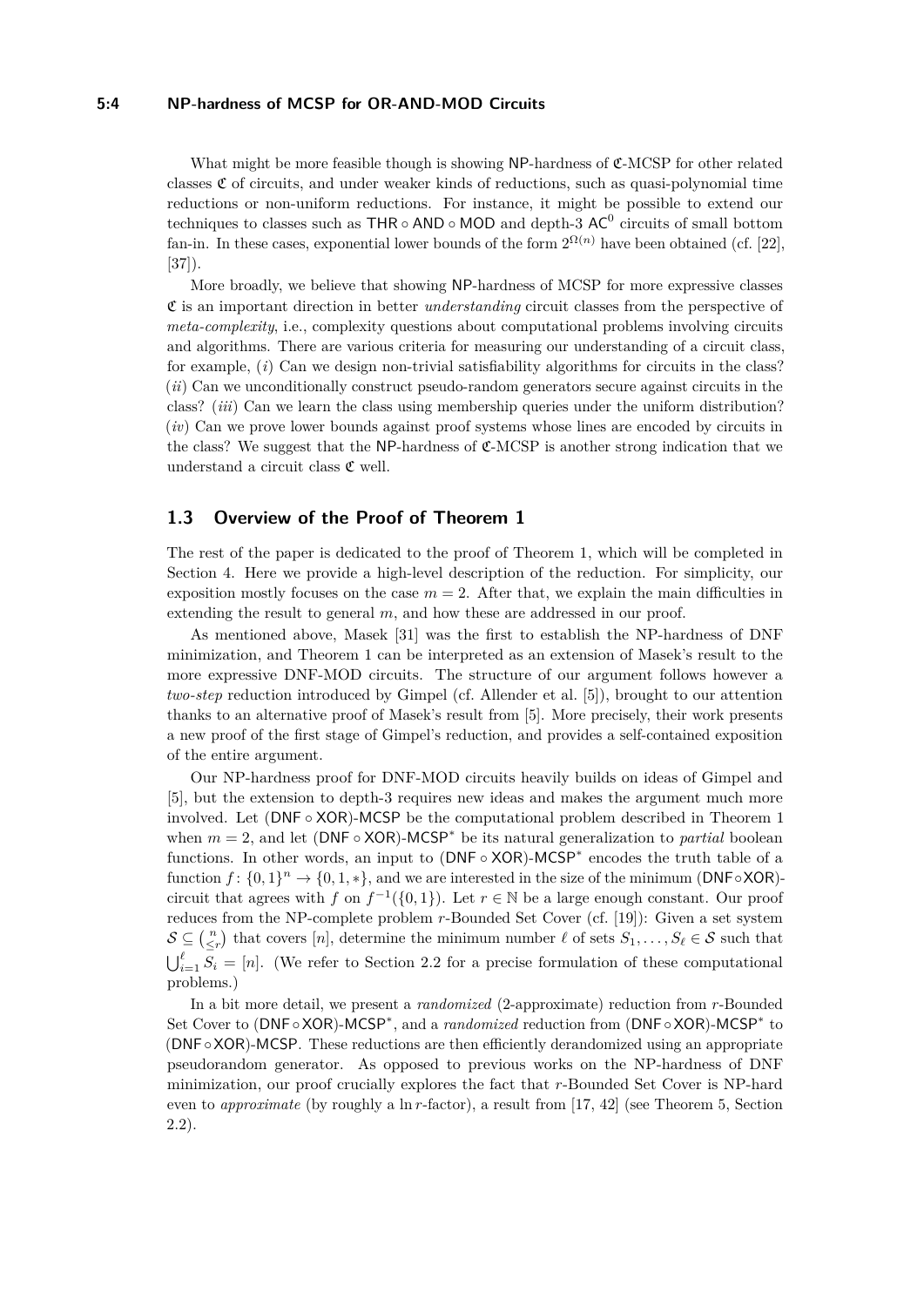What might be more feasible though is showing NP-hardness of $\mathfrak{C}$-MCSP for other related classes $\mathfrak{C}$ of circuits, and under weaker kinds of reductions, such as quasi-polynomial time reductions or non-uniform reductions. For instance, it might be possible to extend our techniques to classes such as $\mathsf{THR} \circ \mathsf{AND} \circ \mathsf{MOD}$ and depth-3 $\mathsf{AC}^0$ circuits of small bottom fan-in. In these cases, exponential lower bounds of the form $2^{\Omega(n)}$ have been obtained (cf. [22], [37]).

More broadly, we believe that showing NP-hardness of MCSP for more expressive classes $\mathfrak{C}$ is an important direction in better *understanding* circuit classes from the perspective of *meta-complexity*, i.e., complexity questions about computational problems involving circuits and algorithms. There are various criteria for measuring our understanding of a circuit class, for example, (*i*) Can we design non-trivial satisfiability algorithms for circuits in the class? (*ii*) Can we unconditionally construct pseudo-random generators secure against circuits in the class? (*iii*) Can we learn the class using membership queries under the uniform distribution? (*iv*) Can we prove lower bounds against proof systems whose lines are encoded by circuits in the class? We suggest that the NP-hardness of $\mathfrak{C}$-MCSP is another strong indication that we understand a circuit class $\mathfrak{C}$ well.

## 1.3 Overview of the Proof of Theorem 1

The rest of the paper is dedicated to the proof of Theorem 1, which will be completed in Section 4. Here we provide a high-level description of the reduction. For simplicity, our exposition mostly focuses on the case $m = 2$. After that, we explain the main difficulties in extending the result to general $m$, and how these are addressed in our proof.

As mentioned above, Masek [31] was the first to establish the NP-hardness of DNF minimization, and Theorem 1 can be interpreted as an extension of Masek's result to the more expressive DNF-MOD circuits. The structure of our argument follows however a *two-step* reduction introduced by Gimpel (cf. Allender et al. [5]), brought to our attention thanks to an alternative proof of Masek's result from [5]. More precisely, their work presents a new proof of the first stage of Gimpel's reduction, and provides a self-contained exposition of the entire argument.

Our NP-hardness proof for DNF-MOD circuits heavily builds on ideas of Gimpel and [5], but the extension to depth-3 requires new ideas and makes the argument much more involved. Let $(\mathsf{DNF} \circ \mathsf{XOR})$-MCSP be the computational problem described in Theorem 1 when $m = 2$, and let $(\mathsf{DNF} \circ \mathsf{XOR})$-$\mathsf{MCSP}^*$ be its natural generalization to *partial* boolean functions. In other words, an input to $(\mathsf{DNF} \circ \mathsf{XOR})$-$\mathsf{MCSP}^*$ encodes the truth table of a function $f \colon \{0,1\}^n \to \{0,1,*\}$, and we are interested in the size of the minimum $(\mathsf{DNF} \circ \mathsf{XOR})$-circuit that agrees with $f$ on $f^{-1}(\{0,1\})$. Let $r \in \mathbb{N}$ be a large enough constant. Our proof reduces from the NP-complete problem $r$-Bounded Set Cover (cf. [19]): Given a set system $\mathcal{S} \subseteq \binom{n}{\leq r}$ that covers $[n]$, determine the minimum number $\ell$ of sets $S_1, \ldots, S_\ell \in \mathcal{S}$ such that $\bigcup_{i=1}^{\ell} S_i = [n]$. (We refer to Section 2.2 for a precise formulation of these computational problems.)

In a bit more detail, we present a *randomized* (2-approximate) reduction from $r$-Bounded Set Cover to $(\mathsf{DNF} \circ \mathsf{XOR})$-$\mathsf{MCSP}^*$, and a *randomized* reduction from $(\mathsf{DNF} \circ \mathsf{XOR})$-$\mathsf{MCSP}^*$ to $(\mathsf{DNF} \circ \mathsf{XOR})$-MCSP. These reductions are then efficiently derandomized using an appropriate pseudorandom generator. As opposed to previous works on the NP-hardness of DNF minimization, our proof crucially explores the fact that $r$-Bounded Set Cover is NP-hard even to *approximate* (by roughly a $\ln r$-factor), a result from [17, 42] (see Theorem 5, Section 2.2).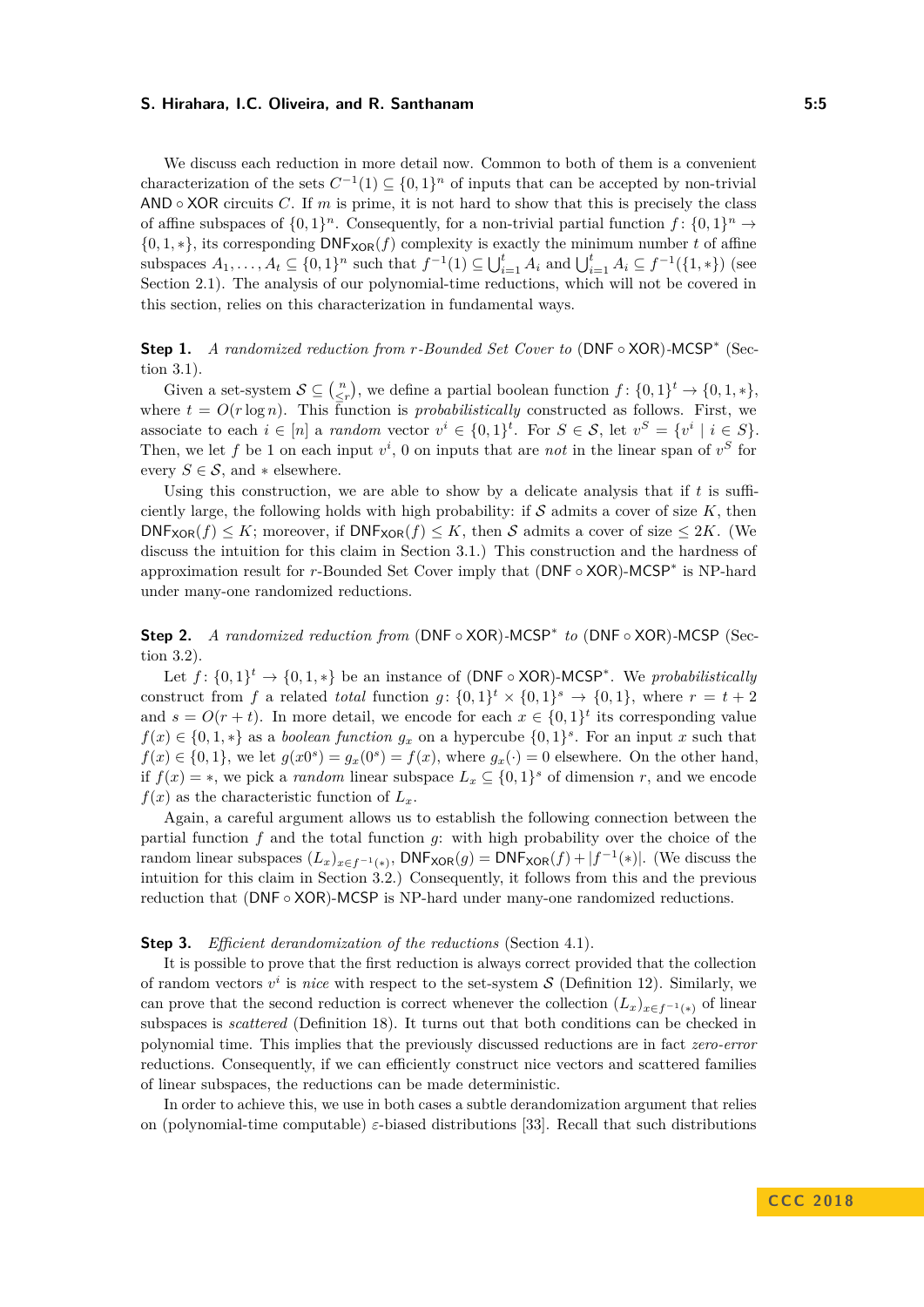We discuss each reduction in more detail now. Common to both of them is a convenient characterization of the sets $C^{-1}(1) \subseteq \{0,1\}^n$ of inputs that can be accepted by non-trivial $\mathsf{AND} \circ \mathsf{XOR}$ circuits $C$. If $m$ is prime, it is not hard to show that this is precisely the class of affine subspaces of $\{0,1\}^n$. Consequently, for a non-trivial partial function $f\colon \{0,1\}^n \to \{0,1,*\}$, its corresponding $\mathsf{DNF}_{\mathsf{XOR}}(f)$ complexity is exactly the minimum number $t$ of affine subspaces $A_1, \ldots, A_t \subseteq \{0,1\}^n$ such that $f^{-1}(1) \subseteq \bigcup_{i=1}^{t} A_i$ and $\bigcup_{i=1}^{t} A_i \subseteq f^{-1}(\{1,*\})$ (see Section 2.1). The analysis of our polynomial-time reductions, which will not be covered in this section, relies on this characterization in fundamental ways.

**Step 1.** *A randomized reduction from $r$-Bounded Set Cover to* $(\mathsf{DNF} \circ \mathsf{XOR})\text{-}\mathsf{MCSP}^*$ (Section 3.1).

Given a set-system $\mathcal{S} \subseteq \binom{n}{\leq r}$, we define a partial boolean function $f\colon \{0,1\}^t \to \{0,1,*\}$, where $t = O(r \log n)$. This function is *probabilistically* constructed as follows. First, we associate to each $i \in [n]$ a *random* vector $v^i \in \{0,1\}^t$. For $S \in \mathcal{S}$, let $v^S = \{v^i \mid i \in S\}$. Then, we let $f$ be 1 on each input $v^i$, 0 on inputs that are *not* in the linear span of $v^S$ for every $S \in \mathcal{S}$, and $*$ elsewhere.

Using this construction, we are able to show by a delicate analysis that if $t$ is sufficiently large, the following holds with high probability: if $\mathcal{S}$ admits a cover of size $K$, then $\mathsf{DNF}_{\mathsf{XOR}}(f) \leq K$; moreover, if $\mathsf{DNF}_{\mathsf{XOR}}(f) \leq K$, then $\mathcal{S}$ admits a cover of size $\leq 2K$. (We discuss the intuition for this claim in Section 3.1.) This construction and the hardness of approximation result for $r$-Bounded Set Cover imply that $(\mathsf{DNF} \circ \mathsf{XOR})\text{-}\mathsf{MCSP}^*$ is NP-hard under many-one randomized reductions.

**Step 2.** *A randomized reduction from* $(\mathsf{DNF} \circ \mathsf{XOR})\text{-}\mathsf{MCSP}^*$ *to* $(\mathsf{DNF} \circ \mathsf{XOR})\text{-}\mathsf{MCSP}$ (Section 3.2).

Let $f\colon \{0,1\}^t \to \{0,1,*\}$ be an instance of $(\mathsf{DNF} \circ \mathsf{XOR})\text{-}\mathsf{MCSP}^*$. We *probabilistically* construct from $f$ a related *total* function $g\colon \{0,1\}^t \times \{0,1\}^s \to \{0,1\}$, where $r = t+2$ and $s = O(r+t)$. In more detail, we encode for each $x \in \{0,1\}^t$ its corresponding value $f(x) \in \{0,1,*\}$ as a *boolean function* $g_x$ on a hypercube $\{0,1\}^s$. For an input $x$ such that $f(x) \in \{0,1\}$, we let $g(x0^s) = g_x(0^s) = f(x)$, where $g_x(\cdot) = 0$ elsewhere. On the other hand, if $f(x) = *$, we pick a *random* linear subspace $L_x \subseteq \{0,1\}^s$ of dimension $r$, and we encode $f(x)$ as the characteristic function of $L_x$.

Again, a careful argument allows us to establish the following connection between the partial function $f$ and the total function $g$: with high probability over the choice of the random linear subspaces $(L_x)_{x \in f^{-1}(*)}$, $\mathsf{DNF}_{\mathsf{XOR}}(g) = \mathsf{DNF}_{\mathsf{XOR}}(f) + |f^{-1}(*)|$. (We discuss the intuition for this claim in Section 3.2.) Consequently, it follows from this and the previous reduction that $(\mathsf{DNF} \circ \mathsf{XOR})\text{-}\mathsf{MCSP}$ is NP-hard under many-one randomized reductions.

**Step 3.** *Efficient derandomization of the reductions* (Section 4.1).

It is possible to prove that the first reduction is always correct provided that the collection of random vectors $v^i$ is *nice* with respect to the set-system $\mathcal{S}$ (Definition 12). Similarly, we can prove that the second reduction is correct whenever the collection $(L_x)_{x \in f^{-1}(*)}$ of linear subspaces is *scattered* (Definition 18). It turns out that both conditions can be checked in polynomial time. This implies that the previously discussed reductions are in fact *zero-error* reductions. Consequently, if we can efficiently construct nice vectors and scattered families of linear subspaces, the reductions can be made deterministic.

In order to achieve this, we use in both cases a subtle derandomization argument that relies on (polynomial-time computable) $\varepsilon$-biased distributions [33]. Recall that such distributions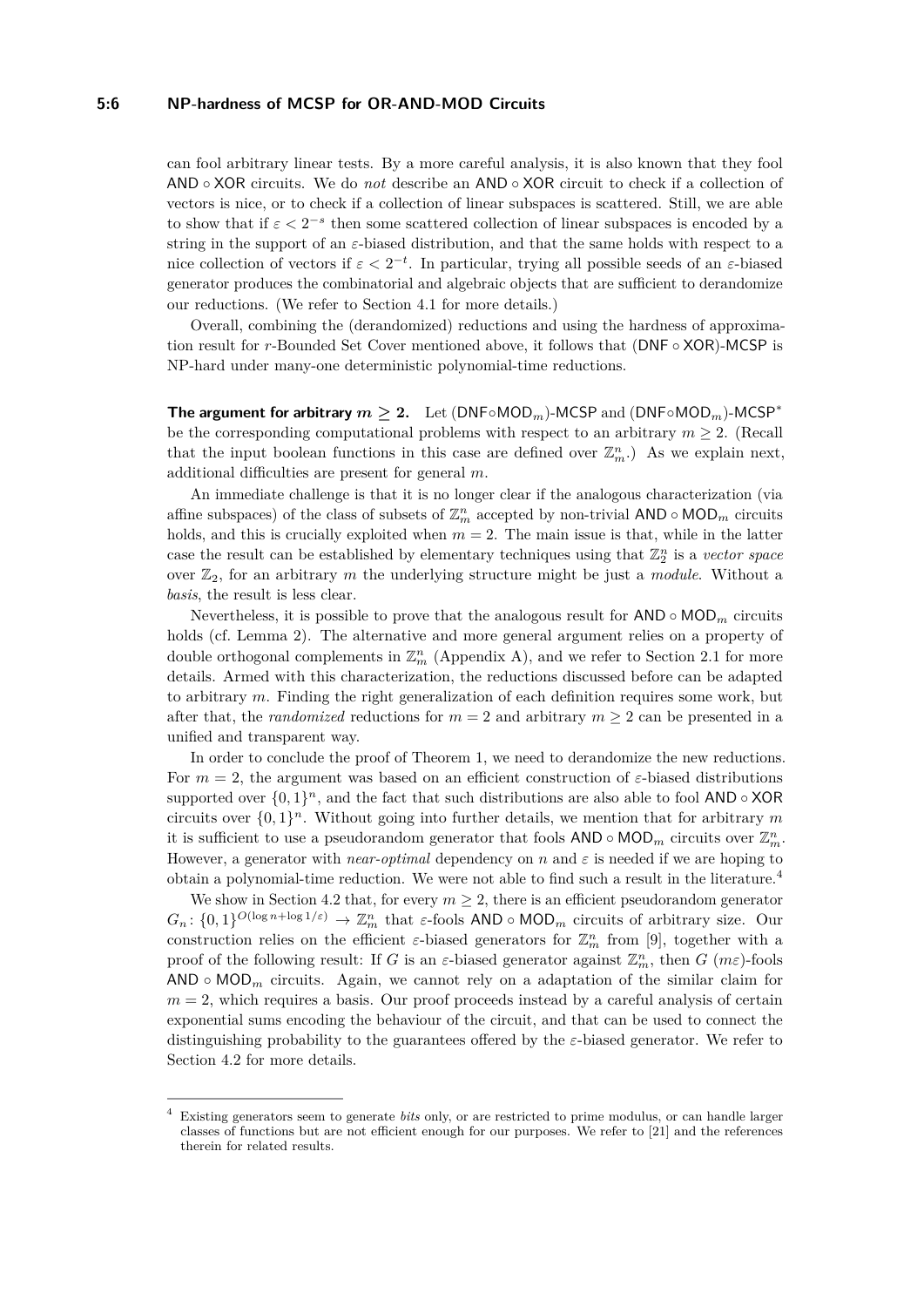can fool arbitrary linear tests. By a more careful analysis, it is also known that they fool AND ∘ XOR circuits. We do *not* describe an AND ∘ XOR circuit to check if a collection of vectors is nice, or to check if a collection of linear subspaces is scattered. Still, we are able to show that if $\varepsilon < 2^{-s}$ then some scattered collection of linear subspaces is encoded by a string in the support of an $\varepsilon$-biased distribution, and that the same holds with respect to a nice collection of vectors if $\varepsilon < 2^{-t}$. In particular, trying all possible seeds of an $\varepsilon$-biased generator produces the combinatorial and algebraic objects that are sufficient to derandomize our reductions. (We refer to Section 4.1 for more details.)

Overall, combining the (derandomized) reductions and using the hardness of approximation result for $r$-Bounded Set Cover mentioned above, it follows that (DNF ∘ XOR)-MCSP is NP-hard under many-one deterministic polynomial-time reductions.

**The argument for arbitrary $m \geq 2$.** Let (DNF∘MOD$_m$)-MCSP and (DNF∘MOD$_m$)-MCSP$^*$ be the corresponding computational problems with respect to an arbitrary $m \geq 2$. (Recall that the input boolean functions in this case are defined over $\mathbb{Z}_m^n$.) As we explain next, additional difficulties are present for general $m$.

An immediate challenge is that it is no longer clear if the analogous characterization (via affine subspaces) of the class of subsets of $\mathbb{Z}_m^n$ accepted by non-trivial AND ∘ MOD$_m$ circuits holds, and this is crucially exploited when $m = 2$. The main issue is that, while in the latter case the result can be established by elementary techniques using that $\mathbb{Z}_2^n$ is a *vector space* over $\mathbb{Z}_2$, for an arbitrary $m$ the underlying structure might be just a *module*. Without a *basis*, the result is less clear.

Nevertheless, it is possible to prove that the analogous result for AND ∘ MOD$_m$ circuits holds (cf. Lemma 2). The alternative and more general argument relies on a property of double orthogonal complements in $\mathbb{Z}_m^n$ (Appendix A), and we refer to Section 2.1 for more details. Armed with this characterization, the reductions discussed before can be adapted to arbitrary $m$. Finding the right generalization of each definition requires some work, but after that, the *randomized* reductions for $m = 2$ and arbitrary $m \geq 2$ can be presented in a unified and transparent way.

In order to conclude the proof of Theorem 1, we need to derandomize the new reductions. For $m = 2$, the argument was based on an efficient construction of $\varepsilon$-biased distributions supported over $\{0,1\}^n$, and the fact that such distributions are also able to fool AND ∘ XOR circuits over $\{0,1\}^n$. Without going into further details, we mention that for arbitrary $m$ it is sufficient to use a pseudorandom generator that fools AND ∘ MOD$_m$ circuits over $\mathbb{Z}_m^n$. However, a generator with *near-optimal* dependency on $n$ and $\varepsilon$ is needed if we are hoping to obtain a polynomial-time reduction. We were not able to find such a result in the literature.[4]

We show in Section 4.2 that, for every $m \geq 2$, there is an efficient pseudorandom generator $G_n \colon \{0,1\}^{O(\log n + \log 1/\varepsilon)} \to \mathbb{Z}_m^n$ that $\varepsilon$-fools AND ∘ MOD$_m$ circuits of arbitrary size. Our construction relies on the efficient $\varepsilon$-biased generators for $\mathbb{Z}_m^n$ from [9], together with a proof of the following result: If $G$ is an $\varepsilon$-biased generator against $\mathbb{Z}_m^n$, then $G$ $(m\varepsilon)$-fools AND ∘ MOD$_m$ circuits. Again, we cannot rely on an adaptation of the similar claim for $m = 2$, which requires a basis. Our proof proceeds instead by a careful analysis of certain exponential sums encoding the behaviour of the circuit, and that can be used to connect the distinguishing probability to the guarantees offered by the $\varepsilon$-biased generator. We refer to Section 4.2 for more details.

[4] Existing generators seem to generate *bits* only, or are restricted to prime modulus, or can handle larger classes of functions but are not efficient enough for our purposes. We refer to [21] and the references therein for related results.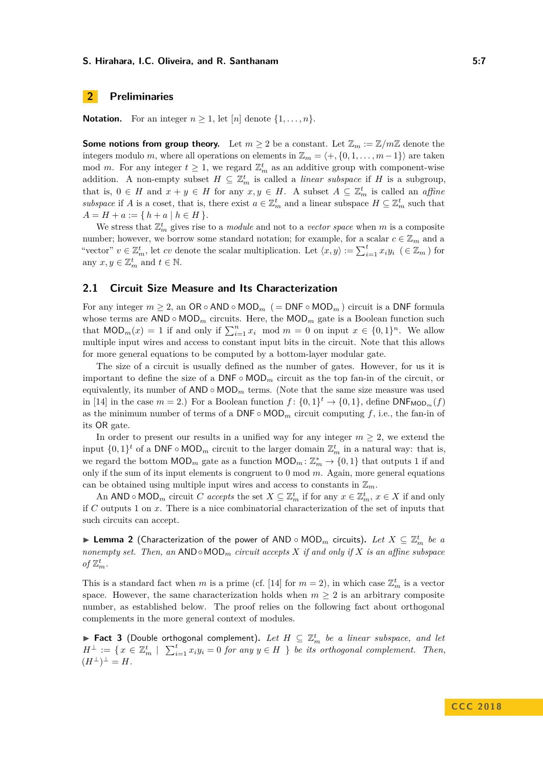## 2 Preliminaries

**Notation.** For an integer $n \geq 1$, let $[n]$ denote $\{1, \ldots, n\}$.

**Some notions from group theory.** Let $m \geq 2$ be a constant. Let $\mathbb{Z}_m := \mathbb{Z}/m\mathbb{Z}$ denote the integers modulo $m$, where all operations on elements in $\mathbb{Z}_m = \langle +, \{0, 1, \ldots, m-1\} \rangle$ are taken mod $m$. For any integer $t \geq 1$, we regard $\mathbb{Z}_m^t$ as an additive group with component-wise addition. A non-empty subset $H \subseteq \mathbb{Z}_m^t$ is called a *linear subspace* if $H$ is a subgroup, that is, $0 \in H$ and $x + y \in H$ for any $x, y \in H$. A subset $A \subseteq \mathbb{Z}_m^t$ is called an *affine subspace* if $A$ is a coset, that is, there exist $a \in \mathbb{Z}_m^t$ and a linear subspace $H \subseteq \mathbb{Z}_m^t$ such that $A = H + a := \{ h + a \mid h \in H \}$.

We stress that $\mathbb{Z}_m^t$ gives rise to a *module* and not to a *vector space* when $m$ is a composite number; however, we borrow some standard notation; for example, for a scalar $c \in \mathbb{Z}_m$ and a "vector" $v \in \mathbb{Z}_m^t$, let $cv$ denote the scalar multiplication. Let $\langle x, y \rangle := \sum_{i=1}^t x_i y_i \ (\in \mathbb{Z}_m)$ for any $x, y \in \mathbb{Z}_m^t$ and $t \in \mathbb{N}$.

### 2.1 Circuit Size Measure and Its Characterization

For any integer $m \geq 2$, an $\mathsf{OR} \circ \mathsf{AND} \circ \mathsf{MOD}_m$ $(= \mathsf{DNF} \circ \mathsf{MOD}_m)$ circuit is a $\mathsf{DNF}$ formula whose terms are $\mathsf{AND} \circ \mathsf{MOD}_m$ circuits. Here, the $\mathsf{MOD}_m$ gate is a Boolean function such that $\mathsf{MOD}_m(x) = 1$ if and only if $\sum_{i=1}^n x_i \mod m = 0$ on input $x \in \{0,1\}^n$. We allow multiple input wires and access to constant input bits in the circuit. Note that this allows for more general equations to be computed by a bottom-layer modular gate.

The size of a circuit is usually defined as the number of gates. However, for us it is important to define the size of a $\mathsf{DNF} \circ \mathsf{MOD}_m$ circuit as the top fan-in of the circuit, or equivalently, its number of $\mathsf{AND} \circ \mathsf{MOD}_m$ terms. (Note that the same size measure was used in [14] in the case $m = 2$.) For a Boolean function $f \colon \{0,1\}^n \to \{0,1\}$, define $\mathsf{DNF}_{\mathsf{MOD}_m}(f)$ as the minimum number of terms of a $\mathsf{DNF} \circ \mathsf{MOD}_m$ circuit computing $f$, i.e., the fan-in of its $\mathsf{OR}$ gate.

In order to present our results in a unified way for any integer $m \geq 2$, we extend the input $\{0,1\}^t$ of a $\mathsf{DNF} \circ \mathsf{MOD}_m$ circuit to the larger domain $\mathbb{Z}_m^t$ in a natural way: that is, we regard the bottom $\mathsf{MOD}_m$ gate as a function $\mathsf{MOD}_m \colon \mathbb{Z}_m^* \to \{0,1\}$ that outputs 1 if and only if the sum of its input elements is congruent to 0 mod $m$. Again, more general equations can be obtained using multiple input wires and access to constants in $\mathbb{Z}_m$.

An $\mathsf{AND} \circ \mathsf{MOD}_m$ circuit $C$ *accepts* the set $X \subseteq \mathbb{Z}_m^t$ if for any $x \in \mathbb{Z}_m^t$, $x \in X$ if and only if $C$ outputs 1 on $x$. There is a nice combinatorial characterization of the set of inputs that such circuits can accept.

▶ **Lemma 2** (Characterization of the power of $\mathsf{AND} \circ \mathsf{MOD}_m$ circuits). *Let $X \subseteq \mathbb{Z}_m^t$ be a nonempty set. Then, an $\mathsf{AND} \circ \mathsf{MOD}_m$ circuit accepts $X$ if and only if $X$ is an affine subspace of $\mathbb{Z}_m^t$.*

This is a standard fact when $m$ is a prime (cf. [14] for $m = 2$), in which case $\mathbb{Z}_m^t$ is a vector space. However, the same characterization holds when $m \geq 2$ is an arbitrary composite number, as established below. The proof relies on the following fact about orthogonal complements in the more general context of modules.

▶ **Fact 3** (Double orthogonal complement). *Let $H \subseteq \mathbb{Z}_m^t$ be a linear subspace, and let $H^\perp := \{ x \in \mathbb{Z}_m^t \mid \sum_{i=1}^t x_i y_i = 0 \text{ for any } y \in H \}$ be its orthogonal complement. Then, $(H^\perp)^\perp = H$.*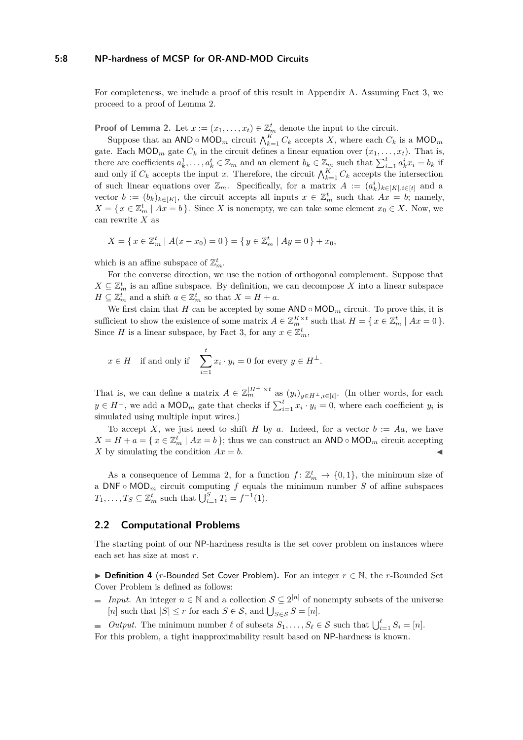For completeness, we include a proof of this result in Appendix A. Assuming Fact 3, we proceed to a proof of Lemma 2.

**Proof of Lemma 2.** Let $x := (x_1, \dots, x_t) \in \mathbb{Z}_m^t$ denote the input to the circuit.

Suppose that an $\mathsf{AND} \circ \mathsf{MOD}_m$ circuit $\bigwedge_{k=1}^{K} C_k$ accepts $X$, where each $C_k$ is a $\mathsf{MOD}_m$ gate. Each $\mathsf{MOD}_m$ gate $C_k$ in the circuit defines a linear equation over $(x_1, \dots, x_t)$. That is, there are coefficients $a_k^1, \dots, a_k^t \in \mathbb{Z}_m$ and an element $b_k \in \mathbb{Z}_m$ such that $\sum_{i=1}^t a_k^i x_i = b_k$ if and only if $C_k$ accepts the input $x$. Therefore, the circuit $\bigwedge_{k=1}^{K} C_k$ accepts the intersection of such linear equations over $\mathbb{Z}_m$. Specifically, for a matrix $A := (a_k^i)_{k \in [K], i \in [t]}$ and a vector $b := (b_k)_{k \in [K]}$, the circuit accepts all inputs $x \in \mathbb{Z}_m^t$ such that $Ax = b$; namely, $X = \{ x \in \mathbb{Z}_m^t \mid Ax = b \}$. Since $X$ is nonempty, we can take some element $x_0 \in X$. Now, we can rewrite $X$ as

$$X = \{ x \in \mathbb{Z}_m^t \mid A(x - x_0) = 0 \} = \{ y \in \mathbb{Z}_m^t \mid Ay = 0 \} + x_0,$$

which is an affine subspace of $\mathbb{Z}_m^t$.

For the converse direction, we use the notion of orthogonal complement. Suppose that $X \subseteq \mathbb{Z}_m^t$ is an affine subspace. By definition, we can decompose $X$ into a linear subspace $H \subseteq \mathbb{Z}_m^t$ and a shift $a \in \mathbb{Z}_m^t$ so that $X = H + a$.

We first claim that $H$ can be accepted by some $\mathsf{AND} \circ \mathsf{MOD}_m$ circuit. To prove this, it is sufficient to show the existence of some matrix $A \in \mathbb{Z}_m^{K \times t}$ such that $H = \{ x \in \mathbb{Z}_m^t \mid Ax = 0 \}$. Since $H$ is a linear subspace, by Fact 3, for any $x \in \mathbb{Z}_m^t$,

$$x \in H \quad \text{if and only if} \quad \sum_{i=1}^{t} x_i \cdot y_i = 0 \text{ for every } y \in H^\perp.$$

That is, we can define a matrix $A \in \mathbb{Z}_m^{|H^\perp| \times t}$ as $(y_i)_{y \in H^\perp, i \in [t]}$. (In other words, for each $y \in H^\perp$, we add a $\mathsf{MOD}_m$ gate that checks if $\sum_{i=1}^t x_i \cdot y_i = 0$, where each coefficient $y_i$ is simulated using multiple input wires.)

To accept $X$, we just need to shift $H$ by $a$. Indeed, for a vector $b := Aa$, we have $X = H + a = \{ x \in \mathbb{Z}_m^t \mid Ax = b \}$; thus we can construct an $\mathsf{AND} \circ \mathsf{MOD}_m$ circuit accepting $X$ by simulating the condition $Ax = b$. ◀

As a consequence of Lemma 2, for a function $f \colon \mathbb{Z}_m^t \to \{0, 1\}$, the minimum size of a $\mathsf{DNF} \circ \mathsf{MOD}_m$ circuit computing $f$ equals the minimum number $S$ of affine subspaces $T_1, \dots, T_S \subseteq \mathbb{Z}_m^t$ such that $\bigcup_{i=1}^S T_i = f^{-1}(1)$.

## 2.2 Computational Problems

The starting point of our NP-hardness results is the set cover problem on instances where each set has size at most $r$.

▶ **Definition 4** ($r$-Bounded Set Cover Problem)**.** For an integer $r \in \mathbb{N}$, the $r$-Bounded Set Cover Problem is defined as follows:

- *Input.* An integer $n \in \mathbb{N}$ and a collection $\mathcal{S} \subseteq 2^{[n]}$ of nonempty subsets of the universe $[n]$ such that $|S| \le r$ for each $S \in \mathcal{S}$, and $\bigcup_{S \in \mathcal{S}} S = [n]$.
- *Output.* The minimum number $\ell$ of subsets $S_1, \dots, S_\ell \in \mathcal{S}$ such that $\bigcup_{i=1}^{\ell} S_i = [n]$.

For this problem, a tight inapproximability result based on NP-hardness is known.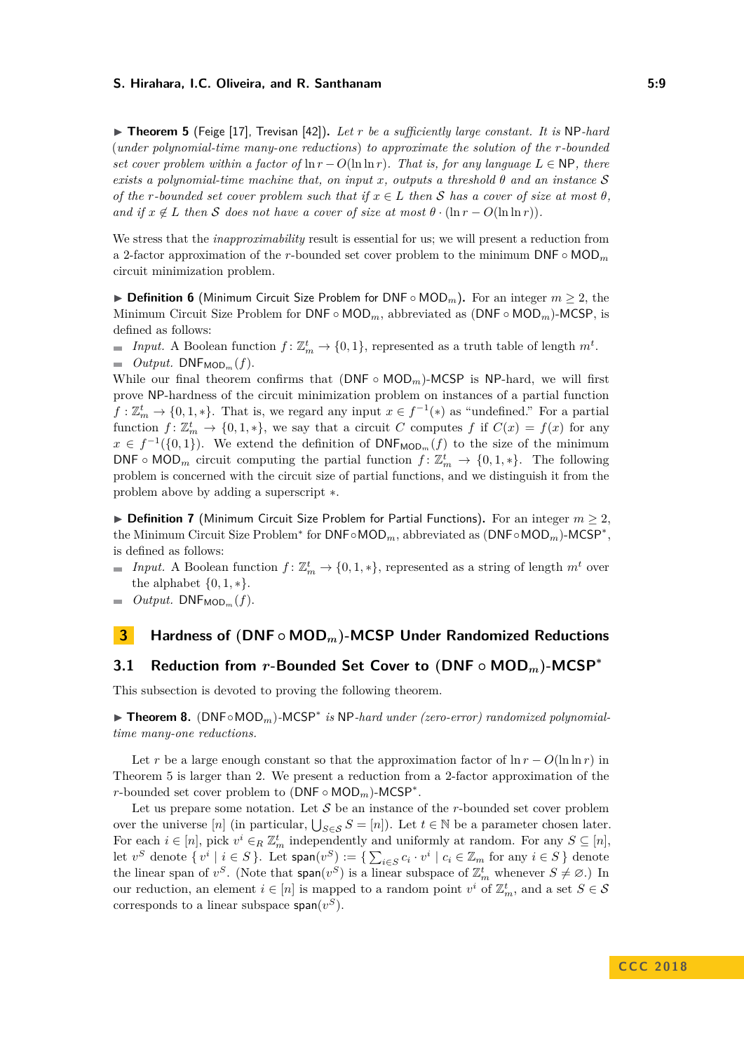▶ **Theorem 5** (Feige [17], Trevisan [42]). *Let $r$ be a sufficiently large constant. It is* NP*-hard (under polynomial-time many-one reductions) to approximate the solution of the $r$-bounded set cover problem within a factor of $\ln r - O(\ln\ln r)$. That is, for any language $L \in$ NP, there exists a polynomial-time machine that, on input $x$, outputs a threshold $\theta$ and an instance $\mathcal{S}$ of the $r$-bounded set cover problem such that if $x \in L$ then $\mathcal{S}$ has a cover of size at most $\theta$, and if $x \notin L$ then $\mathcal{S}$ does not have a cover of size at most $\theta \cdot (\ln r - O(\ln\ln r))$.*

We stress that the *inapproximability* result is essential for us; we will present a reduction from a 2-factor approximation of the $r$-bounded set cover problem to the minimum $\mathsf{DNF} \circ \mathsf{MOD}_m$ circuit minimization problem.

▶ **Definition 6** (Minimum Circuit Size Problem for $\mathsf{DNF} \circ \mathsf{MOD}_m$). For an integer $m \geq 2$, the Minimum Circuit Size Problem for $\mathsf{DNF} \circ \mathsf{MOD}_m$, abbreviated as ($\mathsf{DNF} \circ \mathsf{MOD}_m$)-MCSP, is defined as follows:

- *Input.* A Boolean function $f\colon \mathbb{Z}_m^t \to \{0,1\}$, represented as a truth table of length $m^t$.
- *Output.* $\mathsf{DNF}_{\mathsf{MOD}_m}(f)$.

While our final theorem confirms that ($\mathsf{DNF} \circ \mathsf{MOD}_m$)-MCSP is NP-hard, we will first prove NP-hardness of the circuit minimization problem on instances of a partial function $f\colon \mathbb{Z}_m^t \to \{0,1,*\}$. That is, we regard any input $x \in f^{-1}(*)$ as "undefined." For a partial function $f\colon \mathbb{Z}_m^t \to \{0,1,*\}$, we say that a circuit $C$ computes $f$ if $C(x) = f(x)$ for any $x \in f^{-1}(\{0,1\})$. We extend the definition of $\mathsf{DNF}_{\mathsf{MOD}_m}(f)$ to the size of the minimum $\mathsf{DNF} \circ \mathsf{MOD}_m$ circuit computing the partial function $f\colon \mathbb{Z}_m^t \to \{0,1,*\}$. The following problem is concerned with the circuit size of partial functions, and we distinguish it from the problem above by adding a superscript $*$.

▶ **Definition 7** (Minimum Circuit Size Problem for Partial Functions). For an integer $m \geq 2$, the Minimum Circuit Size Problem$^*$ for $\mathsf{DNF} \circ \mathsf{MOD}_m$, abbreviated as ($\mathsf{DNF} \circ \mathsf{MOD}_m$)-MCSP$^*$, is defined as follows:

- *Input.* A Boolean function $f\colon \mathbb{Z}_m^t \to \{0,1,*\}$, represented as a string of length $m^t$ over the alphabet $\{0,1,*\}$.
- *Output.* $\mathsf{DNF}_{\mathsf{MOD}_m}(f)$.

# 3 Hardness of ($\mathsf{DNF} \circ \mathsf{MOD}_m$)-MCSP Under Randomized Reductions

## 3.1 Reduction from $r$-Bounded Set Cover to ($\mathsf{DNF} \circ \mathsf{MOD}_m$)-MCSP$^*$

This subsection is devoted to proving the following theorem.

▶ **Theorem 8.** ($\mathsf{DNF} \circ \mathsf{MOD}_m$)-MCSP$^*$ *is* NP*-hard under (zero-error) randomized polynomial-time many-one reductions.*

Let $r$ be a large enough constant so that the approximation factor of $\ln r - O(\ln\ln r)$ in Theorem 5 is larger than 2. We present a reduction from a 2-factor approximation of the $r$-bounded set cover problem to ($\mathsf{DNF} \circ \mathsf{MOD}_m$)-MCSP$^*$.

Let us prepare some notation. Let $\mathcal{S}$ be an instance of the $r$-bounded set cover problem over the universe $[n]$ (in particular, $\bigcup_{S \in \mathcal{S}} S = [n]$). Let $t \in \mathbb{N}$ be a parameter chosen later. For each $i \in [n]$, pick $v^i \in_R \mathbb{Z}_m^t$ independently and uniformly at random. For any $S \subseteq [n]$, let $v^S$ denote $\{\, v^i \mid i \in S \,\}$. Let $\mathsf{span}(v^S) := \{\, \sum_{i \in S} c_i \cdot v^i \mid c_i \in \mathbb{Z}_m \text{ for any } i \in S \,\}$ denote the linear span of $v^S$. (Note that $\mathsf{span}(v^S)$ is a linear subspace of $\mathbb{Z}_m^t$ whenever $S \neq \varnothing$.) In our reduction, an element $i \in [n]$ is mapped to a random point $v^i$ of $\mathbb{Z}_m^t$, and a set $S \in \mathcal{S}$ corresponds to a linear subspace $\mathsf{span}(v^S)$.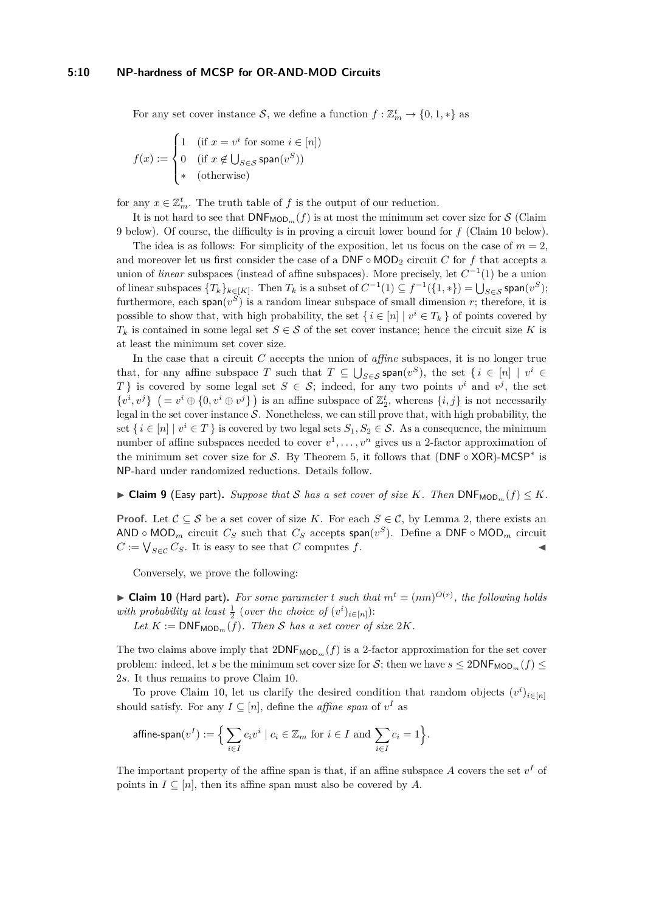For any set cover instance $\mathcal{S}$, we define a function $f : \mathbb{Z}_m^t \to \{0, 1, *\}$ as

$$f(x) := \begin{cases} 1 & (\text{if } x = v^i \text{ for some } i \in [n]) \\ 0 & (\text{if } x \notin \bigcup_{S \in \mathcal{S}} \mathsf{span}(v^S)) \\ * & (\text{otherwise}) \end{cases}$$

for any $x \in \mathbb{Z}_m^t$. The truth table of $f$ is the output of our reduction.

It is not hard to see that $\mathsf{DNF}_{\mathsf{MOD}_m}(f)$ is at most the minimum set cover size for $\mathcal{S}$ (Claim 9 below). Of course, the difficulty is in proving a circuit lower bound for $f$ (Claim 10 below).

The idea is as follows: For simplicity of the exposition, let us focus on the case of $m = 2$, and moreover let us first consider the case of a $\mathsf{DNF} \circ \mathsf{MOD}_2$ circuit $C$ for $f$ that accepts a union of *linear* subspaces (instead of affine subspaces). More precisely, let $C^{-1}(1)$ be a union of linear subspaces $\{T_k\}_{k \in [K]}$. Then $T_k$ is a subset of $C^{-1}(1) \subseteq f^{-1}(\{1, *\}) = \bigcup_{S \in \mathcal{S}} \mathsf{span}(v^S)$; furthermore, each $\mathsf{span}(v^S)$ is a random linear subspace of small dimension $r$; therefore, it is possible to show that, with high probability, the set $\{ i \in [n] \mid v^i \in T_k \}$ of points covered by $T_k$ is contained in some legal set $S \in \mathcal{S}$ of the set cover instance; hence the circuit size $K$ is at least the minimum set cover size.

In the case that a circuit $C$ accepts the union of *affine* subspaces, it is no longer true that, for any affine subspace $T$ such that $T \subseteq \bigcup_{S \in \mathcal{S}} \mathsf{span}(v^S)$, the set $\{ i \in [n] \mid v^i \in T \}$ is covered by some legal set $S \in \mathcal{S}$; indeed, for any two points $v^i$ and $v^j$, the set $\{v^i, v^j\}$ $\left(= v^i \oplus \{0, v^i \oplus v^j\}\right)$ is an affine subspace of $\mathbb{Z}_2^t$, whereas $\{i, j\}$ is not necessarily legal in the set cover instance $\mathcal{S}$. Nonetheless, we can still prove that, with high probability, the set $\{ i \in [n] \mid v^i \in T \}$ is covered by two legal sets $S_1, S_2 \in \mathcal{S}$. As a consequence, the minimum number of affine subspaces needed to cover $v^1, \dots, v^n$ gives us a 2-factor approximation of the minimum set cover size for $\mathcal{S}$. By Theorem 5, it follows that $(\mathsf{DNF} \circ \mathsf{XOR})$-$\mathsf{MCSP}^*$ is $\mathsf{NP}$-hard under randomized reductions. Details follow.

▶ **Claim 9** (Easy part). *Suppose that $\mathcal{S}$ has a set cover of size $K$. Then $\mathsf{DNF}_{\mathsf{MOD}_m}(f) \le K$.*

**Proof.** Let $\mathcal{C} \subseteq \mathcal{S}$ be a set cover of size $K$. For each $S \in \mathcal{C}$, by Lemma 2, there exists an $\mathsf{AND} \circ \mathsf{MOD}_m$ circuit $C_S$ such that $C_S$ accepts $\mathsf{span}(v^S)$. Define a $\mathsf{DNF} \circ \mathsf{MOD}_m$ circuit $C := \bigvee_{S \in \mathcal{C}} C_S$. It is easy to see that $C$ computes $f$. ◀

Conversely, we prove the following:

▶ **Claim 10** (Hard part). *For some parameter $t$ such that $m^t = (nm)^{O(r)}$, the following holds with probability at least $\frac{1}{2}$ (over the choice of $(v^i)_{i \in [n]}$):*

*Let $K := \mathsf{DNF}_{\mathsf{MOD}_m}(f)$. Then $\mathcal{S}$ has a set cover of size $2K$.*

The two claims above imply that $2\mathsf{DNF}_{\mathsf{MOD}_m}(f)$ is a 2-factor approximation for the set cover problem: indeed, let $s$ be the minimum set cover size for $\mathcal{S}$; then we have $s \le 2\mathsf{DNF}_{\mathsf{MOD}_m}(f) \le 2s$. It thus remains to prove Claim 10.

To prove Claim 10, let us clarify the desired condition that random objects $(v^i)_{i \in [n]}$ should satisfy. For any $I \subseteq [n]$, define the *affine span* of $v^I$ as

$$\mathsf{affine\text{-}span}(v^I) := \Big\{ \sum_{i \in I} c_i v^i \mid c_i \in \mathbb{Z}_m \text{ for } i \in I \text{ and } \sum_{i \in I} c_i = 1 \Big\}.$$

The important property of the affine span is that, if an affine subspace $A$ covers the set $v^I$ of points in $I \subseteq [n]$, then its affine span must also be covered by $A$.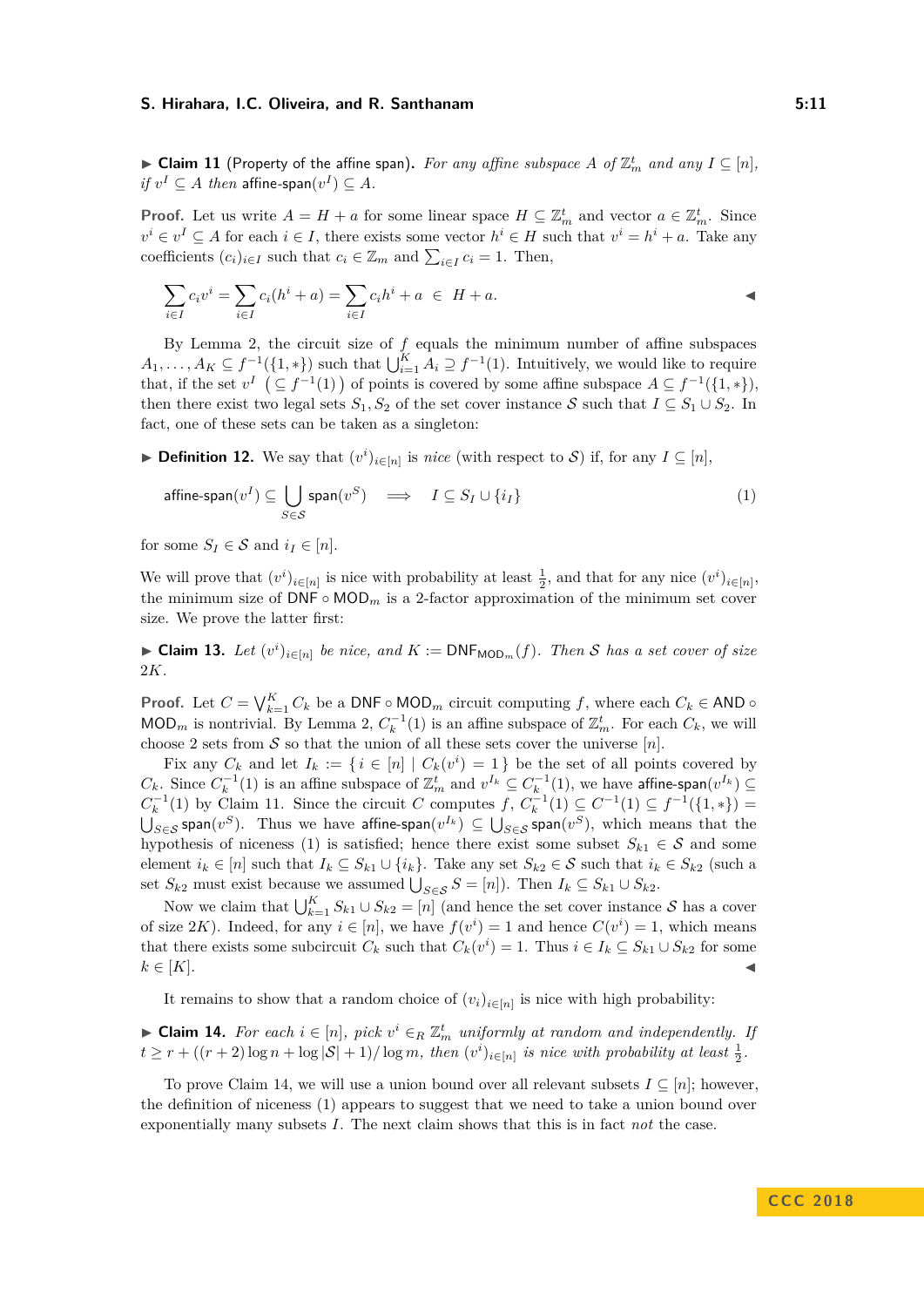▶ **Claim 11** (Property of the affine span)**.** *For any affine subspace $A$ of $\mathbb{Z}_m^t$ and any $I \subseteq [n]$, if $v^I \subseteq A$ then $\mathsf{affine\text{-}span}(v^I) \subseteq A$.*

**Proof.** Let us write $A = H + a$ for some linear space $H \subseteq \mathbb{Z}_m^t$ and vector $a \in \mathbb{Z}_m^t$. Since $v^i \in v^I \subseteq A$ for each $i \in I$, there exists some vector $h^i \in H$ such that $v^i = h^i + a$. Take any coefficients $(c_i)_{i \in I}$ such that $c_i \in \mathbb{Z}_m$ and $\sum_{i \in I} c_i = 1$. Then,

$$\sum_{i \in I} c_i v^i = \sum_{i \in I} c_i (h^i + a) = \sum_{i \in I} c_i h^i + a \ \in \ H + a.$$

◀

By Lemma 2, the circuit size of $f$ equals the minimum number of affine subspaces $A_1, \ldots, A_K \subseteq f^{-1}(\{1, *\})$ such that $\bigcup_{i=1}^K A_i \supseteq f^{-1}(1)$. Intuitively, we would like to require that, if the set $v^I$ $\left(\subseteq f^{-1}(1)\right)$ of points is covered by some affine subspace $A \subseteq f^{-1}(\{1,*\})$, then there exist two legal sets $S_1, S_2$ of the set cover instance $\mathcal{S}$ such that $I \subseteq S_1 \cup S_2$. In fact, one of these sets can be taken as a singleton:

▶ **Definition 12.** We say that $(v^i)_{i \in [n]}$ is *nice* (with respect to $\mathcal{S}$) if, for any $I \subseteq [n]$,

$$\mathsf{affine\text{-}span}(v^I) \subseteq \bigcup_{S \in \mathcal{S}} \mathsf{span}(v^S) \quad \Longrightarrow \quad I \subseteq S_I \cup \{i_I\} \tag{1}$$

for some $S_I \in \mathcal{S}$ and $i_I \in [n]$.

We will prove that $(v^i)_{i \in [n]}$ is nice with probability at least $\frac{1}{2}$, and that for any nice $(v^i)_{i \in [n]}$, the minimum size of $\mathsf{DNF} \circ \mathsf{MOD}_m$ is a 2-factor approximation of the minimum set cover size. We prove the latter first:

▶ **Claim 13.** *Let $(v^i)_{i \in [n]}$ be nice, and $K := \mathsf{DNF}_{\mathsf{MOD}_m}(f)$. Then $\mathcal{S}$ has a set cover of size $2K$.*

**Proof.** Let $C = \bigvee_{k=1}^K C_k$ be a $\mathsf{DNF} \circ \mathsf{MOD}_m$ circuit computing $f$, where each $C_k \in \mathsf{AND} \circ \mathsf{MOD}_m$ is nontrivial. By Lemma 2, $C_k^{-1}(1)$ is an affine subspace of $\mathbb{Z}_m^t$. For each $C_k$, we will choose 2 sets from $\mathcal{S}$ so that the union of all these sets cover the universe $[n]$.

Fix any $C_k$ and let $I_k := \{\, i \in [n] \mid C_k(v^i) = 1 \,\}$ be the set of all points covered by $C_k$. Since $C_k^{-1}(1)$ is an affine subspace of $\mathbb{Z}_m^t$ and $v^{I_k} \subseteq C_k^{-1}(1)$, we have $\mathsf{affine\text{-}span}(v^{I_k}) \subseteq C_k^{-1}(1)$ by Claim 11. Since the circuit $C$ computes $f$, $C_k^{-1}(1) \subseteq C^{-1}(1) \subseteq f^{-1}(\{1,*\}) = \bigcup_{S \in \mathcal{S}} \mathsf{span}(v^S)$. Thus we have $\mathsf{affine\text{-}span}(v^{I_k}) \subseteq \bigcup_{S \in \mathcal{S}} \mathsf{span}(v^S)$, which means that the hypothesis of niceness (1) is satisfied; hence there exist some subset $S_{k1} \in \mathcal{S}$ and some element $i_k \in [n]$ such that $I_k \subseteq S_{k1} \cup \{i_k\}$. Take any set $S_{k2} \in \mathcal{S}$ such that $i_k \in S_{k2}$ (such a set $S_{k2}$ must exist because we assumed $\bigcup_{S \in \mathcal{S}} S = [n]$). Then $I_k \subseteq S_{k1} \cup S_{k2}$.

Now we claim that $\bigcup_{k=1}^K S_{k1} \cup S_{k2} = [n]$ (and hence the set cover instance $\mathcal{S}$ has a cover of size $2K$). Indeed, for any $i \in [n]$, we have $f(v^i) = 1$ and hence $C(v^i) = 1$, which means that there exists some subcircuit $C_k$ such that $C_k(v^i) = 1$. Thus $i \in I_k \subseteq S_{k1} \cup S_{k2}$ for some $k \in [K]$. ◀

It remains to show that a random choice of $(v_i)_{i \in [n]}$ is nice with high probability:

▶ **Claim 14.** *For each $i \in [n]$, pick $v^i \in_R \mathbb{Z}_m^t$ uniformly at random and independently. If $t \geq r + ((r+2)\log n + \log|\mathcal{S}| + 1)/\log m$, then $(v^i)_{i \in [n]}$ is nice with probability at least $\frac{1}{2}$.*

To prove Claim 14, we will use a union bound over all relevant subsets $I \subseteq [n]$; however, the definition of niceness (1) appears to suggest that we need to take a union bound over exponentially many subsets $I$. The next claim shows that this is in fact *not* the case.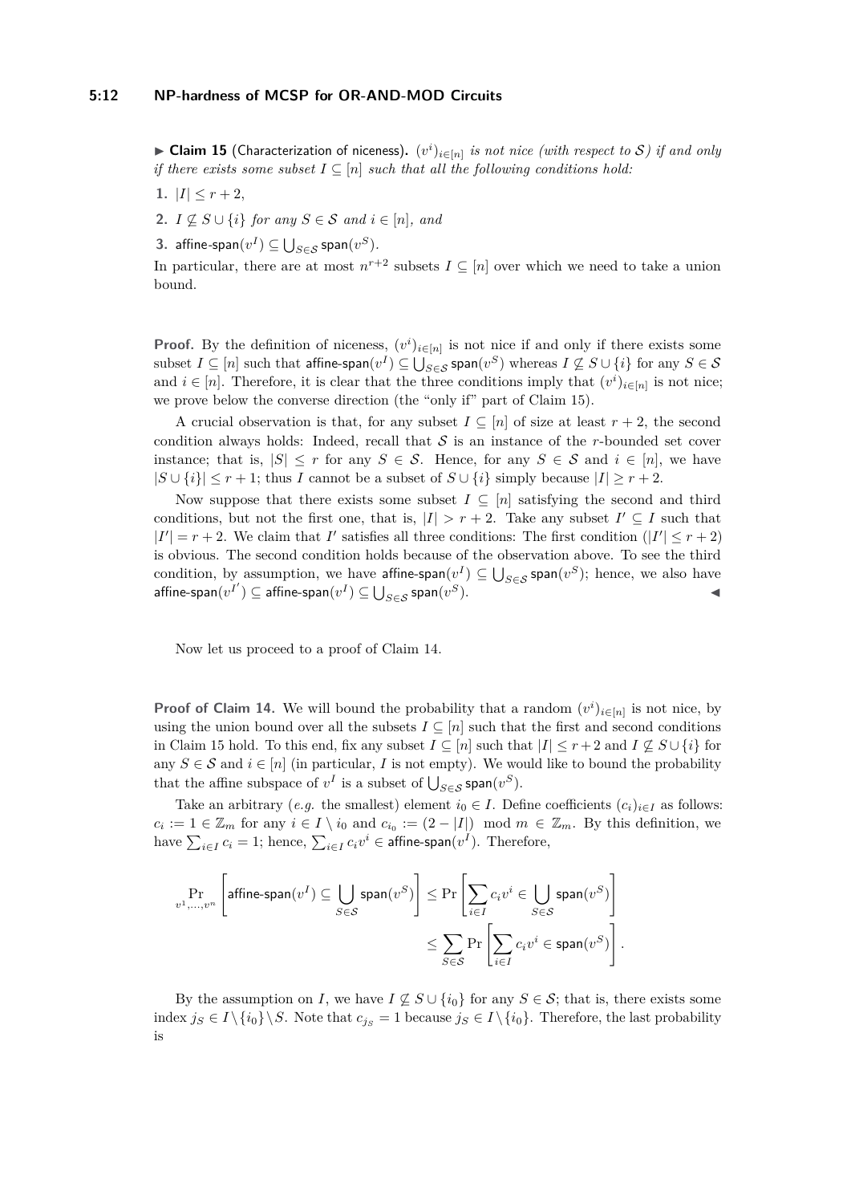▶ **Claim 15** (Characterization of niceness). *$(v^i)_{i \in [n]}$ is not nice (with respect to $\mathcal{S}$) if and only if there exists some subset $I \subseteq [n]$ such that all the following conditions hold:*

1. $|I| \leq r + 2$,
2. $I \not\subseteq S \cup \{i\}$ *for any* $S \in \mathcal{S}$ *and* $i \in [n]$, *and*
3. $\mathsf{affine\text{-}span}(v^I) \subseteq \bigcup_{S \in \mathcal{S}} \mathsf{span}(v^S)$.

In particular, there are at most $n^{r+2}$ subsets $I \subseteq [n]$ over which we need to take a union bound.

**Proof.** By the definition of niceness, $(v^i)_{i \in [n]}$ is not nice if and only if there exists some subset $I \subseteq [n]$ such that $\mathsf{affine\text{-}span}(v^I) \subseteq \bigcup_{S \in \mathcal{S}} \mathsf{span}(v^S)$ whereas $I \not\subseteq S \cup \{i\}$ for any $S \in \mathcal{S}$ and $i \in [n]$. Therefore, it is clear that the three conditions imply that $(v^i)_{i \in [n]}$ is not nice; we prove below the converse direction (the "only if" part of Claim 15).

A crucial observation is that, for any subset $I \subseteq [n]$ of size at least $r + 2$, the second condition always holds: Indeed, recall that $\mathcal{S}$ is an instance of the $r$-bounded set cover instance; that is, $|S| \leq r$ for any $S \in \mathcal{S}$. Hence, for any $S \in \mathcal{S}$ and $i \in [n]$, we have $|S \cup \{i\}| \leq r + 1$; thus $I$ cannot be a subset of $S \cup \{i\}$ simply because $|I| \geq r + 2$.

Now suppose that there exists some subset $I \subseteq [n]$ satisfying the second and third conditions, but not the first one, that is, $|I| > r + 2$. Take any subset $I' \subseteq I$ such that $|I'| = r + 2$. We claim that $I'$ satisfies all three conditions: The first condition ($|I'| \leq r + 2$) is obvious. The second condition holds because of the observation above. To see the third condition, by assumption, we have $\mathsf{affine\text{-}span}(v^I) \subseteq \bigcup_{S \in \mathcal{S}} \mathsf{span}(v^S)$; hence, we also have $\mathsf{affine\text{-}span}(v^{I'}) \subseteq \mathsf{affine\text{-}span}(v^I) \subseteq \bigcup_{S \in \mathcal{S}} \mathsf{span}(v^S)$. ◀

Now let us proceed to a proof of Claim 14.

**Proof of Claim 14.** We will bound the probability that a random $(v^i)_{i \in [n]}$ is not nice, by using the union bound over all the subsets $I \subseteq [n]$ such that the first and second conditions in Claim 15 hold. To this end, fix any subset $I \subseteq [n]$ such that $|I| \leq r + 2$ and $I \not\subseteq S \cup \{i\}$ for any $S \in \mathcal{S}$ and $i \in [n]$ (in particular, $I$ is not empty). We would like to bound the probability that the affine subspace of $v^I$ is a subset of $\bigcup_{S \in \mathcal{S}} \mathsf{span}(v^S)$.

Take an arbitrary (*e.g.* the smallest) element $i_0 \in I$. Define coefficients $(c_i)_{i \in I}$ as follows: $c_i := 1 \in \mathbb{Z}_m$ for any $i \in I \setminus i_0$ and $c_{i_0} := (2 - |I|) \mod m \in \mathbb{Z}_m$. By this definition, we have $\sum_{i \in I} c_i = 1$; hence, $\sum_{i \in I} c_i v^i \in \mathsf{affine\text{-}span}(v^I)$. Therefore,

$$\Pr_{v^1, \ldots, v^n}\left[\mathsf{affine\text{-}span}(v^I) \subseteq \bigcup_{S \in \mathcal{S}} \mathsf{span}(v^S)\right] \leq \Pr\left[\sum_{i \in I} c_i v^i \in \bigcup_{S \in \mathcal{S}} \mathsf{span}(v^S)\right]$$
$$\leq \sum_{S \in \mathcal{S}} \Pr\left[\sum_{i \in I} c_i v^i \in \mathsf{span}(v^S)\right].$$

By the assumption on $I$, we have $I \not\subseteq S \cup \{i_0\}$ for any $S \in \mathcal{S}$; that is, there exists some index $j_S \in I \setminus \{i_0\} \setminus S$. Note that $c_{j_S} = 1$ because $j_S \in I \setminus \{i_0\}$. Therefore, the last probability is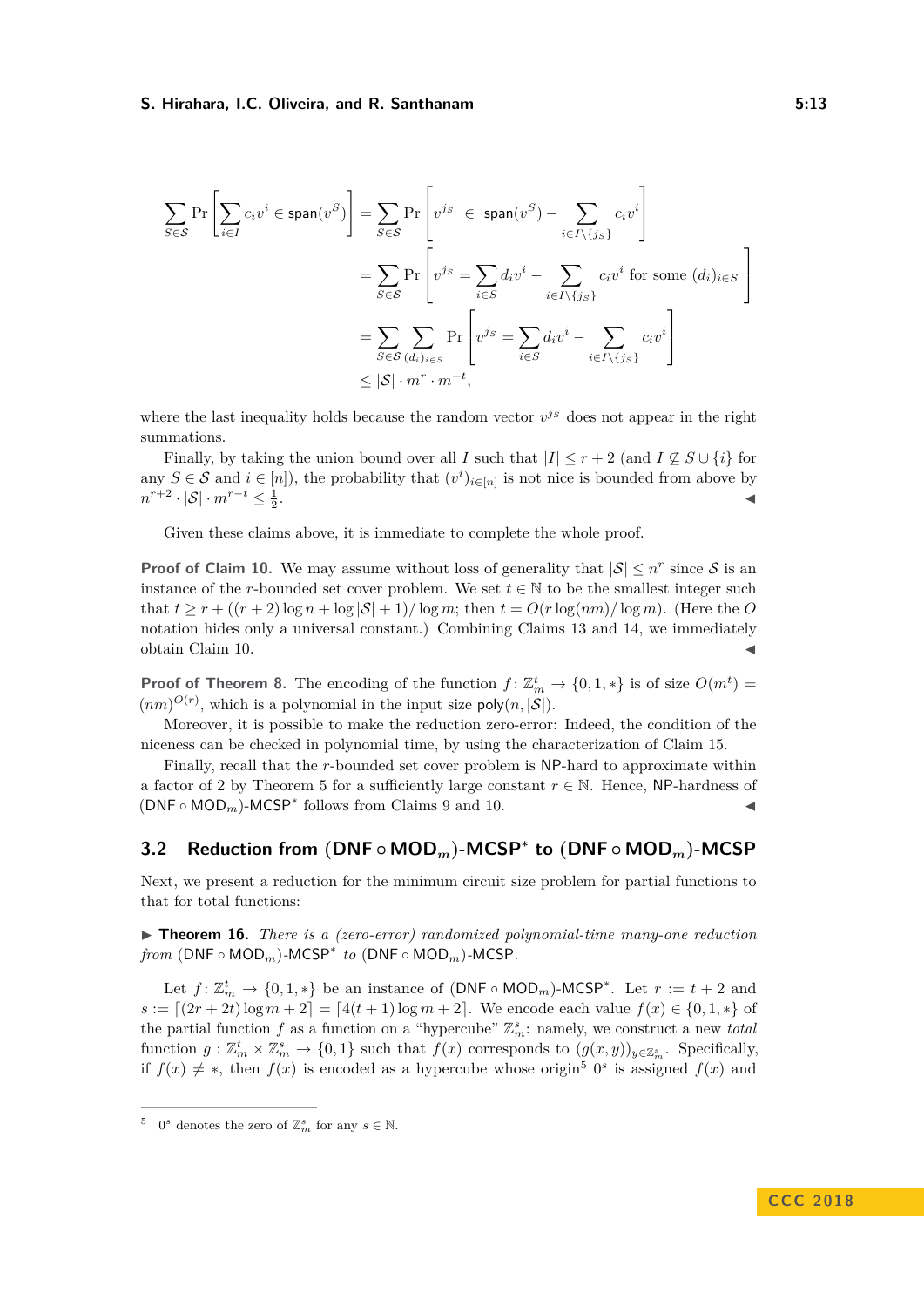$$
\begin{aligned}
\sum_{S\in\mathcal{S}} \Pr\left[\sum_{i\in I} c_i v^i \in \mathsf{span}(v^S)\right] &= \sum_{S\in\mathcal{S}} \Pr\left[v^{j_S} \;\in\; \mathsf{span}(v^S) - \sum_{i\in I\setminus\{j_S\}} c_i v^i\right] \\
&= \sum_{S\in\mathcal{S}} \Pr\left[v^{j_S} = \sum_{i\in S} d_i v^i - \sum_{i\in I\setminus\{j_S\}} c_i v^i \text{ for some } (d_i)_{i\in S}\right] \\
&= \sum_{S\in\mathcal{S}} \sum_{(d_i)_{i\in S}} \Pr\left[v^{j_S} = \sum_{i\in S} d_i v^i - \sum_{i\in I\setminus\{j_S\}} c_i v^i\right] \\
&\le |\mathcal{S}| \cdot m^r \cdot m^{-t},
\end{aligned}
$$

where the last inequality holds because the random vector $v^{j_S}$ does not appear in the right summations.

Finally, by taking the union bound over all $I$ such that $|I| \le r+2$ (and $I \not\subseteq S \cup \{i\}$ for any $S \in \mathcal{S}$ and $i \in [n]$), the probability that $(v^i)_{i\in[n]}$ is not nice is bounded from above by $n^{r+2} \cdot |\mathcal{S}| \cdot m^{r-t} \le \frac{1}{2}$. ◀

Given these claims above, it is immediate to complete the whole proof.

**Proof of Claim 10.** We may assume without loss of generality that $|\mathcal{S}| \le n^r$ since $\mathcal{S}$ is an instance of the $r$-bounded set cover problem. We set $t \in \mathbb{N}$ to be the smallest integer such that $t \ge r + ((r+2)\log n + \log|\mathcal{S}| + 1)/\log m$; then $t = O(r \log(nm)/\log m)$. (Here the $O$ notation hides only a universal constant.) Combining Claims 13 and 14, we immediately obtain Claim 10. ◀

**Proof of Theorem 8.** The encoding of the function $f\colon \mathbb{Z}_m^t \to \{0,1,*\}$ is of size $O(m^t) = (nm)^{O(r)}$, which is a polynomial in the input size $\mathsf{poly}(n, |\mathcal{S}|)$.

Moreover, it is possible to make the reduction zero-error: Indeed, the condition of the niceness can be checked in polynomial time, by using the characterization of Claim 15.

Finally, recall that the $r$-bounded set cover problem is NP-hard to approximate within a factor of 2 by Theorem 5 for a sufficiently large constant $r \in \mathbb{N}$. Hence, NP-hardness of $(\mathsf{DNF} \circ \mathsf{MOD}_m)$-$\mathsf{MCSP}^*$ follows from Claims 9 and 10. ◀

## 3.2 Reduction from $(\mathsf{DNF} \circ \mathsf{MOD}_m)$-$\mathsf{MCSP}^*$ to $(\mathsf{DNF} \circ \mathsf{MOD}_m)$-$\mathsf{MCSP}$

Next, we present a reduction for the minimum circuit size problem for partial functions to that for total functions:

▶ **Theorem 16.** *There is a (zero-error) randomized polynomial-time many-one reduction from* $(\mathsf{DNF} \circ \mathsf{MOD}_m)$-$\mathsf{MCSP}^*$ *to* $(\mathsf{DNF} \circ \mathsf{MOD}_m)$-$\mathsf{MCSP}$.

Let $f\colon \mathbb{Z}_m^t \to \{0,1,*\}$ be an instance of $(\mathsf{DNF} \circ \mathsf{MOD}_m)$-$\mathsf{MCSP}^*$. Let $r := t+2$ and $s := \lceil (2r+2t)\log m + 2 \rceil = \lceil 4(t+1)\log m + 2 \rceil$. We encode each value $f(x) \in \{0,1,*\}$ of the partial function $f$ as a function on a "hypercube" $\mathbb{Z}_m^s$: namely, we construct a new *total* function $g : \mathbb{Z}_m^t \times \mathbb{Z}_m^s \to \{0,1\}$ such that $f(x)$ corresponds to $(g(x,y))_{y\in\mathbb{Z}_m^s}$. Specifically, if $f(x) \neq *$, then $f(x)$ is encoded as a hypercube whose origin[5] $0^s$ is assigned $f(x)$ and

---

[5] $0^s$ denotes the zero of $\mathbb{Z}_m^s$ for any $s \in \mathbb{N}$.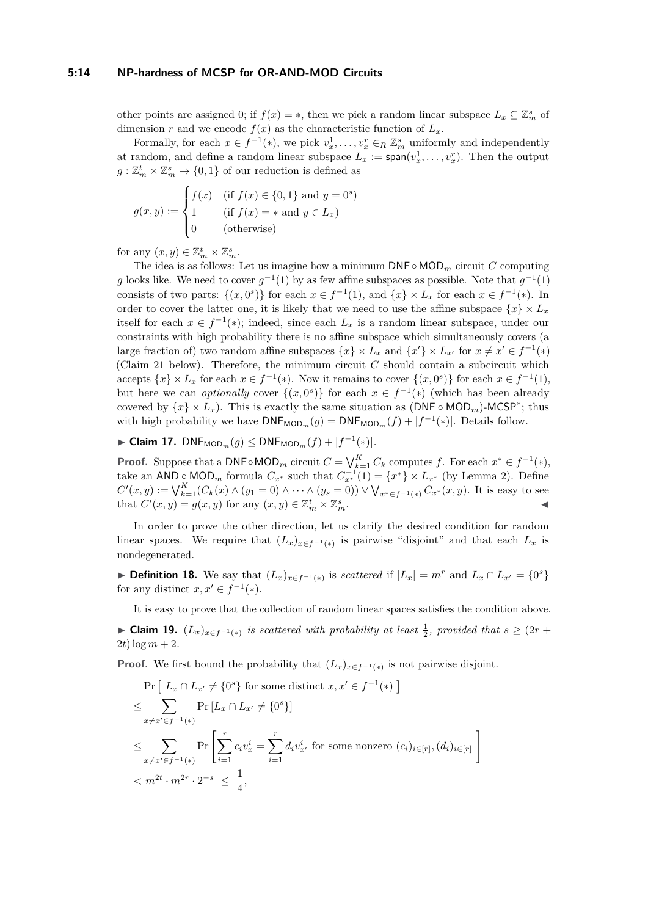other points are assigned 0; if $f(x) = *$, then we pick a random linear subspace $L_x \subseteq \mathbb{Z}_m^s$ of dimension $r$ and we encode $f(x)$ as the characteristic function of $L_x$.

Formally, for each $x \in f^{-1}(*)$, we pick $v_x^1, \dots, v_x^r \in_R \mathbb{Z}_m^s$ uniformly and independently at random, and define a random linear subspace $L_x := \mathsf{span}(v_x^1, \dots, v_x^r)$. Then the output $g : \mathbb{Z}_m^t \times \mathbb{Z}_m^s \to \{0, 1\}$ of our reduction is defined as

$$g(x, y) := \begin{cases} f(x) & \text{(if } f(x) \in \{0,1\} \text{ and } y = 0^s) \\ 1 & \text{(if } f(x) = * \text{ and } y \in L_x) \\ 0 & \text{(otherwise)} \end{cases}$$

for any $(x, y) \in \mathbb{Z}_m^t \times \mathbb{Z}_m^s$.

The idea is as follows: Let us imagine how a minimum $\mathsf{DNF} \circ \mathsf{MOD}_m$ circuit $C$ computing $g$ looks like. We need to cover $g^{-1}(1)$ by as few affine subspaces as possible. Note that $g^{-1}(1)$ consists of two parts: $\{(x, 0^s)\}$ for each $x \in f^{-1}(1)$, and $\{x\} \times L_x$ for each $x \in f^{-1}(*)$. In order to cover the latter one, it is likely that we need to use the affine subspace $\{x\} \times L_x$ itself for each $x \in f^{-1}(*)$; indeed, since each $L_x$ is a random linear subspace, under our constraints with high probability there is no affine subspace which simultaneously covers (a large fraction of) two random affine subspaces $\{x\} \times L_x$ and $\{x'\} \times L_{x'}$ for $x \neq x' \in f^{-1}(*)$ (Claim 21 below). Therefore, the minimum circuit $C$ should contain a subcircuit which accepts $\{x\} \times L_x$ for each $x \in f^{-1}(*)$. Now it remains to cover $\{(x, 0^s)\}$ for each $x \in f^{-1}(1)$, but here we can *optionally* cover $\{(x, 0^s)\}$ for each $x \in f^{-1}(*)$ (which has been already covered by $\{x\} \times L_x$). This is exactly the same situation as $(\mathsf{DNF} \circ \mathsf{MOD}_m)$-$\mathsf{MCSP}^*$; thus with high probability we have $\mathsf{DNF}_{\mathsf{MOD}_m}(g) = \mathsf{DNF}_{\mathsf{MOD}_m}(f) + |f^{-1}(*)|$. Details follow.

▶ **Claim 17.** $\mathsf{DNF}_{\mathsf{MOD}_m}(g) \leq \mathsf{DNF}_{\mathsf{MOD}_m}(f) + |f^{-1}(*)|$.

**Proof.** Suppose that a $\mathsf{DNF} \circ \mathsf{MOD}_m$ circuit $C = \bigvee_{k=1}^K C_k$ computes $f$. For each $x^* \in f^{-1}(*)$, take an $\mathsf{AND} \circ \mathsf{MOD}_m$ formula $C_{x^*}$ such that $C_{x^*}^{-1}(1) = \{x^*\} \times L_{x^*}$ (by Lemma 2). Define $C'(x, y) := \bigvee_{k=1}^K (C_k(x) \wedge (y_1 = 0) \wedge \cdots \wedge (y_s = 0)) \vee \bigvee_{x^* \in f^{-1}(*)} C_{x^*}(x, y)$. It is easy to see that $C'(x, y) = g(x, y)$ for any $(x, y) \in \mathbb{Z}_m^t \times \mathbb{Z}_m^s$. ◀

In order to prove the other direction, let us clarify the desired condition for random linear spaces. We require that $(L_x)_{x \in f^{-1}(*)}$ is pairwise "disjoint" and that each $L_x$ is nondegenerated.

▶ **Definition 18.** We say that $(L_x)_{x \in f^{-1}(*)}$ is *scattered* if $|L_x| = m^r$ and $L_x \cap L_{x'} = \{0^s\}$ for any distinct $x, x' \in f^{-1}(*)$.

It is easy to prove that the collection of random linear spaces satisfies the condition above.

▶ **Claim 19.** *$(L_x)_{x \in f^{-1}(*)}$ is scattered with probability at least $\frac{1}{2}$, provided that $s \geq (2r + 2t) \log m + 2$.*

**Proof.** We first bound the probability that $(L_x)_{x \in f^{-1}(*)}$ is not pairwise disjoint.

$$\begin{aligned}
&\Pr\left[\; L_x \cap L_{x'} \neq \{0^s\} \text{ for some distinct } x, x' \in f^{-1}(*) \;\right] \\
&\leq \sum_{x \neq x' \in f^{-1}(*)} \Pr\left[L_x \cap L_{x'} \neq \{0^s\}\right] \\
&\leq \sum_{x \neq x' \in f^{-1}(*)} \Pr\left[\sum_{i=1}^r c_i v_x^i = \sum_{i=1}^r d_i v_{x'}^i \text{ for some nonzero } (c_i)_{i \in [r]}, (d_i)_{i \in [r]}\right] \\
&< m^{2t} \cdot m^{2r} \cdot 2^{-s} \;\leq\; \frac{1}{4},
\end{aligned}$$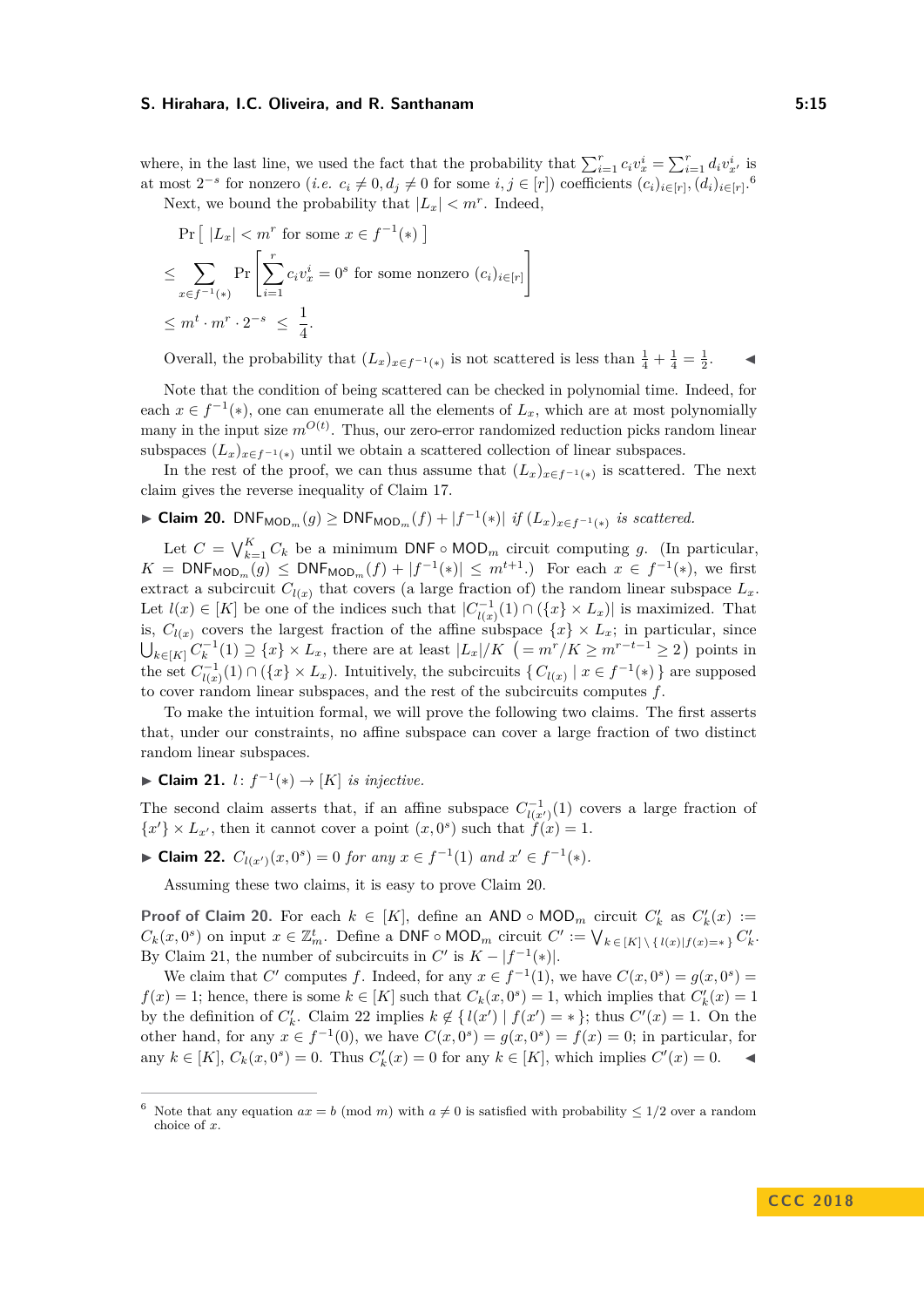where, in the last line, we used the fact that the probability that $\sum_{i=1}^{r} c_i v_x^i = \sum_{i=1}^{r} d_i v_{x'}^i$ is at most $2^{-s}$ for nonzero (*i.e.* $c_i \neq 0, d_j \neq 0$ for some $i, j \in [r]$) coefficients $(c_i)_{i\in[r]}, (d_i)_{i\in[r]}$.[6]

Next, we bound the probability that $|L_x| < m^r$. Indeed,

$$\Pr\left[\ |L_x| < m^r \text{ for some } x \in f^{-1}(*)\ \right]$$

$$\leq \sum_{x\in f^{-1}(*)} \Pr\left[\sum_{i=1}^{r} c_i v_x^i = 0^s \text{ for some nonzero } (c_i)_{i\in[r]}\right]$$

$$\leq m^t \cdot m^r \cdot 2^{-s} \ \leq\ \frac{1}{4}.$$

Overall, the probability that $(L_x)_{x\in f^{-1}(*)}$ is not scattered is less than $\frac{1}{4} + \frac{1}{4} = \frac{1}{2}$. ◀

Note that the condition of being scattered can be checked in polynomial time. Indeed, for each $x \in f^{-1}(*)$, one can enumerate all the elements of $L_x$, which are at most polynomially many in the input size $m^{O(t)}$. Thus, our zero-error randomized reduction picks random linear subspaces $(L_x)_{x\in f^{-1}(*)}$ until we obtain a scattered collection of linear subspaces.

In the rest of the proof, we can thus assume that $(L_x)_{x\in f^{-1}(*)}$ is scattered. The next claim gives the reverse inequality of Claim 17.

▶ **Claim 20.** $\mathsf{DNF}_{\mathsf{MOD}_m}(g) \geq \mathsf{DNF}_{\mathsf{MOD}_m}(f) + |f^{-1}(*)|$ *if* $(L_x)_{x\in f^{-1}(*)}$ *is scattered.*

Let $C = \bigvee_{k=1}^{K} C_k$ be a minimum $\mathsf{DNF} \circ \mathsf{MOD}_m$ circuit computing $g$. (In particular, $K = \mathsf{DNF}_{\mathsf{MOD}_m}(g) \leq \mathsf{DNF}_{\mathsf{MOD}_m}(f) + |f^{-1}(*)| \leq m^{t+1}$.) For each $x \in f^{-1}(*)$, we first extract a subcircuit $C_{l(x)}$ that covers (a large fraction of) the random linear subspace $L_x$. Let $l(x) \in [K]$ be one of the indices such that $|C_{l(x)}^{-1}(1) \cap (\{x\} \times L_x)|$ is maximized. That is, $C_{l(x)}$ covers the largest fraction of the affine subspace $\{x\} \times L_x$; in particular, since $\bigcup_{k\in[K]} C_k^{-1}(1) \supseteq \{x\} \times L_x$, there are at least $|L_x|/K\ \left(= m^r/K \geq m^{r-t-1} \geq 2\right)$ points in the set $C_{l(x)}^{-1}(1) \cap (\{x\} \times L_x)$. Intuitively, the subcircuits $\{\, C_{l(x)} \mid x \in f^{-1}(*) \,\}$ are supposed to cover random linear subspaces, and the rest of the subcircuits computes $f$.

To make the intuition formal, we will prove the following two claims. The first asserts that, under our constraints, no affine subspace can cover a large fraction of two distinct random linear subspaces.

▶ **Claim 21.** $l\colon f^{-1}(*) \to [K]$ *is injective.*

The second claim asserts that, if an affine subspace $C_{l(x')}^{-1}(1)$ covers a large fraction of $\{x'\} \times L_{x'}$, then it cannot cover a point $(x, 0^s)$ such that $f(x) = 1$.

▶ **Claim 22.** $C_{l(x')}(x, 0^s) = 0$ *for any* $x \in f^{-1}(1)$ *and* $x' \in f^{-1}(*)$.

Assuming these two claims, it is easy to prove Claim 20.

**Proof of Claim 20.** For each $k \in [K]$, define an $\mathsf{AND} \circ \mathsf{MOD}_m$ circuit $C'_k$ as $C'_k(x) := C_k(x, 0^s)$ on input $x \in \mathbb{Z}_m^t$. Define a $\mathsf{DNF} \circ \mathsf{MOD}_m$ circuit $C' := \bigvee_{k\in[K]\setminus\{\, l(x) \mid f(x)=*\,\}} C'_k$. By Claim 21, the number of subcircuits in $C'$ is $K - |f^{-1}(*)|$.

We claim that $C'$ computes $f$. Indeed, for any $x \in f^{-1}(1)$, we have $C(x, 0^s) = g(x, 0^s) = f(x) = 1$; hence, there is some $k \in [K]$ such that $C_k(x, 0^s) = 1$, which implies that $C'_k(x) = 1$ by the definition of $C'_k$. Claim 22 implies $k \notin \{\, l(x') \mid f(x') = * \,\}$; thus $C'(x) = 1$. On the other hand, for any $x \in f^{-1}(0)$, we have $C(x, 0^s) = g(x, 0^s) = f(x) = 0$; in particular, for any $k \in [K]$, $C_k(x, 0^s) = 0$. Thus $C'_k(x) = 0$ for any $k \in [K]$, which implies $C'(x) = 0$. ◀

---

[6] Note that any equation $ax = b \pmod m$ with $a \neq 0$ is satisfied with probability $\leq 1/2$ over a random choice of $x$.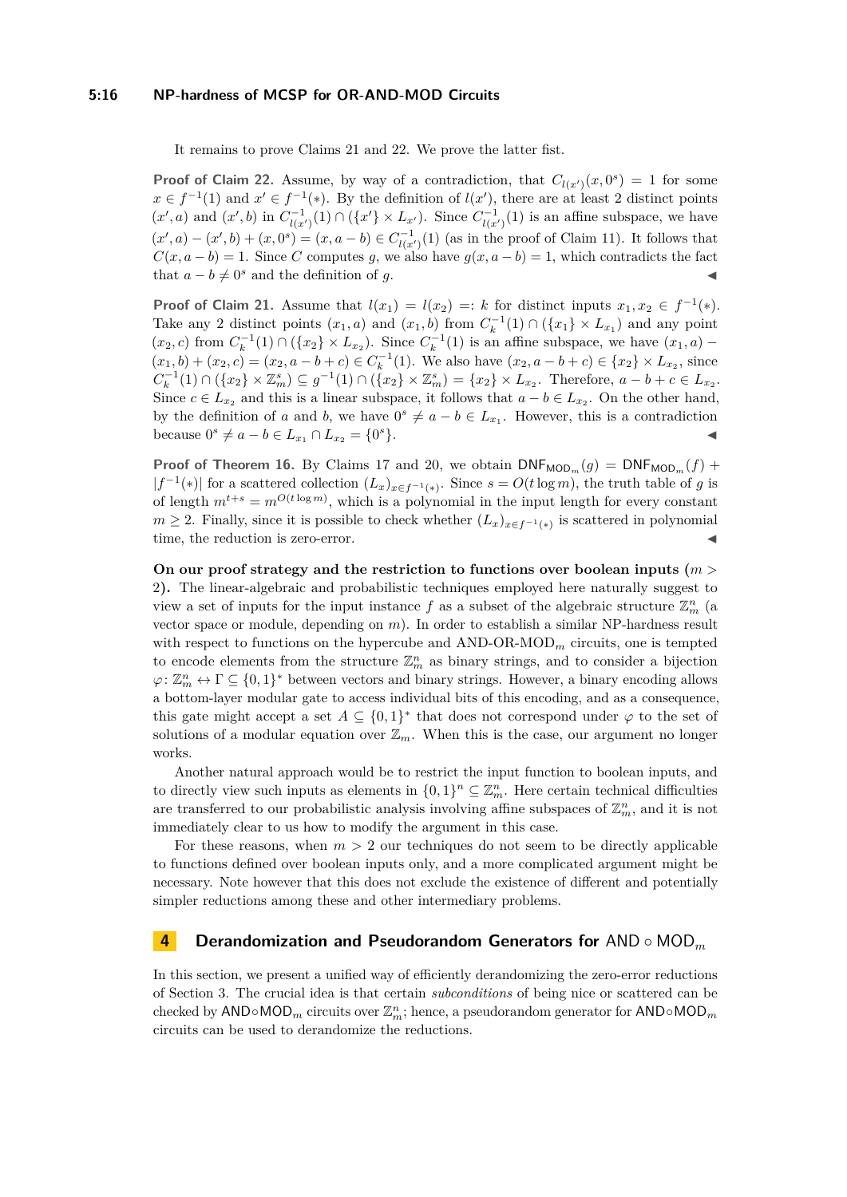It remains to prove Claims 21 and 22. We prove the latter fist.

**Proof of Claim 22.** Assume, by way of a contradiction, that $C_{l(x')}(x, 0^s) = 1$ for some $x \in f^{-1}(1)$ and $x' \in f^{-1}(*)$. By the definition of $l(x')$, there are at least 2 distinct points $(x', a)$ and $(x', b)$ in $C^{-1}_{l(x')}(1) \cap (\{x'\} \times L_{x'})$. Since $C^{-1}_{l(x')}(1)$ is an affine subspace, we have $(x', a) - (x', b) + (x, 0^s) = (x, a - b) \in C^{-1}_{l(x')}(1)$ (as in the proof of Claim 11). It follows that $C(x, a - b) = 1$. Since $C$ computes $g$, we also have $g(x, a - b) = 1$, which contradicts the fact that $a - b \neq 0^s$ and the definition of $g$. ◀

**Proof of Claim 21.** Assume that $l(x_1) = l(x_2) =: k$ for distinct inputs $x_1, x_2 \in f^{-1}(*)$. Take any 2 distinct points $(x_1, a)$ and $(x_1, b)$ from $C^{-1}_k(1) \cap (\{x_1\} \times L_{x_1})$ and any point $(x_2, c)$ from $C^{-1}_k(1) \cap (\{x_2\} \times L_{x_2})$. Since $C^{-1}_k(1)$ is an affine subspace, we have $(x_1, a) - (x_1, b) + (x_2, c) = (x_2, a - b + c) \in C^{-1}_k(1)$. We also have $(x_2, a - b + c) \in \{x_2\} \times L_{x_2}$, since $C^{-1}_k(1) \cap (\{x_2\} \times \mathbb{Z}^s_m) \subseteq g^{-1}(1) \cap (\{x_2\} \times \mathbb{Z}^s_m) = \{x_2\} \times L_{x_2}$. Therefore, $a - b + c \in L_{x_2}$. Since $c \in L_{x_2}$ and this is a linear subspace, it follows that $a - b \in L_{x_2}$. On the other hand, by the definition of $a$ and $b$, we have $0^s \neq a - b \in L_{x_1}$. However, this is a contradiction because $0^s \neq a - b \in L_{x_1} \cap L_{x_2} = \{0^s\}$. ◀

**Proof of Theorem 16.** By Claims 17 and 20, we obtain $\mathsf{DNF}_{\mathsf{MOD}_m}(g) = \mathsf{DNF}_{\mathsf{MOD}_m}(f) + |f^{-1}(*)|$ for a scattered collection $(L_x)_{x \in f^{-1}(*)}$. Since $s = O(t \log m)$, the truth table of $g$ is of length $m^{t+s} = m^{O(t \log m)}$, which is a polynomial in the input length for every constant $m \geq 2$. Finally, since it is possible to check whether $(L_x)_{x \in f^{-1}(*)}$ is scattered in polynomial time, the reduction is zero-error. ◀

**On our proof strategy and the restriction to functions over boolean inputs ($m > 2$).** The linear-algebraic and probabilistic techniques employed here naturally suggest to view a set of inputs for the input instance $f$ as a subset of the algebraic structure $\mathbb{Z}^n_m$ (a vector space or module, depending on $m$). In order to establish a similar NP-hardness result with respect to functions on the hypercube and AND-OR-MOD$_m$ circuits, one is tempted to encode elements from the structure $\mathbb{Z}^n_m$ as binary strings, and to consider a bijection $\varphi \colon \mathbb{Z}^n_m \leftrightarrow \Gamma \subseteq \{0,1\}^*$ between vectors and binary strings. However, a binary encoding allows a bottom-layer modular gate to access individual bits of this encoding, and as a consequence, this gate might accept a set $A \subseteq \{0,1\}^*$ that does not correspond under $\varphi$ to the set of solutions of a modular equation over $\mathbb{Z}_m$. When this is the case, our argument no longer works.

Another natural approach would be to restrict the input function to boolean inputs, and to directly view such inputs as elements in $\{0,1\}^n \subseteq \mathbb{Z}^n_m$. Here certain technical difficulties are transferred to our probabilistic analysis involving affine subspaces of $\mathbb{Z}^n_m$, and it is not immediately clear to us how to modify the argument in this case.

For these reasons, when $m > 2$ our techniques do not seem to be directly applicable to functions defined over boolean inputs only, and a more complicated argument might be necessary. Note however that this does not exclude the existence of different and potentially simpler reductions among these and other intermediary problems.

## 4 Derandomization and Pseudorandom Generators for $\mathsf{AND} \circ \mathsf{MOD}_m$

In this section, we present a unified way of efficiently derandomizing the zero-error reductions of Section 3. The crucial idea is that certain *subconditions* of being nice or scattered can be checked by $\mathsf{AND} \circ \mathsf{MOD}_m$ circuits over $\mathbb{Z}^n_m$; hence, a pseudorandom generator for $\mathsf{AND} \circ \mathsf{MOD}_m$ circuits can be used to derandomize the reductions.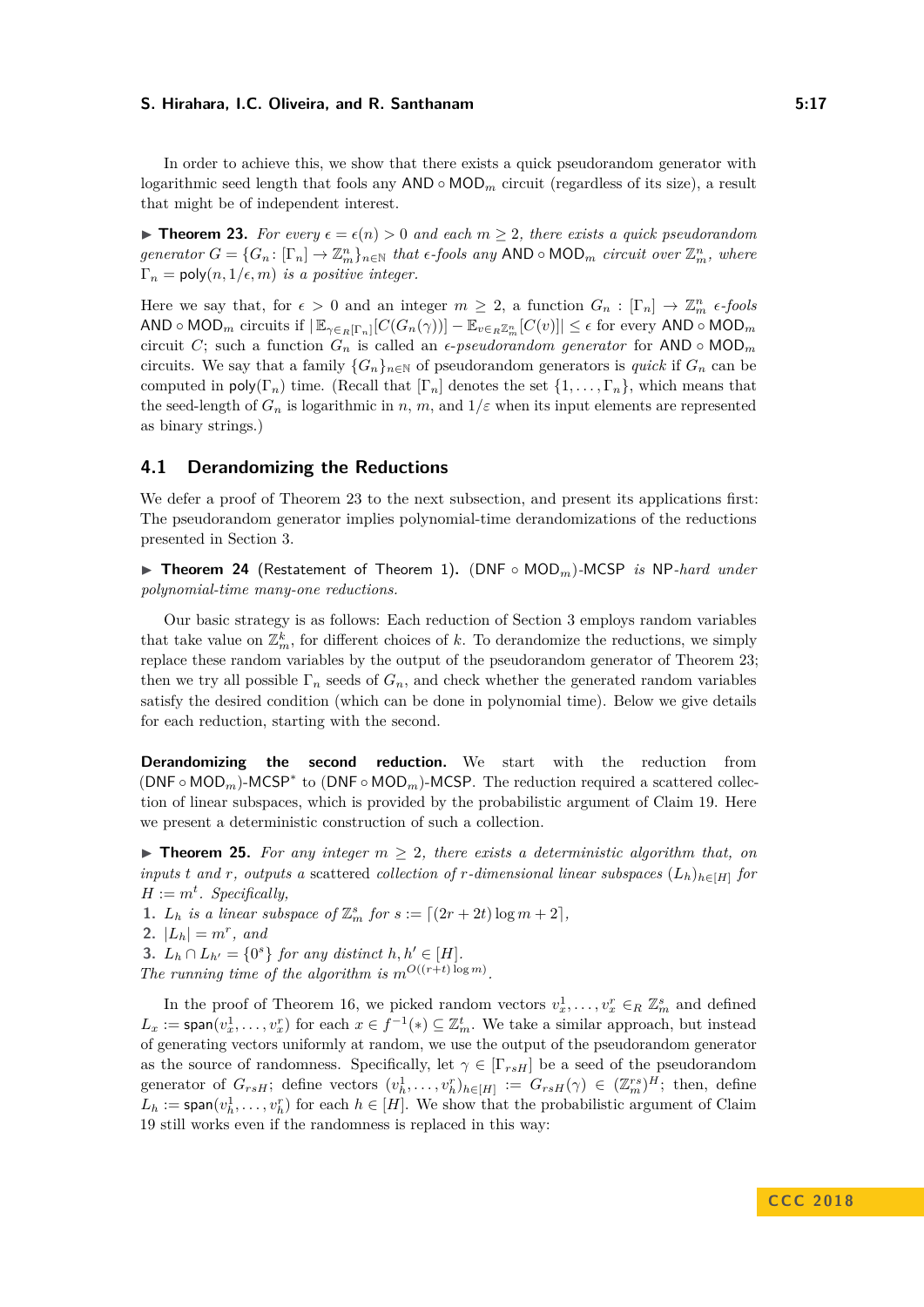In order to achieve this, we show that there exists a quick pseudorandom generator with logarithmic seed length that fools any $\mathsf{AND} \circ \mathsf{MOD}_m$ circuit (regardless of its size), a result that might be of independent interest.

▶ **Theorem 23.** *For every $\epsilon = \epsilon(n) > 0$ and each $m \geq 2$, there exists a quick pseudorandom generator $G = \{G_n : [\Gamma_n] \to \mathbb{Z}_m^n\}_{n \in \mathbb{N}}$ that $\epsilon$-fools any $\mathsf{AND} \circ \mathsf{MOD}_m$ circuit over $\mathbb{Z}_m^n$, where $\Gamma_n = \mathsf{poly}(n, 1/\epsilon, m)$ is a positive integer.*

Here we say that, for $\epsilon > 0$ and an integer $m \geq 2$, a function $G_n : [\Gamma_n] \to \mathbb{Z}_m^n$ *$\epsilon$-fools* $\mathsf{AND} \circ \mathsf{MOD}_m$ circuits if $|\mathbb{E}_{\gamma \in_R [\Gamma_n]}[C(G_n(\gamma))] - \mathbb{E}_{v \in_R \mathbb{Z}_m^n}[C(v)]| \leq \epsilon$ for every $\mathsf{AND} \circ \mathsf{MOD}_m$ circuit $C$; such a function $G_n$ is called an *$\epsilon$-pseudorandom generator* for $\mathsf{AND} \circ \mathsf{MOD}_m$ circuits. We say that a family $\{G_n\}_{n \in \mathbb{N}}$ of pseudorandom generators is *quick* if $G_n$ can be computed in $\mathsf{poly}(\Gamma_n)$ time. (Recall that $[\Gamma_n]$ denotes the set $\{1, \ldots, \Gamma_n\}$, which means that the seed-length of $G_n$ is logarithmic in $n$, $m$, and $1/\varepsilon$ when its input elements are represented as binary strings.)

## 4.1 Derandomizing the Reductions

We defer a proof of Theorem 23 to the next subsection, and present its applications first: The pseudorandom generator implies polynomial-time derandomizations of the reductions presented in Section 3.

▶ **Theorem 24** (Restatement of Theorem 1)**.** *($\mathsf{DNF} \circ \mathsf{MOD}_m$)-$\mathsf{MCSP}$ is $\mathsf{NP}$-hard under polynomial-time many-one reductions.*

Our basic strategy is as follows: Each reduction of Section 3 employs random variables that take value on $\mathbb{Z}_m^k$, for different choices of $k$. To derandomize the reductions, we simply replace these random variables by the output of the pseudorandom generator of Theorem 23; then we try all possible $\Gamma_n$ seeds of $G_n$, and check whether the generated random variables satisfy the desired condition (which can be done in polynomial time). Below we give details for each reduction, starting with the second.

**Derandomizing the second reduction.** We start with the reduction from ($\mathsf{DNF} \circ \mathsf{MOD}_m$)-$\mathsf{MCSP}^*$ to ($\mathsf{DNF} \circ \mathsf{MOD}_m$)-$\mathsf{MCSP}$. The reduction required a scattered collection of linear subspaces, which is provided by the probabilistic argument of Claim 19. Here we present a deterministic construction of such a collection.

▶ **Theorem 25.** *For any integer $m \geq 2$, there exists a deterministic algorithm that, on inputs $t$ and $r$, outputs a* scattered *collection of $r$-dimensional linear subspaces $(L_h)_{h \in [H]}$ for $H := m^t$. Specifically,*

1. *$L_h$ is a linear subspace of $\mathbb{Z}_m^s$ for $s := \lceil (2r + 2t) \log m + 2 \rceil$,*
2. *$|L_h| = m^r$, and*
3. *$L_h \cap L_{h'} = \{0^s\}$ for any distinct $h, h' \in [H]$.*

*The running time of the algorithm is $m^{O((r+t) \log m)}$.*

In the proof of Theorem 16, we picked random vectors $v_x^1, \ldots, v_x^r \in_R \mathbb{Z}_m^s$ and defined $L_x := \mathsf{span}(v_x^1, \ldots, v_x^r)$ for each $x \in f^{-1}(*) \subseteq \mathbb{Z}_m^t$. We take a similar approach, but instead of generating vectors uniformly at random, we use the output of the pseudorandom generator as the source of randomness. Specifically, let $\gamma \in [\Gamma_{rsH}]$ be a seed of the pseudorandom generator of $G_{rsH}$; define vectors $(v_h^1, \ldots, v_h^r)_{h \in [H]} := G_{rsH}(\gamma) \in (\mathbb{Z}_m^{rs})^H$; then, define $L_h := \mathsf{span}(v_h^1, \ldots, v_h^r)$ for each $h \in [H]$. We show that the probabilistic argument of Claim 19 still works even if the randomness is replaced in this way: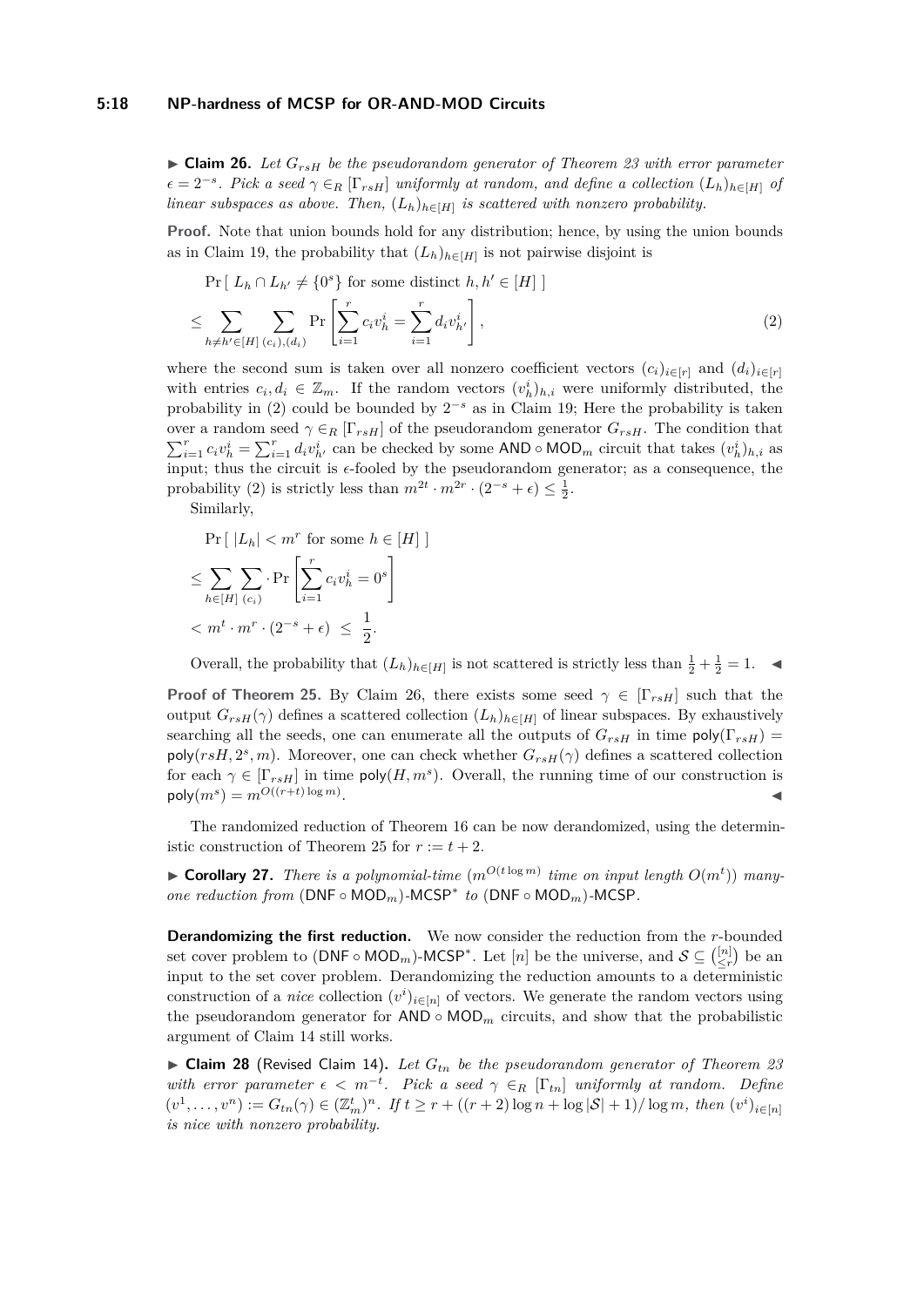▶ **Claim 26.** *Let $G_{rsH}$ be the pseudorandom generator of Theorem 23 with error parameter $\epsilon = 2^{-s}$. Pick a seed $\gamma \in_R [\Gamma_{rsH}]$ uniformly at random, and define a collection $(L_h)_{h \in [H]}$ of linear subspaces as above. Then, $(L_h)_{h\in[H]}$ is scattered with nonzero probability.*

**Proof.** Note that union bounds hold for any distribution; hence, by using the union bounds as in Claim 19, the probability that $(L_h)_{h\in[H]}$ is not pairwise disjoint is

$$
\begin{aligned}
&\Pr[\, L_h \cap L_{h'} \neq \{0^s\} \text{ for some distinct } h, h' \in [H]\,] \\
&\leq \sum_{h \neq h' \in [H]} \sum_{(c_i),(d_i)} \Pr\left[\sum_{i=1}^{r} c_i v_h^i = \sum_{i=1}^{r} d_i v_{h'}^i\right], \qquad (2)
\end{aligned}
$$

where the second sum is taken over all nonzero coefficient vectors $(c_i)_{i\in[r]}$ and $(d_i)_{i\in[r]}$ with entries $c_i, d_i \in \mathbb{Z}_m$. If the random vectors $(v_h^i)_{h,i}$ were uniformly distributed, the probability in (2) could be bounded by $2^{-s}$ as in Claim 19; Here the probability is taken over a random seed $\gamma \in_R [\Gamma_{rsH}]$ of the pseudorandom generator $G_{rsH}$. The condition that $\sum_{i=1}^{r} c_i v_h^i = \sum_{i=1}^{r} d_i v_{h'}^i$ can be checked by some $\mathsf{AND} \circ \mathsf{MOD}_m$ circuit that takes $(v_h^i)_{h,i}$ as input; thus the circuit is $\epsilon$-fooled by the pseudorandom generator; as a consequence, the probability (2) is strictly less than $m^{2t} \cdot m^{2r} \cdot (2^{-s} + \epsilon) \leq \frac{1}{2}$.

Similarly,

$$
\begin{aligned}
&\Pr[\, |L_h| < m^r \text{ for some } h \in [H]\,] \\
&\leq \sum_{h\in[H]} \sum_{(c_i)} \cdot \Pr\left[\sum_{i=1}^{r} c_i v_h^i = 0^s\right] \\
&< m^t \cdot m^r \cdot (2^{-s} + \epsilon) \ \leq\ \frac{1}{2}.
\end{aligned}
$$

Overall, the probability that $(L_h)_{h\in[H]}$ is not scattered is strictly less than $\frac{1}{2} + \frac{1}{2} = 1$. ◀

**Proof of Theorem 25.** By Claim 26, there exists some seed $\gamma \in [\Gamma_{rsH}]$ such that the output $G_{rsH}(\gamma)$ defines a scattered collection $(L_h)_{h\in[H]}$ of linear subspaces. By exhaustively searching all the seeds, one can enumerate all the outputs of $G_{rsH}$ in time $\mathsf{poly}(\Gamma_{rsH}) = \mathsf{poly}(rsH, 2^s, m)$. Moreover, one can check whether $G_{rsH}(\gamma)$ defines a scattered collection for each $\gamma \in [\Gamma_{rsH}]$ in time $\mathsf{poly}(H, m^s)$. Overall, the running time of our construction is $\mathsf{poly}(m^s) = m^{O((r+t)\log m)}$. ◀

The randomized reduction of Theorem 16 can be now derandomized, using the deterministic construction of Theorem 25 for $r := t + 2$.

▶ **Corollary 27.** *There is a polynomial-time ($m^{O(t \log m)}$ time on input length $O(m^t)$) many-one reduction from* $(\mathsf{DNF} \circ \mathsf{MOD}_m)$*-*$\mathsf{MCSP}^*$ *to* $(\mathsf{DNF} \circ \mathsf{MOD}_m)$*-*$\mathsf{MCSP}$.

**Derandomizing the first reduction.** We now consider the reduction from the $r$-bounded set cover problem to $(\mathsf{DNF} \circ \mathsf{MOD}_m)$-$\mathsf{MCSP}^*$. Let $[n]$ be the universe, and $\mathcal{S} \subseteq \binom{[n]}{\leq r}$ be an input to the set cover problem. Derandomizing the reduction amounts to a deterministic construction of a *nice* collection $(v^i)_{i\in[n]}$ of vectors. We generate the random vectors using the pseudorandom generator for $\mathsf{AND} \circ \mathsf{MOD}_m$ circuits, and show that the probabilistic argument of Claim 14 still works.

▶ **Claim 28** (Revised Claim 14)**.** *Let $G_{tn}$ be the pseudorandom generator of Theorem 23 with error parameter $\epsilon < m^{-t}$. Pick a seed $\gamma \in_R [\Gamma_{tn}]$ uniformly at random. Define $(v^1, \ldots, v^n) := G_{tn}(\gamma) \in (\mathbb{Z}_m^t)^n$. If $t \geq r + ((r+2)\log n + \log|\mathcal{S}| + 1)/\log m$, then $(v^i)_{i\in[n]}$ is nice with nonzero probability.*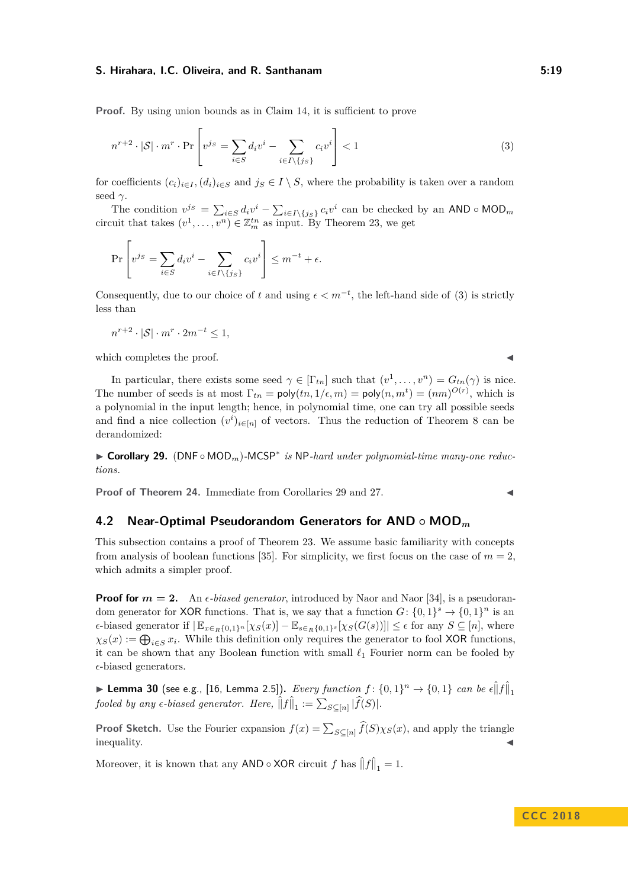**Proof.** By using union bounds as in Claim 14, it is sufficient to prove

$$n^{r+2} \cdot |\mathcal{S}| \cdot m^r \cdot \Pr\left[ v^{j_S} = \sum_{i \in S} d_i v^i - \sum_{i \in I \setminus \{j_S\}} c_i v^i \right] < 1 \tag{3}$$

for coefficients $(c_i)_{i \in I}, (d_i)_{i \in S}$ and $j_S \in I \setminus S$, where the probability is taken over a random seed $\gamma$.

The condition $v^{j_S} = \sum_{i \in S} d_i v^i - \sum_{i \in I \setminus \{j_S\}} c_i v^i$ can be checked by an $\mathsf{AND} \circ \mathsf{MOD}_m$ circuit that takes $(v^1, \ldots, v^n) \in \mathbb{Z}_m^{tn}$ as input. By Theorem 23, we get

$$\Pr\left[ v^{j_S} = \sum_{i \in S} d_i v^i - \sum_{i \in I \setminus \{j_S\}} c_i v^i \right] \leq m^{-t} + \epsilon.$$

Consequently, due to our choice of $t$ and using $\epsilon < m^{-t}$, the left-hand side of (3) is strictly less than

$$n^{r+2} \cdot |\mathcal{S}| \cdot m^r \cdot 2m^{-t} \leq 1,$$

which completes the proof. ◀

In particular, there exists some seed $\gamma \in [\Gamma_{tn}]$ such that $(v^1, \ldots, v^n) = G_{tn}(\gamma)$ is nice. The number of seeds is at most $\Gamma_{tn} = \mathsf{poly}(tn, 1/\epsilon, m) = \mathsf{poly}(n, m^t) = (nm)^{O(r)}$, which is a polynomial in the input length; hence, in polynomial time, one can try all possible seeds and find a nice collection $(v^i)_{i \in [n]}$ of vectors. Thus the reduction of Theorem 8 can be derandomized:

▶ **Corollary 29.** *$(\mathsf{DNF} \circ \mathsf{MOD}_m)$-$\mathsf{MCSP}^*$ is $\mathsf{NP}$-hard under polynomial-time many-one reductions.*

**Proof of Theorem 24.** Immediate from Corollaries 29 and 27. ◀

## 4.2 Near-Optimal Pseudorandom Generators for $\mathsf{AND} \circ \mathsf{MOD}_m$

This subsection contains a proof of Theorem 23. We assume basic familiarity with concepts from analysis of boolean functions [35]. For simplicity, we first focus on the case of $m = 2$, which admits a simpler proof.

**Proof for $m = 2$.** An *$\epsilon$-biased generator*, introduced by Naor and Naor [34], is a pseudorandom generator for $\mathsf{XOR}$ functions. That is, we say that a function $G \colon \{0,1\}^s \to \{0,1\}^n$ is an $\epsilon$-biased generator if $|\mathbb{E}_{x \in_R \{0,1\}^n}[\chi_S(x)] - \mathbb{E}_{s \in_R \{0,1\}^s}[\chi_S(G(s))]| \leq \epsilon$ for any $S \subseteq [n]$, where $\chi_S(x) := \bigoplus_{i \in S} x_i$. While this definition only requires the generator to fool $\mathsf{XOR}$ functions, it can be shown that any Boolean function with small $\ell_1$ Fourier norm can be fooled by $\epsilon$-biased generators.

▶ **Lemma 30** (see e.g., [16, Lemma 2.5]). *Every function $f \colon \{0,1\}^n \to \{0,1\}$ can be $\epsilon \hat{\|} f \hat{\|}_1$ fooled by any $\epsilon$-biased generator. Here, $\hat{\|} f \hat{\|}_1 := \sum_{S \subseteq [n]} |\widehat{f}(S)|$.*

**Proof Sketch.** Use the Fourier expansion $f(x) = \sum_{S \subseteq [n]} \widehat{f}(S) \chi_S(x)$, and apply the triangle inequality. ◀

Moreover, it is known that any $\mathsf{AND} \circ \mathsf{XOR}$ circuit $f$ has $\hat{\|} f \hat{\|}_1 = 1$.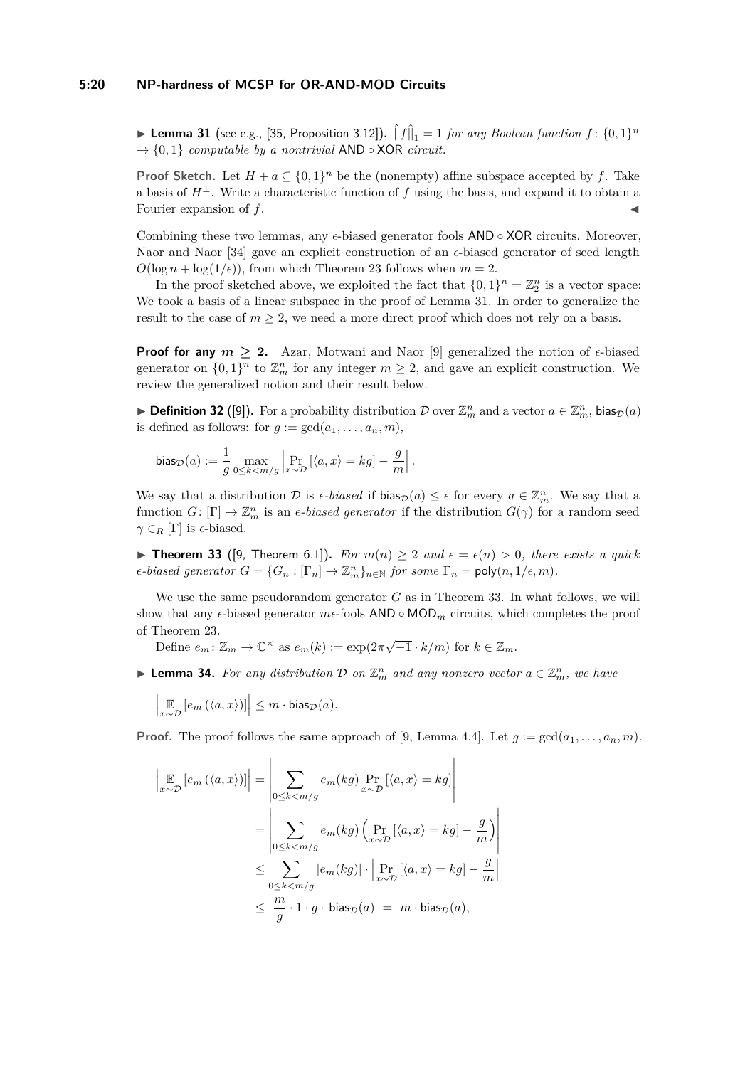▶ **Lemma 31** (see e.g., [35, Proposition 3.12])**.** $\|\hat{f}\|_1 = 1$ *for any Boolean function* $f\colon \{0,1\}^n \to \{0,1\}$ *computable by a nontrivial* AND ∘ XOR *circuit.*

**Proof Sketch.** Let $H + a \subseteq \{0,1\}^n$ be the (nonempty) affine subspace accepted by $f$. Take a basis of $H^\perp$. Write a characteristic function of $f$ using the basis, and expand it to obtain a Fourier expansion of $f$. ◀

Combining these two lemmas, any $\epsilon$-biased generator fools AND ∘ XOR circuits. Moreover, Naor and Naor [34] gave an explicit construction of an $\epsilon$-biased generator of seed length $O(\log n + \log(1/\epsilon))$, from which Theorem 23 follows when $m = 2$.

In the proof sketched above, we exploited the fact that $\{0,1\}^n = \mathbb{Z}_2^n$ is a vector space: We took a basis of a linear subspace in the proof of Lemma 31. In order to generalize the result to the case of $m \geq 2$, we need a more direct proof which does not rely on a basis.

**Proof for any $m \geq 2$.** Azar, Motwani and Naor [9] generalized the notion of $\epsilon$-biased generator on $\{0,1\}^n$ to $\mathbb{Z}_m^n$ for any integer $m \geq 2$, and gave an explicit construction. We review the generalized notion and their result below.

▶ **Definition 32** ([9])**.** For a probability distribution $\mathcal{D}$ over $\mathbb{Z}_m^n$ and a vector $a \in \mathbb{Z}_m^n$, $\mathsf{bias}_{\mathcal{D}}(a)$ is defined as follows: for $g := \gcd(a_1, \ldots, a_n, m)$,

$$\mathsf{bias}_{\mathcal{D}}(a) := \frac{1}{g} \max_{0 \leq k < m/g} \left| \Pr_{x \sim \mathcal{D}} [\langle a, x \rangle = kg] - \frac{g}{m} \right|.$$

We say that a distribution $\mathcal{D}$ is *$\epsilon$-biased* if $\mathsf{bias}_{\mathcal{D}}(a) \leq \epsilon$ for every $a \in \mathbb{Z}_m^n$. We say that a function $G\colon [\Gamma] \to \mathbb{Z}_m^n$ is an *$\epsilon$-biased generator* if the distribution $G(\gamma)$ for a random seed $\gamma \in_R [\Gamma]$ is $\epsilon$-biased.

▶ **Theorem 33** ([9, Theorem 6.1])**.** *For $m(n) \geq 2$ and $\epsilon = \epsilon(n) > 0$, there exists a quick $\epsilon$-biased generator $G = \{G_n : [\Gamma_n] \to \mathbb{Z}_m^n\}_{n \in \mathbb{N}}$ for some $\Gamma_n = \mathsf{poly}(n, 1/\epsilon, m)$.*

We use the same pseudorandom generator $G$ as in Theorem 33. In what follows, we will show that any $\epsilon$-biased generator $m\epsilon$-fools AND ∘ $\mathsf{MOD}_m$ circuits, which completes the proof of Theorem 23.

Define $e_m\colon \mathbb{Z}_m \to \mathbb{C}^\times$ as $e_m(k) := \exp(2\pi\sqrt{-1} \cdot k/m)$ for $k \in \mathbb{Z}_m$.

▶ **Lemma 34.** *For any distribution $\mathcal{D}$ on $\mathbb{Z}_m^n$ and any nonzero vector $a \in \mathbb{Z}_m^n$, we have*

$$\left| \mathop{\mathbb{E}}_{x \sim \mathcal{D}} [e_m(\langle a, x \rangle)] \right| \leq m \cdot \mathsf{bias}_{\mathcal{D}}(a).$$

**Proof.** The proof follows the same approach of [9, Lemma 4.4]. Let $g := \gcd(a_1, \ldots, a_n, m)$.

$$\begin{aligned}
\left| \mathop{\mathbb{E}}_{x \sim \mathcal{D}} [e_m(\langle a, x \rangle)] \right| &= \left| \sum_{0 \leq k < m/g} e_m(kg) \Pr_{x \sim \mathcal{D}} [\langle a, x \rangle = kg] \right| \\
&= \left| \sum_{0 \leq k < m/g} e_m(kg) \left( \Pr_{x \sim \mathcal{D}} [\langle a, x \rangle = kg] - \frac{g}{m} \right) \right| \\
&\leq \sum_{0 \leq k < m/g} |e_m(kg)| \cdot \left| \Pr_{x \sim \mathcal{D}} [\langle a, x \rangle = kg] - \frac{g}{m} \right| \\
&\leq \frac{m}{g} \cdot 1 \cdot g \cdot \mathsf{bias}_{\mathcal{D}}(a) \; = \; m \cdot \mathsf{bias}_{\mathcal{D}}(a),
\end{aligned}$$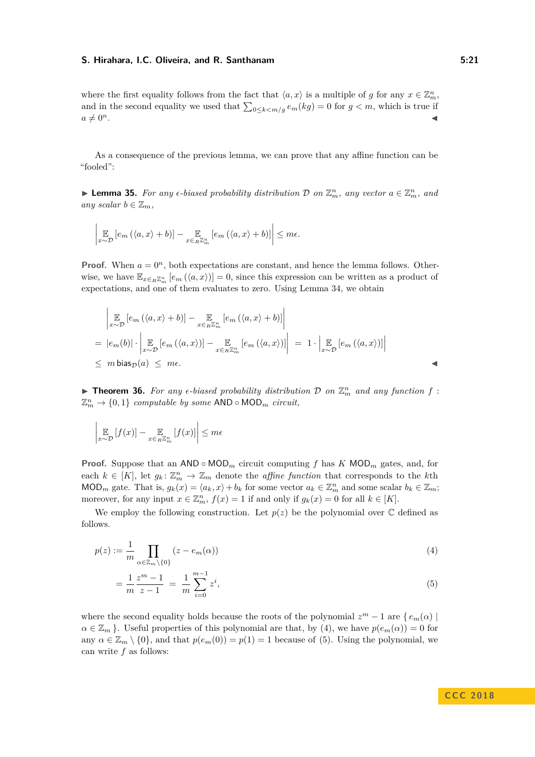where the first equality follows from the fact that $\langle a, x\rangle$ is a multiple of $g$ for any $x \in \mathbb{Z}_m^n$, and in the second equality we used that $\sum_{0 \leq k < m/g} e_m(kg) = 0$ for $g < m$, which is true if $a \neq 0^n$. ◀

As a consequence of the previous lemma, we can prove that any affine function can be "fooled":

▶ **Lemma 35.** *For any $\epsilon$-biased probability distribution $\mathcal{D}$ on $\mathbb{Z}_m^n$, any vector $a \in \mathbb{Z}_m^n$, and any scalar $b \in \mathbb{Z}_m$,*

$$\left| \mathop{\mathbb{E}}_{x \sim \mathcal{D}} \left[ e_m\left(\langle a, x\rangle + b\right)\right] - \mathop{\mathbb{E}}_{x \in_R \mathbb{Z}_m^n} \left[ e_m\left(\langle a, x\rangle + b\right)\right] \right| \leq m\epsilon.$$

**Proof.** When $a = 0^n$, both expectations are constant, and hence the lemma follows. Otherwise, we have $\mathbb{E}_{x \in_R \mathbb{Z}_m^n}\left[ e_m\left(\langle a, x\rangle\right)\right] = 0$, since this expression can be written as a product of expectations, and one of them evaluates to zero. Using Lemma 34, we obtain

$$\begin{aligned}
&\left| \mathop{\mathbb{E}}_{x \sim \mathcal{D}} \left[ e_m\left(\langle a, x\rangle + b\right)\right] - \mathop{\mathbb{E}}_{x \in_R \mathbb{Z}_m^n} \left[ e_m\left(\langle a, x\rangle + b\right)\right] \right| \\
= \; & |e_m(b)| \cdot \left| \mathop{\mathbb{E}}_{x \sim \mathcal{D}} \left[ e_m\left(\langle a, x\rangle\right)\right] - \mathop{\mathbb{E}}_{x \in_R \mathbb{Z}_m^n} \left[ e_m\left(\langle a, x\rangle\right)\right] \right| \; = \; 1 \cdot \left| \mathop{\mathbb{E}}_{x \sim \mathcal{D}} \left[ e_m\left(\langle a, x\rangle\right)\right] \right| \\
\leq \; & m \, \mathsf{bias}_{\mathcal{D}}(a) \; \leq \; m\epsilon.
\end{aligned}$$

◀

▶ **Theorem 36.** *For any $\epsilon$-biased probability distribution $\mathcal{D}$ on $\mathbb{Z}_m^n$ and any function $f : \mathbb{Z}_m^n \to \{0, 1\}$ computable by some $\mathsf{AND} \circ \mathsf{MOD}_m$ circuit,*

$$\left| \mathop{\mathbb{E}}_{x \sim \mathcal{D}} [f(x)] - \mathop{\mathbb{E}}_{x \in_R \mathbb{Z}_m^n} [f(x)] \right| \leq m\epsilon$$

**Proof.** Suppose that an $\mathsf{AND} \circ \mathsf{MOD}_m$ circuit computing $f$ has $K$ $\mathsf{MOD}_m$ gates, and, for each $k \in [K]$, let $g_k \colon \mathbb{Z}_m^n \to \mathbb{Z}_m$ denote the *affine function* that corresponds to the $k$th $\mathsf{MOD}_m$ gate. That is, $g_k(x) = \langle a_k, x\rangle + b_k$ for some vector $a_k \in \mathbb{Z}_m^n$ and some scalar $b_k \in \mathbb{Z}_m$; moreover, for any input $x \in \mathbb{Z}_m^n$, $f(x) = 1$ if and only if $g_k(x) = 0$ for all $k \in [K]$.

We employ the following construction. Let $p(z)$ be the polynomial over $\mathbb{C}$ defined as follows.

$$p(z) := \frac{1}{m} \prod_{\alpha \in \mathbb{Z}_m \setminus \{0\}} (z - e_m(\alpha)) \tag{4}$$

$$= \frac{1}{m} \frac{z^m - 1}{z - 1} \; = \; \frac{1}{m} \sum_{i=0}^{m-1} z^i, \tag{5}$$

where the second equality holds because the roots of the polynomial $z^m - 1$ are $\{ e_m(\alpha) \mid \alpha \in \mathbb{Z}_m \}$. Useful properties of this polynomial are that, by (4), we have $p(e_m(\alpha)) = 0$ for any $\alpha \in \mathbb{Z}_m \setminus \{0\}$, and that $p(e_m(0)) = p(1) = 1$ because of (5). Using the polynomial, we can write $f$ as follows: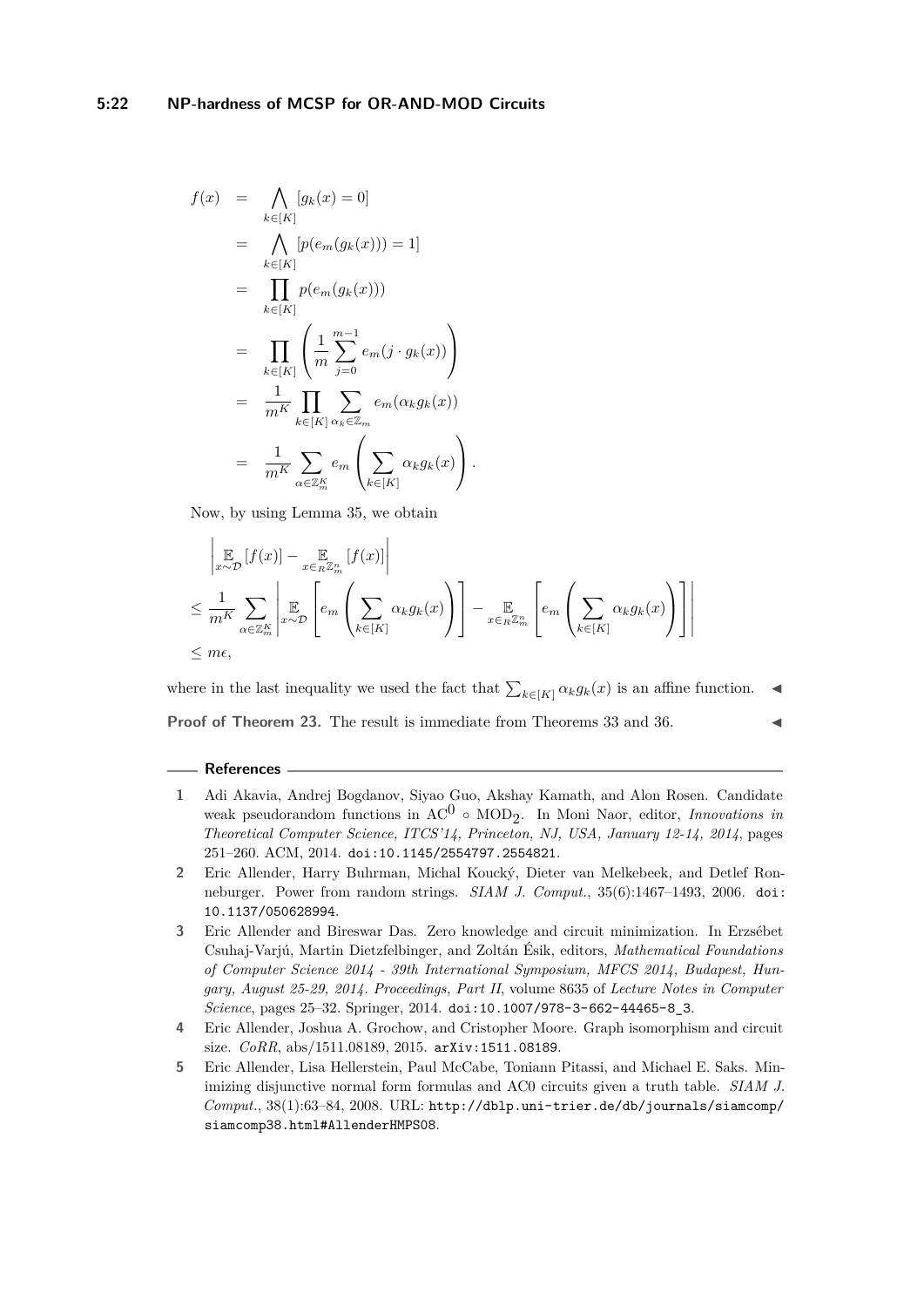$$
\begin{aligned}
f(x) &= \bigwedge_{k\in[K]} [g_k(x) = 0] \\
&= \bigwedge_{k\in[K]} [p(e_m(g_k(x))) = 1] \\
&= \prod_{k\in[K]} p(e_m(g_k(x))) \\
&= \prod_{k\in[K]} \left( \frac{1}{m} \sum_{j=0}^{m-1} e_m(j \cdot g_k(x)) \right) \\
&= \frac{1}{m^K} \prod_{k\in[K]} \sum_{\alpha_k \in \mathbb{Z}_m} e_m(\alpha_k g_k(x)) \\
&= \frac{1}{m^K} \sum_{\alpha\in\mathbb{Z}_m^K} e_m\left( \sum_{k\in[K]} \alpha_k g_k(x) \right).
\end{aligned}
$$

Now, by using Lemma 35, we obtain

$$
\begin{aligned}
&\left| \mathop{\mathbb{E}}_{x\sim\mathcal{D}}[f(x)] - \mathop{\mathbb{E}}_{x\in_R\mathbb{Z}_m^n}[f(x)] \right| \\
&\le \frac{1}{m^K} \sum_{\alpha\in\mathbb{Z}_m^K} \left| \mathop{\mathbb{E}}_{x\sim\mathcal{D}}\left[ e_m\left( \sum_{k\in[K]} \alpha_k g_k(x) \right) \right] - \mathop{\mathbb{E}}_{x\in_R\mathbb{Z}_m^n}\left[ e_m\left( \sum_{k\in[K]} \alpha_k g_k(x) \right) \right] \right| \\
&\le m\epsilon,
\end{aligned}
$$

where in the last inequality we used the fact that $\sum_{k\in[K]} \alpha_k g_k(x)$ is an affine function. ◀

**Proof of Theorem 23.** The result is immediate from Theorems 33 and 36. ◀

## References

1. Adi Akavia, Andrej Bogdanov, Siyao Guo, Akshay Kamath, and Alon Rosen. Candidate weak pseudorandom functions in $\mathrm{AC}^0 \circ \mathrm{MOD}_2$. In Moni Naor, editor, *Innovations in Theoretical Computer Science, ITCS'14, Princeton, NJ, USA, January 12-14, 2014*, pages 251–260. ACM, 2014. doi:10.1145/2554797.2554821.
2. Eric Allender, Harry Buhrman, Michal Koucký, Dieter van Melkebeek, and Detlef Ronneburger. Power from random strings. *SIAM J. Comput.*, 35(6):1467–1493, 2006. doi:10.1137/050628994.
3. Eric Allender and Bireswar Das. Zero knowledge and circuit minimization. In Erzsébet Csuhaj-Varjú, Martin Dietzfelbinger, and Zoltán Ésik, editors, *Mathematical Foundations of Computer Science 2014 - 39th International Symposium, MFCS 2014, Budapest, Hungary, August 25-29, 2014. Proceedings, Part II*, volume 8635 of *Lecture Notes in Computer Science*, pages 25–32. Springer, 2014. doi:10.1007/978-3-662-44465-8_3.
4. Eric Allender, Joshua A. Grochow, and Cristopher Moore. Graph isomorphism and circuit size. *CoRR*, abs/1511.08189, 2015. arXiv:1511.08189.
5. Eric Allender, Lisa Hellerstein, Paul McCabe, Toniann Pitassi, and Michael E. Saks. Minimizing disjunctive normal form formulas and AC0 circuits given a truth table. *SIAM J. Comput.*, 38(1):63–84, 2008. URL: http://dblp.uni-trier.de/db/journals/siamcomp/siamcomp38.html#AllenderHMPS08.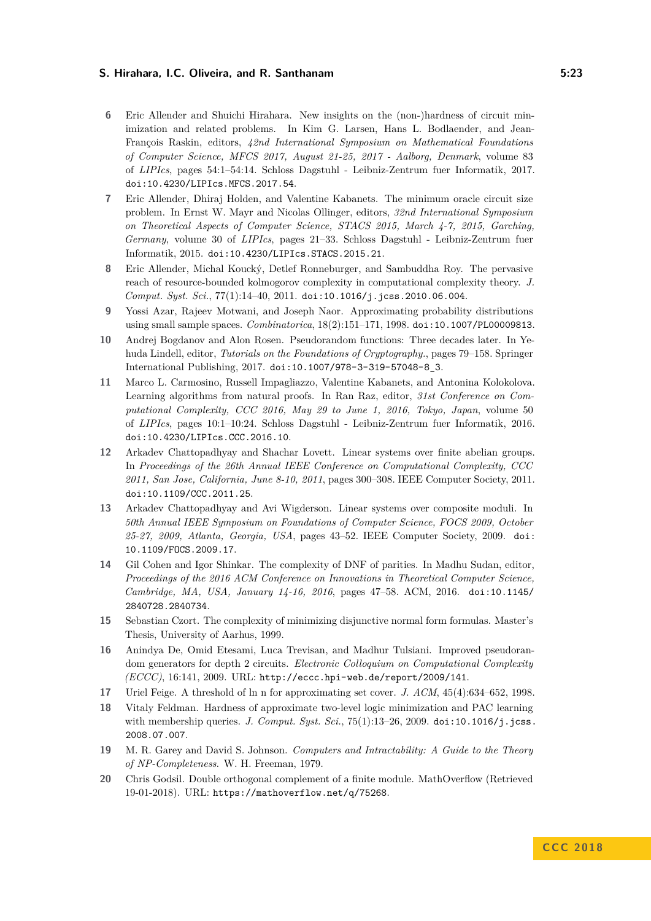**6** Eric Allender and Shuichi Hirahara. New insights on the (non-)hardness of circuit minimization and related problems. In Kim G. Larsen, Hans L. Bodlaender, and Jean-François Raskin, editors, *42nd International Symposium on Mathematical Foundations of Computer Science, MFCS 2017, August 21-25, 2017 - Aalborg, Denmark*, volume 83 of *LIPIcs*, pages 54:1–54:14. Schloss Dagstuhl - Leibniz-Zentrum fuer Informatik, 2017. doi:10.4230/LIPIcs.MFCS.2017.54.

**7** Eric Allender, Dhiraj Holden, and Valentine Kabanets. The minimum oracle circuit size problem. In Ernst W. Mayr and Nicolas Ollinger, editors, *32nd International Symposium on Theoretical Aspects of Computer Science, STACS 2015, March 4-7, 2015, Garching, Germany*, volume 30 of *LIPIcs*, pages 21–33. Schloss Dagstuhl - Leibniz-Zentrum fuer Informatik, 2015. doi:10.4230/LIPIcs.STACS.2015.21.

**8** Eric Allender, Michal Koucký, Detlef Ronneburger, and Sambuddha Roy. The pervasive reach of resource-bounded kolmogorov complexity in computational complexity theory. *J. Comput. Syst. Sci.*, 77(1):14–40, 2011. doi:10.1016/j.jcss.2010.06.004.

**9** Yossi Azar, Rajeev Motwani, and Joseph Naor. Approximating probability distributions using small sample spaces. *Combinatorica*, 18(2):151–171, 1998. doi:10.1007/PL00009813.

**10** Andrej Bogdanov and Alon Rosen. Pseudorandom functions: Three decades later. In Yehuda Lindell, editor, *Tutorials on the Foundations of Cryptography.*, pages 79–158. Springer International Publishing, 2017. doi:10.1007/978-3-319-57048-8_3.

**11** Marco L. Carmosino, Russell Impagliazzo, Valentine Kabanets, and Antonina Kolokolova. Learning algorithms from natural proofs. In Ran Raz, editor, *31st Conference on Computational Complexity, CCC 2016, May 29 to June 1, 2016, Tokyo, Japan*, volume 50 of *LIPIcs*, pages 10:1–10:24. Schloss Dagstuhl - Leibniz-Zentrum fuer Informatik, 2016. doi:10.4230/LIPIcs.CCC.2016.10.

**12** Arkadev Chattopadhyay and Shachar Lovett. Linear systems over finite abelian groups. In *Proceedings of the 26th Annual IEEE Conference on Computational Complexity, CCC 2011, San Jose, California, June 8-10, 2011*, pages 300–308. IEEE Computer Society, 2011. doi:10.1109/CCC.2011.25.

**13** Arkadev Chattopadhyay and Avi Wigderson. Linear systems over composite moduli. In *50th Annual IEEE Symposium on Foundations of Computer Science, FOCS 2009, October 25-27, 2009, Atlanta, Georgia, USA*, pages 43–52. IEEE Computer Society, 2009. doi:10.1109/FOCS.2009.17.

**14** Gil Cohen and Igor Shinkar. The complexity of DNF of parities. In Madhu Sudan, editor, *Proceedings of the 2016 ACM Conference on Innovations in Theoretical Computer Science, Cambridge, MA, USA, January 14-16, 2016*, pages 47–58. ACM, 2016. doi:10.1145/2840728.2840734.

**15** Sebastian Czort. The complexity of minimizing disjunctive normal form formulas. Master's Thesis, University of Aarhus, 1999.

**16** Anindya De, Omid Etesami, Luca Trevisan, and Madhur Tulsiani. Improved pseudorandom generators for depth 2 circuits. *Electronic Colloquium on Computational Complexity (ECCC)*, 16:141, 2009. URL: http://eccc.hpi-web.de/report/2009/141.

**17** Uriel Feige. A threshold of ln n for approximating set cover. *J. ACM*, 45(4):634–652, 1998.

**18** Vitaly Feldman. Hardness of approximate two-level logic minimization and PAC learning with membership queries. *J. Comput. Syst. Sci.*, 75(1):13–26, 2009. doi:10.1016/j.jcss.2008.07.007.

**19** M. R. Garey and David S. Johnson. *Computers and Intractability: A Guide to the Theory of NP-Completeness.* W. H. Freeman, 1979.

**20** Chris Godsil. Double orthogonal complement of a finite module. MathOverflow (Retrieved 19-01-2018). URL: https://mathoverflow.net/q/75268.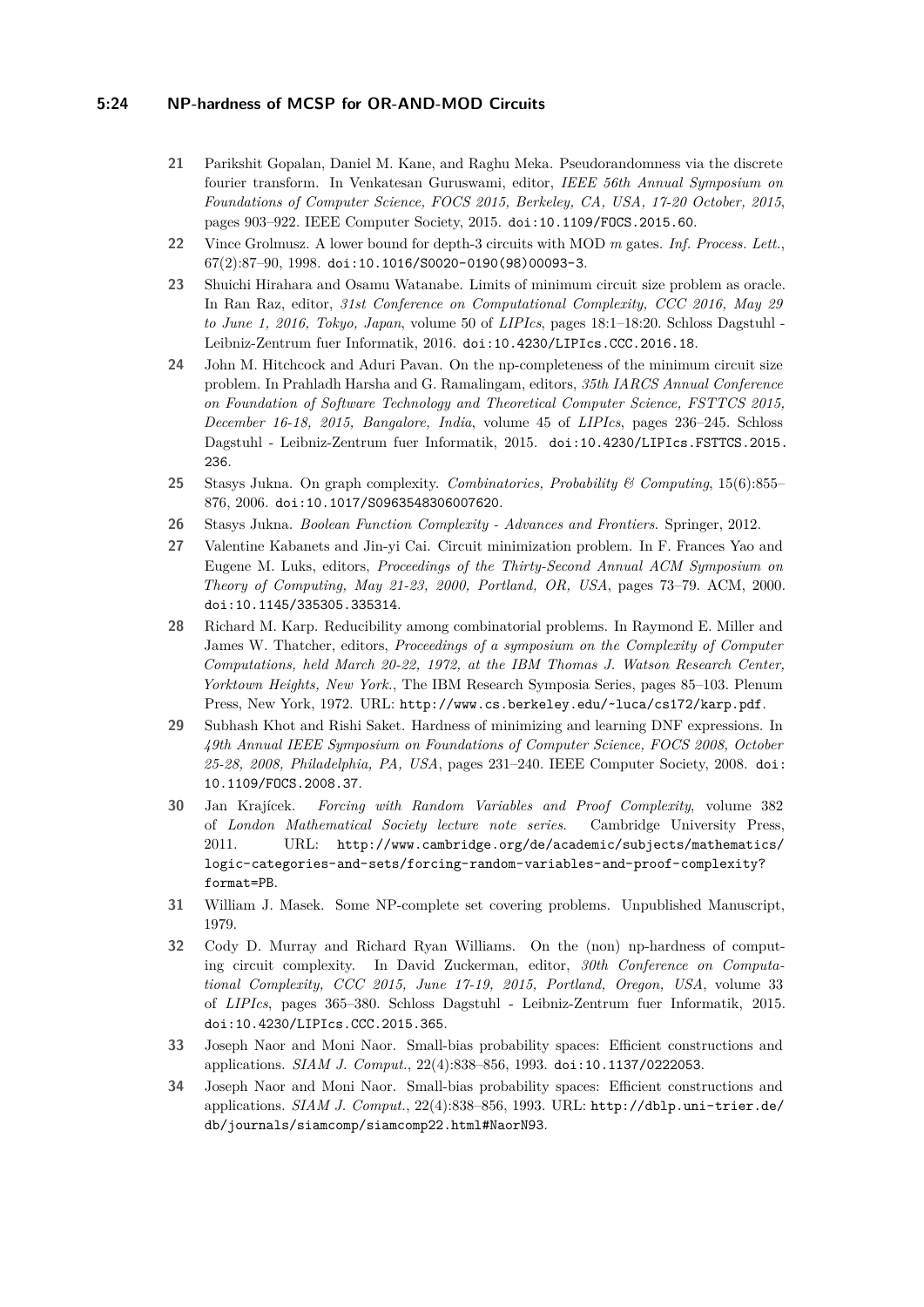21 Parikshit Gopalan, Daniel M. Kane, and Raghu Meka. Pseudorandomness via the discrete fourier transform. In Venkatesan Guruswami, editor, *IEEE 56th Annual Symposium on Foundations of Computer Science, FOCS 2015, Berkeley, CA, USA, 17-20 October, 2015*, pages 903–922. IEEE Computer Society, 2015. doi:10.1109/FOCS.2015.60.

22 Vince Grolmusz. A lower bound for depth-3 circuits with MOD $m$ gates. *Inf. Process. Lett.*, 67(2):87–90, 1998. doi:10.1016/S0020-0190(98)00093-3.

23 Shuichi Hirahara and Osamu Watanabe. Limits of minimum circuit size problem as oracle. In Ran Raz, editor, *31st Conference on Computational Complexity, CCC 2016, May 29 to June 1, 2016, Tokyo, Japan*, volume 50 of *LIPIcs*, pages 18:1–18:20. Schloss Dagstuhl - Leibniz-Zentrum fuer Informatik, 2016. doi:10.4230/LIPIcs.CCC.2016.18.

24 John M. Hitchcock and Aduri Pavan. On the np-completeness of the minimum circuit size problem. In Prahladh Harsha and G. Ramalingam, editors, *35th IARCS Annual Conference on Foundation of Software Technology and Theoretical Computer Science, FSTTCS 2015, December 16-18, 2015, Bangalore, India*, volume 45 of *LIPIcs*, pages 236–245. Schloss Dagstuhl - Leibniz-Zentrum fuer Informatik, 2015. doi:10.4230/LIPIcs.FSTTCS.2015.236.

25 Stasys Jukna. On graph complexity. *Combinatorics, Probability & Computing*, 15(6):855–876, 2006. doi:10.1017/S0963548306007620.

26 Stasys Jukna. *Boolean Function Complexity - Advances and Frontiers*. Springer, 2012.

27 Valentine Kabanets and Jin-yi Cai. Circuit minimization problem. In F. Frances Yao and Eugene M. Luks, editors, *Proceedings of the Thirty-Second Annual ACM Symposium on Theory of Computing, May 21-23, 2000, Portland, OR, USA*, pages 73–79. ACM, 2000. doi:10.1145/335305.335314.

28 Richard M. Karp. Reducibility among combinatorial problems. In Raymond E. Miller and James W. Thatcher, editors, *Proceedings of a symposium on the Complexity of Computer Computations, held March 20-22, 1972, at the IBM Thomas J. Watson Research Center, Yorktown Heights, New York.*, The IBM Research Symposia Series, pages 85–103. Plenum Press, New York, 1972. URL: http://www.cs.berkeley.edu/~luca/cs172/karp.pdf.

29 Subhash Khot and Rishi Saket. Hardness of minimizing and learning DNF expressions. In *49th Annual IEEE Symposium on Foundations of Computer Science, FOCS 2008, October 25-28, 2008, Philadelphia, PA, USA*, pages 231–240. IEEE Computer Society, 2008. doi:10.1109/FOCS.2008.37.

30 Jan Krajícek. *Forcing with Random Variables and Proof Complexity*, volume 382 of *London Mathematical Society lecture note series*. Cambridge University Press, 2011. URL: http://www.cambridge.org/de/academic/subjects/mathematics/logic-categories-and-sets/forcing-random-variables-and-proof-complexity?format=PB.

31 William J. Masek. Some NP-complete set covering problems. Unpublished Manuscript, 1979.

32 Cody D. Murray and Richard Ryan Williams. On the (non) np-hardness of computing circuit complexity. In David Zuckerman, editor, *30th Conference on Computational Complexity, CCC 2015, June 17-19, 2015, Portland, Oregon, USA*, volume 33 of *LIPIcs*, pages 365–380. Schloss Dagstuhl - Leibniz-Zentrum fuer Informatik, 2015. doi:10.4230/LIPIcs.CCC.2015.365.

33 Joseph Naor and Moni Naor. Small-bias probability spaces: Efficient constructions and applications. *SIAM J. Comput.*, 22(4):838–856, 1993. doi:10.1137/0222053.

34 Joseph Naor and Moni Naor. Small-bias probability spaces: Efficient constructions and applications. *SIAM J. Comput.*, 22(4):838–856, 1993. URL: http://dblp.uni-trier.de/db/journals/siamcomp/siamcomp22.html#NaorN93.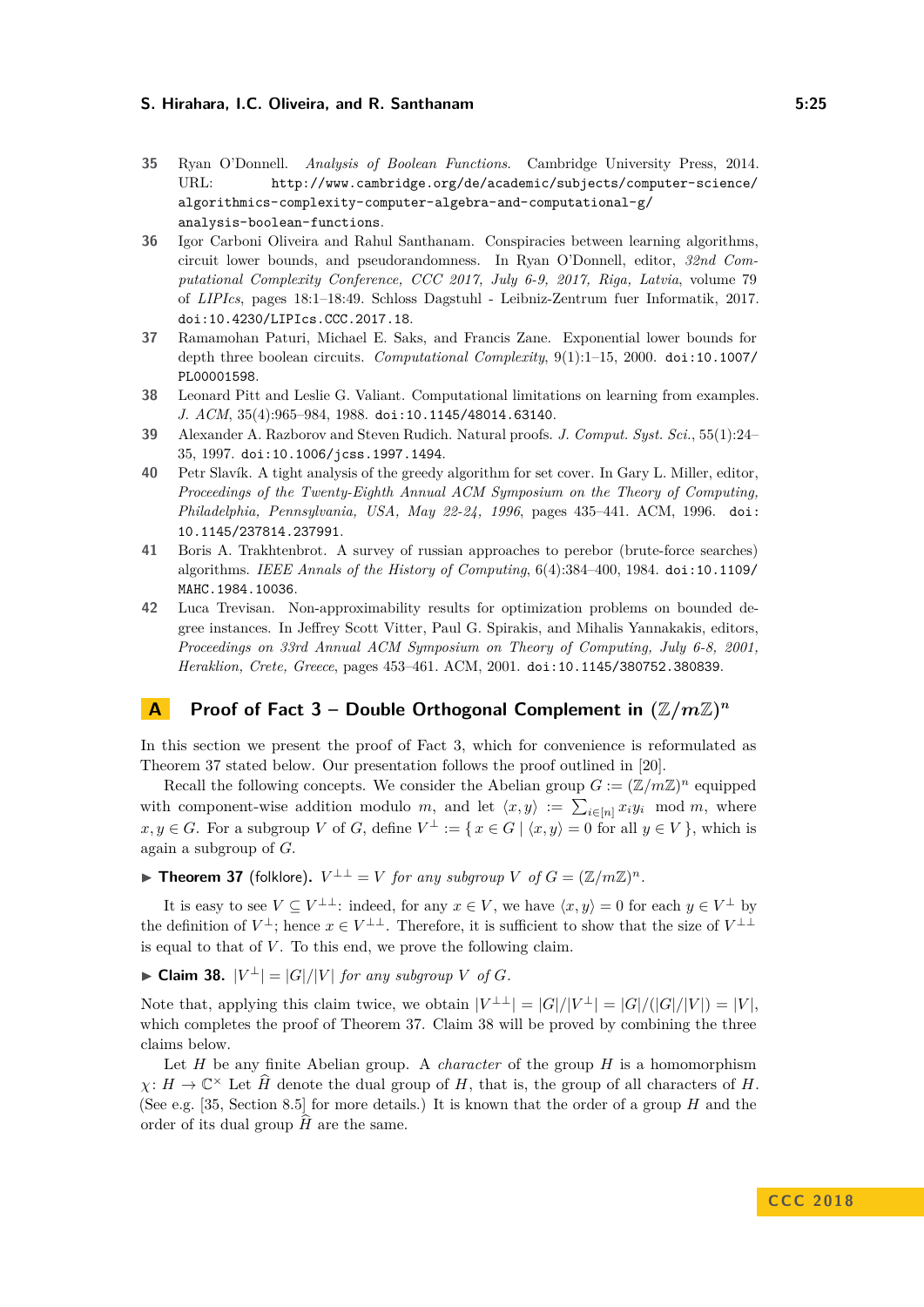35 Ryan O'Donnell. *Analysis of Boolean Functions*. Cambridge University Press, 2014. URL: http://www.cambridge.org/de/academic/subjects/computer-science/algorithmics-complexity-computer-algebra-and-computational-g/analysis-boolean-functions.

36 Igor Carboni Oliveira and Rahul Santhanam. Conspiracies between learning algorithms, circuit lower bounds, and pseudorandomness. In Ryan O'Donnell, editor, *32nd Computational Complexity Conference, CCC 2017, July 6-9, 2017, Riga, Latvia*, volume 79 of *LIPIcs*, pages 18:1–18:49. Schloss Dagstuhl - Leibniz-Zentrum fuer Informatik, 2017. doi:10.4230/LIPIcs.CCC.2017.18.

37 Ramamohan Paturi, Michael E. Saks, and Francis Zane. Exponential lower bounds for depth three boolean circuits. *Computational Complexity*, 9(1):1–15, 2000. doi:10.1007/PL00001598.

38 Leonard Pitt and Leslie G. Valiant. Computational limitations on learning from examples. *J. ACM*, 35(4):965–984, 1988. doi:10.1145/48014.63140.

39 Alexander A. Razborov and Steven Rudich. Natural proofs. *J. Comput. Syst. Sci.*, 55(1):24–35, 1997. doi:10.1006/jcss.1997.1494.

40 Petr Slavík. A tight analysis of the greedy algorithm for set cover. In Gary L. Miller, editor, *Proceedings of the Twenty-Eighth Annual ACM Symposium on the Theory of Computing, Philadelphia, Pennsylvania, USA, May 22-24, 1996*, pages 435–441. ACM, 1996. doi:10.1145/237814.237991.

41 Boris A. Trakhtenbrot. A survey of russian approaches to perebor (brute-force searches) algorithms. *IEEE Annals of the History of Computing*, 6(4):384–400, 1984. doi:10.1109/MAHC.1984.10036.

42 Luca Trevisan. Non-approximability results for optimization problems on bounded degree instances. In Jeffrey Scott Vitter, Paul G. Spirakis, and Mihalis Yannakakis, editors, *Proceedings on 33rd Annual ACM Symposium on Theory of Computing, July 6-8, 2001, Heraklion, Crete, Greece*, pages 453–461. ACM, 2001. doi:10.1145/380752.380839.

# A Proof of Fact 3 – Double Orthogonal Complement in $(\mathbb{Z}/m\mathbb{Z})^n$

In this section we present the proof of Fact 3, which for convenience is reformulated as Theorem 37 stated below. Our presentation follows the proof outlined in [20].

Recall the following concepts. We consider the Abelian group $G := (\mathbb{Z}/m\mathbb{Z})^n$ equipped with component-wise addition modulo $m$, and let $\langle x, y\rangle := \sum_{i\in[n]} x_i y_i \mod m$, where $x, y \in G$. For a subgroup $V$ of $G$, define $V^\perp := \{\, x \in G \mid \langle x, y\rangle = 0 \text{ for all } y \in V \,\}$, which is again a subgroup of $G$.

▶ **Theorem 37** (folklore). *$V^{\perp\perp} = V$ for any subgroup $V$ of $G = (\mathbb{Z}/m\mathbb{Z})^n$.*

It is easy to see $V \subseteq V^{\perp\perp}$: indeed, for any $x \in V$, we have $\langle x, y\rangle = 0$ for each $y \in V^\perp$ by the definition of $V^\perp$; hence $x \in V^{\perp\perp}$. Therefore, it is sufficient to show that the size of $V^{\perp\perp}$ is equal to that of $V$. To this end, we prove the following claim.

▶ **Claim 38.** *$|V^\perp| = |G|/|V|$ for any subgroup $V$ of $G$.*

Note that, applying this claim twice, we obtain $|V^{\perp\perp}| = |G|/|V^\perp| = |G|/(|G|/|V|) = |V|$, which completes the proof of Theorem 37. Claim 38 will be proved by combining the three claims below.

Let $H$ be any finite Abelian group. A *character* of the group $H$ is a homomorphism $\chi\colon H \to \mathbb{C}^\times$ Let $\widehat{H}$ denote the dual group of $H$, that is, the group of all characters of $H$. (See e.g. [35, Section 8.5] for more details.) It is known that the order of a group $H$ and the order of its dual group $\widehat{H}$ are the same.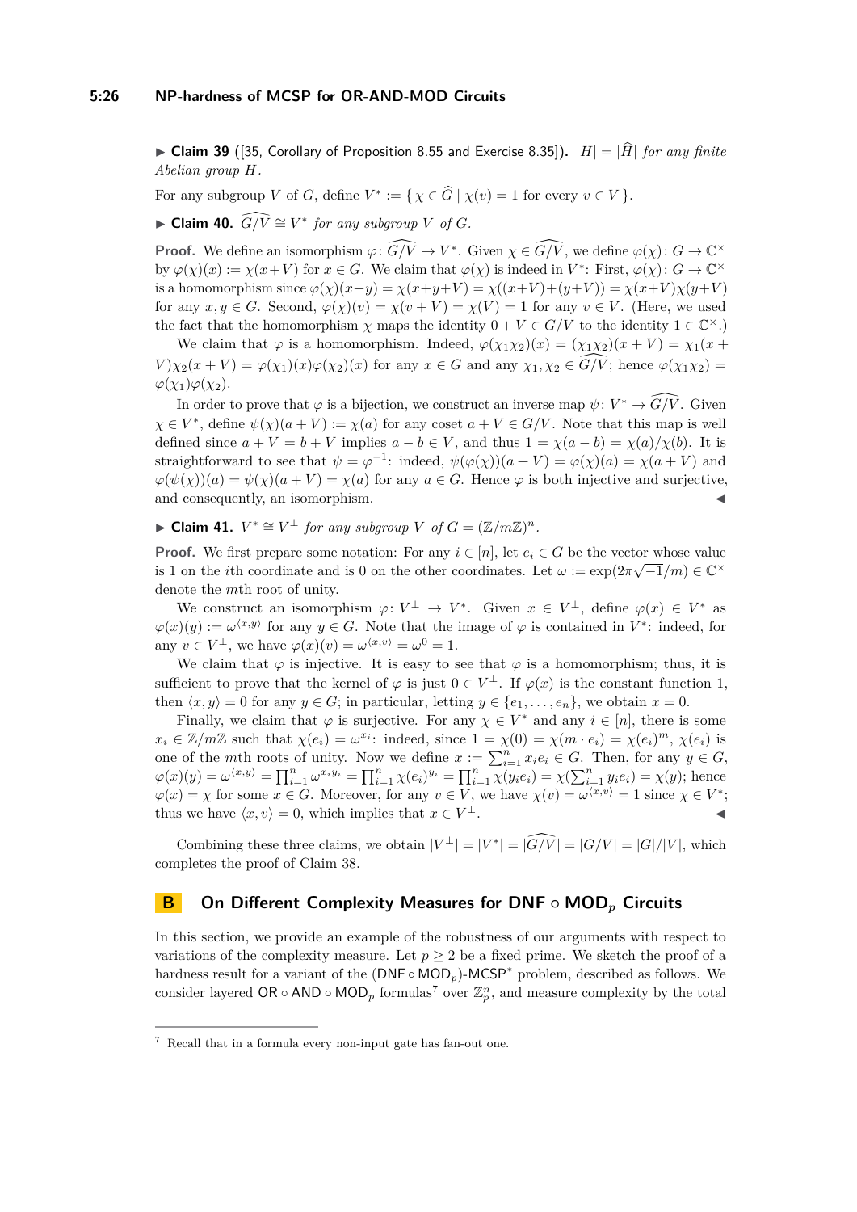▶ **Claim 39** ([35, Corollary of Proposition 8.55 and Exercise 8.35]). *$|H| = |\widehat{H}|$ for any finite Abelian group $H$.*

For any subgroup $V$ of $G$, define $V^* := \{ \chi \in \widehat{G} \mid \chi(v) = 1 \text{ for every } v \in V \}$.

▶ **Claim 40.** *$\widehat{G/V} \cong V^*$ for any subgroup $V$ of $G$.*

**Proof.** We define an isomorphism $\varphi\colon \widehat{G/V} \to V^*$. Given $\chi \in \widehat{G/V}$, we define $\varphi(\chi)\colon G \to \mathbb{C}^\times$ by $\varphi(\chi)(x) := \chi(x+V)$ for $x \in G$. We claim that $\varphi(\chi)$ is indeed in $V^*$: First, $\varphi(\chi)\colon G \to \mathbb{C}^\times$ is a homomorphism since $\varphi(\chi)(x+y) = \chi(x+y+V) = \chi((x+V)+(y+V)) = \chi(x+V)\chi(y+V)$ for any $x, y \in G$. Second, $\varphi(\chi)(v) = \chi(v+V) = \chi(V) = 1$ for any $v \in V$. (Here, we used the fact that the homomorphism $\chi$ maps the identity $0 + V \in G/V$ to the identity $1 \in \mathbb{C}^\times$.)

We claim that $\varphi$ is a homomorphism. Indeed, $\varphi(\chi_1\chi_2)(x) = (\chi_1\chi_2)(x+V) = \chi_1(x+V)\chi_2(x+V) = \varphi(\chi_1)(x)\varphi(\chi_2)(x)$ for any $x \in G$ and any $\chi_1, \chi_2 \in \widehat{G/V}$; hence $\varphi(\chi_1\chi_2) = \varphi(\chi_1)\varphi(\chi_2)$.

In order to prove that $\varphi$ is a bijection, we construct an inverse map $\psi\colon V^* \to \widehat{G/V}$. Given $\chi \in V^*$, define $\psi(\chi)(a+V) := \chi(a)$ for any coset $a + V \in G/V$. Note that this map is well defined since $a + V = b + V$ implies $a - b \in V$, and thus $1 = \chi(a-b) = \chi(a)/\chi(b)$. It is straightforward to see that $\psi = \varphi^{-1}$: indeed, $\psi(\varphi(\chi))(a+V) = \varphi(\chi)(a) = \chi(a+V)$ and $\varphi(\psi(\chi))(a) = \psi(\chi)(a+V) = \chi(a)$ for any $a \in G$. Hence $\varphi$ is both injective and surjective, and consequently, an isomorphism. ◀

▶ **Claim 41.** *$V^* \cong V^\perp$ for any subgroup $V$ of $G = (\mathbb{Z}/m\mathbb{Z})^n$.*

**Proof.** We first prepare some notation: For any $i \in [n]$, let $e_i \in G$ be the vector whose value is 1 on the $i$th coordinate and is 0 on the other coordinates. Let $\omega := \exp(2\pi\sqrt{-1}/m) \in \mathbb{C}^\times$ denote the $m$th root of unity.

We construct an isomorphism $\varphi\colon V^\perp \to V^*$. Given $x \in V^\perp$, define $\varphi(x) \in V^*$ as $\varphi(x)(y) := \omega^{\langle x, y\rangle}$ for any $y \in G$. Note that the image of $\varphi$ is contained in $V^*$: indeed, for any $v \in V^\perp$, we have $\varphi(x)(v) = \omega^{\langle x, v\rangle} = \omega^0 = 1$.

We claim that $\varphi$ is injective. It is easy to see that $\varphi$ is a homomorphism; thus, it is sufficient to prove that the kernel of $\varphi$ is just $0 \in V^\perp$. If $\varphi(x)$ is the constant function 1, then $\langle x, y \rangle = 0$ for any $y \in G$; in particular, letting $y \in \{e_1, \ldots, e_n\}$, we obtain $x = 0$.

Finally, we claim that $\varphi$ is surjective. For any $\chi \in V^*$ and any $i \in [n]$, there is some $x_i \in \mathbb{Z}/m\mathbb{Z}$ such that $\chi(e_i) = \omega^{x_i}$: indeed, since $1 = \chi(0) = \chi(m \cdot e_i) = \chi(e_i)^m$, $\chi(e_i)$ is one of the $m$th roots of unity. Now we define $x := \sum_{i=1}^n x_i e_i \in G$. Then, for any $y \in G$, $\varphi(x)(y) = \omega^{\langle x, y\rangle} = \prod_{i=1}^n \omega^{x_i y_i} = \prod_{i=1}^n \chi(e_i)^{y_i} = \prod_{i=1}^n \chi(y_i e_i) = \chi(\sum_{i=1}^n y_i e_i) = \chi(y)$; hence $\varphi(x) = \chi$ for some $x \in G$. Moreover, for any $v \in V$, we have $\chi(v) = \omega^{\langle x, v\rangle} = 1$ since $\chi \in V^*$; thus we have $\langle x, v \rangle = 0$, which implies that $x \in V^\perp$. ◀

Combining these three claims, we obtain $|V^\perp| = |V^*| = |\widehat{G/V}| = |G/V| = |G|/|V|$, which completes the proof of Claim 38.

## B On Different Complexity Measures for DNF ∘ MOD$_p$ Circuits

In this section, we provide an example of the robustness of our arguments with respect to variations of the complexity measure. Let $p \geq 2$ be a fixed prime. We sketch the proof of a hardness result for a variant of the (DNF ∘ MOD$_p$)-MCSP$^*$ problem, described as follows. We consider layered OR ∘ AND ∘ MOD$_p$ formulas[7] over $\mathbb{Z}_p^n$, and measure complexity by the total

[7] Recall that in a formula every non-input gate has fan-out one.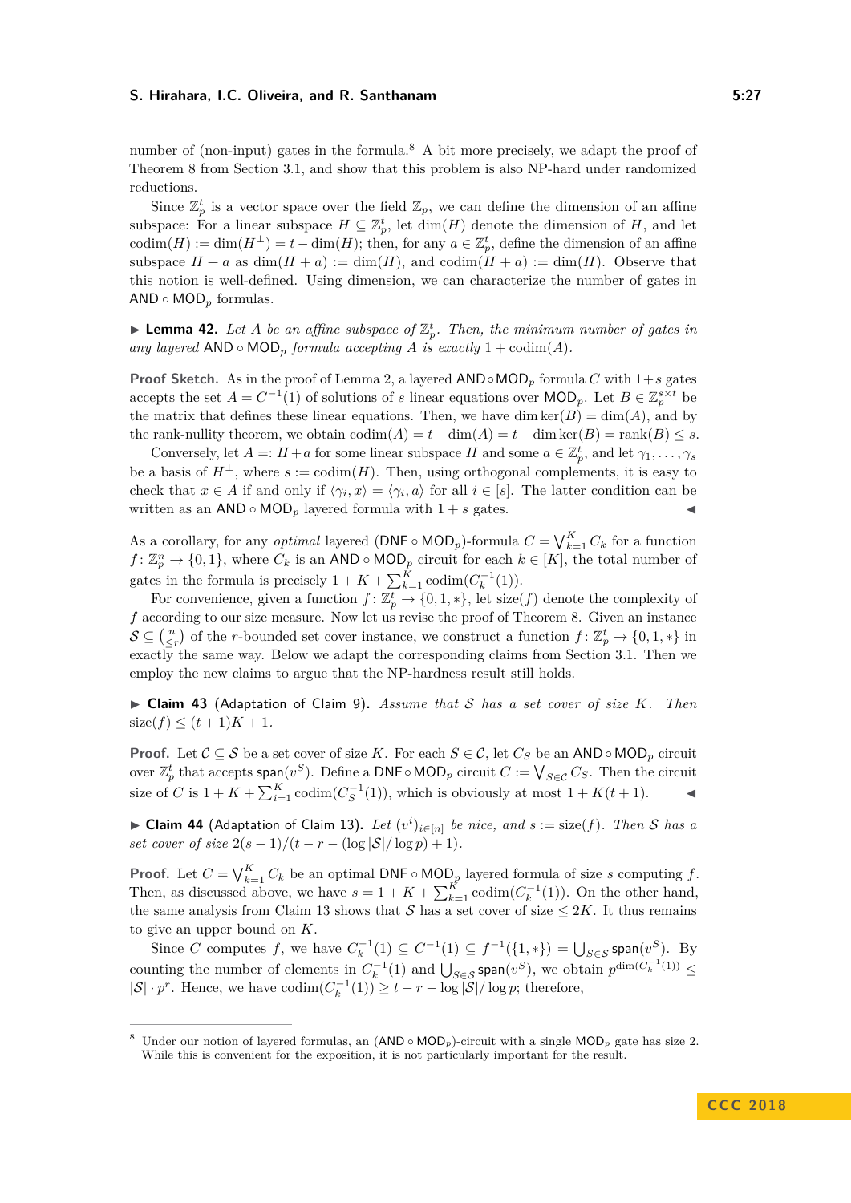number of (non-input) gates in the formula.[8] A bit more precisely, we adapt the proof of Theorem 8 from Section 3.1, and show that this problem is also NP-hard under randomized reductions.

Since $\mathbb{Z}_p^t$ is a vector space over the field $\mathbb{Z}_p$, we can define the dimension of an affine subspace: For a linear subspace $H \subseteq \mathbb{Z}_p^t$, let $\dim(H)$ denote the dimension of $H$, and let $\operatorname{codim}(H) := \dim(H^\perp) = t - \dim(H)$; then, for any $a \in \mathbb{Z}_p^t$, define the dimension of an affine subspace $H + a$ as $\dim(H + a) := \dim(H)$, and $\operatorname{codim}(H + a) := \dim(H)$. Observe that this notion is well-defined. Using dimension, we can characterize the number of gates in $\mathsf{AND} \circ \mathsf{MOD}_p$ formulas.

▶ **Lemma 42.** *Let $A$ be an affine subspace of $\mathbb{Z}_p^t$. Then, the minimum number of gates in any layered $\mathsf{AND} \circ \mathsf{MOD}_p$ formula accepting $A$ is exactly $1 + \operatorname{codim}(A)$.*

**Proof Sketch.** As in the proof of Lemma 2, a layered $\mathsf{AND} \circ \mathsf{MOD}_p$ formula $C$ with $1+s$ gates accepts the set $A = C^{-1}(1)$ of solutions of $s$ linear equations over $\mathsf{MOD}_p$. Let $B \in \mathbb{Z}_p^{s \times t}$ be the matrix that defines these linear equations. Then, we have $\dim \ker(B) = \dim(A)$, and by the rank-nullity theorem, we obtain $\operatorname{codim}(A) = t - \dim(A) = t - \dim \ker(B) = \operatorname{rank}(B) \le s$.

Conversely, let $A =: H + a$ for some linear subspace $H$ and some $a \in \mathbb{Z}_p^t$, and let $\gamma_1, \ldots, \gamma_s$ be a basis of $H^\perp$, where $s := \operatorname{codim}(H)$. Then, using orthogonal complements, it is easy to check that $x \in A$ if and only if $\langle \gamma_i, x \rangle = \langle \gamma_i, a \rangle$ for all $i \in [s]$. The latter condition can be written as an $\mathsf{AND} \circ \mathsf{MOD}_p$ layered formula with $1 + s$ gates. ◀

As a corollary, for any *optimal* layered $(\mathsf{DNF} \circ \mathsf{MOD}_p)$-formula $C = \bigvee_{k=1}^K C_k$ for a function $f \colon \mathbb{Z}_p^n \to \{0,1\}$, where $C_k$ is an $\mathsf{AND} \circ \mathsf{MOD}_p$ circuit for each $k \in [K]$, the total number of gates in the formula is precisely $1 + K + \sum_{k=1}^K \operatorname{codim}(C_k^{-1}(1))$.

For convenience, given a function $f \colon \mathbb{Z}_p^t \to \{0,1,*\}$, let $\operatorname{size}(f)$ denote the complexity of $f$ according to our size measure. Now let us revise the proof of Theorem 8. Given an instance $\mathcal{S} \subseteq \binom{n}{\le r}$ of the $r$-bounded set cover instance, we construct a function $f \colon \mathbb{Z}_p^t \to \{0,1,*\}$ in exactly the same way. Below we adapt the corresponding claims from Section 3.1. Then we employ the new claims to argue that the NP-hardness result still holds.

▶ **Claim 43** (Adaptation of Claim 9)**.** *Assume that $\mathcal{S}$ has a set cover of size $K$. Then* $\operatorname{size}(f) \le (t+1)K + 1$.

**Proof.** Let $\mathcal{C} \subseteq \mathcal{S}$ be a set cover of size $K$. For each $S \in \mathcal{C}$, let $C_S$ be an $\mathsf{AND} \circ \mathsf{MOD}_p$ circuit over $\mathbb{Z}_p^t$ that accepts $\mathsf{span}(v^S)$. Define a $\mathsf{DNF} \circ \mathsf{MOD}_p$ circuit $C := \bigvee_{S \in \mathcal{C}} C_S$. Then the circuit size of $C$ is $1 + K + \sum_{i=1}^K \operatorname{codim}(C_S^{-1}(1))$, which is obviously at most $1 + K(t+1)$. ◀

▶ **Claim 44** (Adaptation of Claim 13)**.** *Let $(v^i)_{i \in [n]}$ be nice, and $s := \operatorname{size}(f)$. Then $\mathcal{S}$ has a set cover of size $2(s-1)/(t - r - (\log |\mathcal{S}| / \log p) + 1)$.*

**Proof.** Let $C = \bigvee_{k=1}^K C_k$ be an optimal $\mathsf{DNF} \circ \mathsf{MOD}_p$ layered formula of size $s$ computing $f$. Then, as discussed above, we have $s = 1 + K + \sum_{k=1}^K \operatorname{codim}(C_k^{-1}(1))$. On the other hand, the same analysis from Claim 13 shows that $\mathcal{S}$ has a set cover of size $\le 2K$. It thus remains to give an upper bound on $K$.

Since $C$ computes $f$, we have $C_k^{-1}(1) \subseteq C^{-1}(1) \subseteq f^{-1}(\{1,*\}) = \bigcup_{S \in \mathcal{S}} \mathsf{span}(v^S)$. By counting the number of elements in $C_k^{-1}(1)$ and $\bigcup_{S \in \mathcal{S}} \mathsf{span}(v^S)$, we obtain $p^{\dim(C_k^{-1}(1))} \le |\mathcal{S}| \cdot p^r$. Hence, we have $\operatorname{codim}(C_k^{-1}(1)) \ge t - r - \log |\mathcal{S}| / \log p$; therefore,

[8] Under our notion of layered formulas, an $(\mathsf{AND} \circ \mathsf{MOD}_p)$-circuit with a single $\mathsf{MOD}_p$ gate has size 2. While this is convenient for the exposition, it is not particularly important for the result.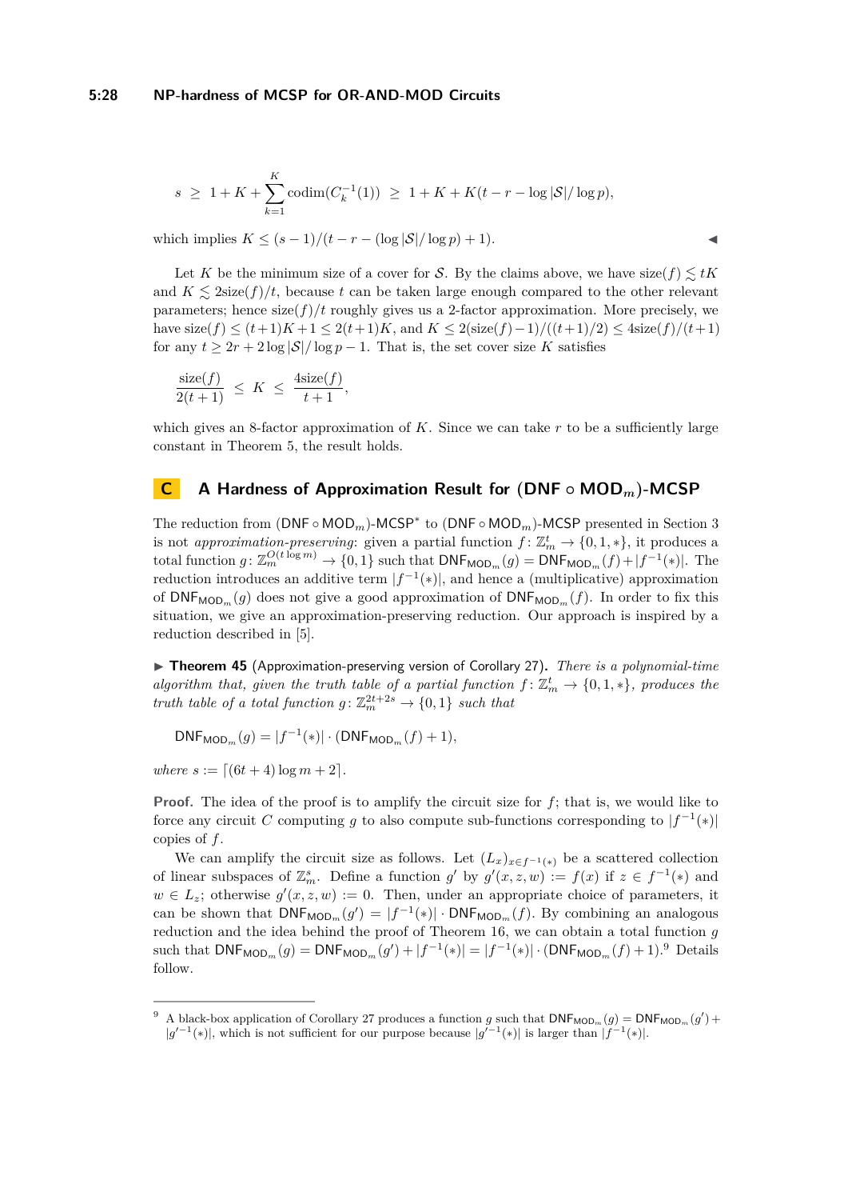$$s \;\geq\; 1 + K + \sum_{k=1}^{K} \operatorname{codim}(C_k^{-1}(1)) \;\geq\; 1 + K + K(t - r - \log|\mathcal{S}|/\log p),$$

which implies $K \leq (s-1)/(t - r - (\log|\mathcal{S}|/\log p) + 1)$. ◀

Let $K$ be the minimum size of a cover for $\mathcal{S}$. By the claims above, we have $\mathrm{size}(f) \lesssim tK$ and $K \lesssim 2\mathrm{size}(f)/t$, because $t$ can be taken large enough compared to the other relevant parameters; hence $\mathrm{size}(f)/t$ roughly gives us a 2-factor approximation. More precisely, we have $\mathrm{size}(f) \leq (t+1)K + 1 \leq 2(t+1)K$, and $K \leq 2(\mathrm{size}(f)-1)/((t+1)/2) \leq 4\mathrm{size}(f)/(t+1)$ for any $t \geq 2r + 2\log|\mathcal{S}|/\log p - 1$. That is, the set cover size $K$ satisfies

$$\frac{\mathrm{size}(f)}{2(t+1)} \;\leq\; K \;\leq\; \frac{4\mathrm{size}(f)}{t+1},$$

which gives an 8-factor approximation of $K$. Since we can take $r$ to be a sufficiently large constant in Theorem 5, the result holds.

# C A Hardness of Approximation Result for $(\mathsf{DNF} \circ \mathsf{MOD}_m)$-MCSP

The reduction from $(\mathsf{DNF} \circ \mathsf{MOD}_m)$-MCSP$^*$ to $(\mathsf{DNF} \circ \mathsf{MOD}_m)$-MCSP presented in Section 3 is not *approximation-preserving*: given a partial function $f\colon \mathbb{Z}_m^t \to \{0,1,*\}$, it produces a total function $g\colon \mathbb{Z}_m^{O(t\log m)} \to \{0,1\}$ such that $\mathsf{DNF}_{\mathsf{MOD}_m}(g) = \mathsf{DNF}_{\mathsf{MOD}_m}(f) + |f^{-1}(*)|$. The reduction introduces an additive term $|f^{-1}(*)|$, and hence a (multiplicative) approximation of $\mathsf{DNF}_{\mathsf{MOD}_m}(g)$ does not give a good approximation of $\mathsf{DNF}_{\mathsf{MOD}_m}(f)$. In order to fix this situation, we give an approximation-preserving reduction. Our approach is inspired by a reduction described in [5].

▶ **Theorem 45** (Approximation-preserving version of Corollary 27)**.** *There is a polynomial-time algorithm that, given the truth table of a partial function $f\colon \mathbb{Z}_m^t \to \{0,1,*\}$, produces the truth table of a total function $g\colon \mathbb{Z}_m^{2t+2s} \to \{0,1\}$ such that*

$$\mathsf{DNF}_{\mathsf{MOD}_m}(g) = |f^{-1}(*)| \cdot (\mathsf{DNF}_{\mathsf{MOD}_m}(f) + 1),$$

*where $s := \lceil (6t+4)\log m + 2 \rceil$.*

**Proof.** The idea of the proof is to amplify the circuit size for $f$; that is, we would like to force any circuit $C$ computing $g$ to also compute sub-functions corresponding to $|f^{-1}(*)|$ copies of $f$.

We can amplify the circuit size as follows. Let $(L_x)_{x \in f^{-1}(*)}$ be a scattered collection of linear subspaces of $\mathbb{Z}_m^s$. Define a function $g'$ by $g'(x,z,w) := f(x)$ if $z \in f^{-1}(*)$ and $w \in L_z$; otherwise $g'(x,z,w) := 0$. Then, under an appropriate choice of parameters, it can be shown that $\mathsf{DNF}_{\mathsf{MOD}_m}(g') = |f^{-1}(*)| \cdot \mathsf{DNF}_{\mathsf{MOD}_m}(f)$. By combining an analogous reduction and the idea behind the proof of Theorem 16, we can obtain a total function $g$ such that $\mathsf{DNF}_{\mathsf{MOD}_m}(g) = \mathsf{DNF}_{\mathsf{MOD}_m}(g') + |f^{-1}(*)| = |f^{-1}(*)| \cdot (\mathsf{DNF}_{\mathsf{MOD}_m}(f) + 1)$.[9] Details follow.

---

[9] A black-box application of Corollary 27 produces a function $g$ such that $\mathsf{DNF}_{\mathsf{MOD}_m}(g) = \mathsf{DNF}_{\mathsf{MOD}_m}(g') + |g'^{-1}(*)|$, which is not sufficient for our purpose because $|g'^{-1}(*)|$ is larger than $|f^{-1}(*)|$.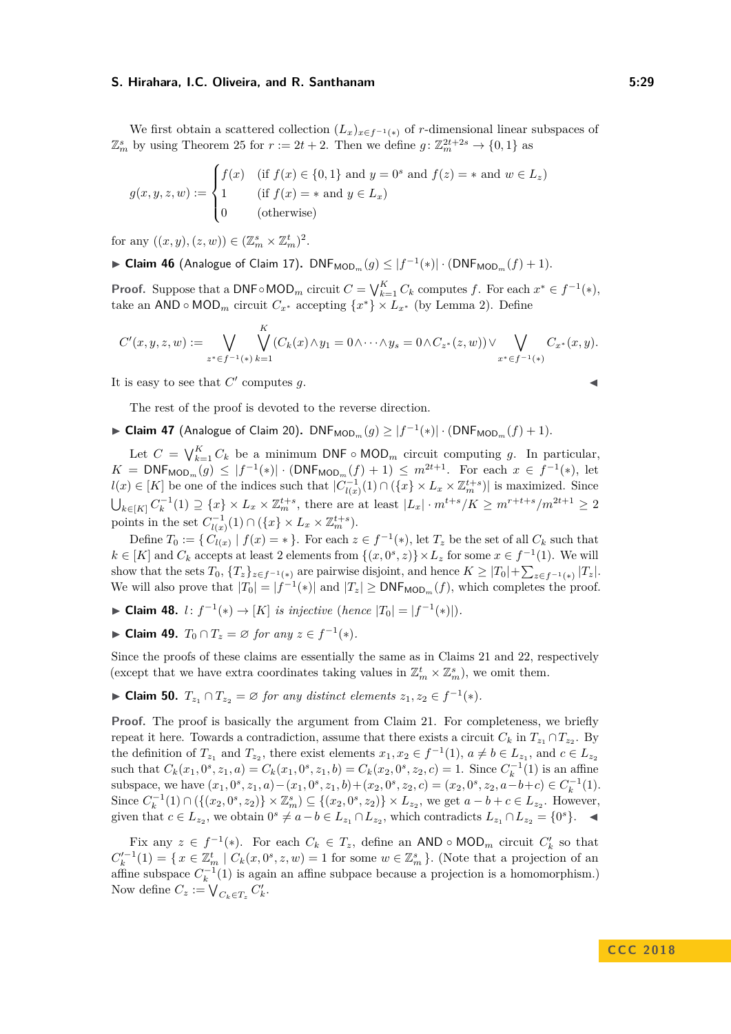We first obtain a scattered collection $(L_x)_{x \in f^{-1}(*)}$ of $r$-dimensional linear subspaces of $\mathbb{Z}_m^s$ by using Theorem 25 for $r := 2t+2$. Then we define $g\colon \mathbb{Z}_m^{2t+2s} \to \{0,1\}$ as

$$g(x,y,z,w) := \begin{cases} f(x) & (\text{if } f(x) \in \{0,1\} \text{ and } y = 0^s \text{ and } f(z) = * \text{ and } w \in L_z) \\ 1 & (\text{if } f(x) = * \text{ and } y \in L_x) \\ 0 & (\text{otherwise}) \end{cases}$$

for any $((x,y),(z,w)) \in (\mathbb{Z}_m^s \times \mathbb{Z}_m^t)^2$.

▶ **Claim 46** (Analogue of Claim 17). $\mathsf{DNF}_{\mathsf{MOD}_m}(g) \le |f^{-1}(*)| \cdot (\mathsf{DNF}_{\mathsf{MOD}_m}(f) + 1)$.

**Proof.** Suppose that a $\mathsf{DNF} \circ \mathsf{MOD}_m$ circuit $C = \bigvee_{k=1}^K C_k$ computes $f$. For each $x^* \in f^{-1}(*)$, take an $\mathsf{AND} \circ \mathsf{MOD}_m$ circuit $C_{x^*}$ accepting $\{x^*\} \times L_{x^*}$ (by Lemma 2). Define

$$C'(x,y,z,w) := \bigvee_{z^* \in f^{-1}(*)} \bigvee_{k=1}^K (C_k(x) \wedge y_1 = 0 \wedge \cdots \wedge y_s = 0 \wedge C_{z^*}(z,w)) \vee \bigvee_{x^* \in f^{-1}(*)} C_{x^*}(x,y).$$

It is easy to see that $C'$ computes $g$. ◀

The rest of the proof is devoted to the reverse direction.

▶ **Claim 47** (Analogue of Claim 20). $\mathsf{DNF}_{\mathsf{MOD}_m}(g) \ge |f^{-1}(*)| \cdot (\mathsf{DNF}_{\mathsf{MOD}_m}(f) + 1)$.

Let $C = \bigvee_{k=1}^K C_k$ be a minimum $\mathsf{DNF} \circ \mathsf{MOD}_m$ circuit computing $g$. In particular, $K = \mathsf{DNF}_{\mathsf{MOD}_m}(g) \le |f^{-1}(*)| \cdot (\mathsf{DNF}_{\mathsf{MOD}_m}(f) + 1) \le m^{2t+1}$. For each $x \in f^{-1}(*)$, let $l(x) \in [K]$ be one of the indices such that $|C_{l(x)}^{-1}(1) \cap (\{x\} \times L_x \times \mathbb{Z}_m^{t+s})|$ is maximized. Since $\bigcup_{k \in [K]} C_k^{-1}(1) \supseteq \{x\} \times L_x \times \mathbb{Z}_m^{t+s}$, there are at least $|L_x| \cdot m^{t+s}/K \ge m^{r+t+s}/m^{2t+1} \ge 2$ points in the set $C_{l(x)}^{-1}(1) \cap (\{x\} \times L_x \times \mathbb{Z}_m^{t+s})$.

Define $T_0 := \{\, C_{l(x)} \mid f(x) = * \,\}$. For each $z \in f^{-1}(*)$, let $T_z$ be the set of all $C_k$ such that $k \in [K]$ and $C_k$ accepts at least 2 elements from $\{(x, 0^s, z)\} \times L_z$ for some $x \in f^{-1}(1)$. We will show that the sets $T_0$, $\{T_z\}_{z \in f^{-1}(*)}$ are pairwise disjoint, and hence $K \ge |T_0| + \sum_{z \in f^{-1}(*)} |T_z|$. We will also prove that $|T_0| = |f^{-1}(*)|$ and $|T_z| \ge \mathsf{DNF}_{\mathsf{MOD}_m}(f)$, which completes the proof.

▶ **Claim 48.** *$l\colon f^{-1}(*) \to [K]$ is injective (hence $|T_0| = |f^{-1}(*)|$).*

▶ **Claim 49.** *$T_0 \cap T_z = \varnothing$ for any $z \in f^{-1}(*)$.*

Since the proofs of these claims are essentially the same as in Claims 21 and 22, respectively (except that we have extra coordinates taking values in $\mathbb{Z}_m^t \times \mathbb{Z}_m^s$), we omit them.

▶ **Claim 50.** *$T_{z_1} \cap T_{z_2} = \varnothing$ for any distinct elements $z_1, z_2 \in f^{-1}(*)$.*

**Proof.** The proof is basically the argument from Claim 21. For completeness, we briefly repeat it here. Towards a contradiction, assume that there exists a circuit $C_k$ in $T_{z_1} \cap T_{z_2}$. By the definition of $T_{z_1}$ and $T_{z_2}$, there exist elements $x_1, x_2 \in f^{-1}(1)$, $a \ne b \in L_{z_1}$, and $c \in L_{z_2}$ such that $C_k(x_1, 0^s, z_1, a) = C_k(x_1, 0^s, z_1, b) = C_k(x_2, 0^s, z_2, c) = 1$. Since $C_k^{-1}(1)$ is an affine subspace, we have $(x_1, 0^s, z_1, a) - (x_1, 0^s, z_1, b) + (x_2, 0^s, z_2, c) = (x_2, 0^s, z_2, a-b+c) \in C_k^{-1}(1)$. Since $C_k^{-1}(1) \cap (\{(x_2, 0^s, z_2)\} \times \mathbb{Z}_m^s) \subseteq \{(x_2, 0^s, z_2)\} \times L_{z_2}$, we get $a - b + c \in L_{z_2}$. However, given that $c \in L_{z_2}$, we obtain $0^s \ne a - b \in L_{z_1} \cap L_{z_2}$, which contradicts $L_{z_1} \cap L_{z_2} = \{0^s\}$. ◀

Fix any $z \in f^{-1}(*)$. For each $C_k \in T_z$, define an $\mathsf{AND} \circ \mathsf{MOD}_m$ circuit $C'_k$ so that $C_k'^{-1}(1) = \{\, x \in \mathbb{Z}_m^t \mid C_k(x, 0^s, z, w) = 1 \text{ for some } w \in \mathbb{Z}_m^s \,\}$. (Note that a projection of an affine subspace $C_k^{-1}(1)$ is again an affine subpace because a projection is a homomorphism.) Now define $C_z := \bigvee_{C_k \in T_z} C'_k$.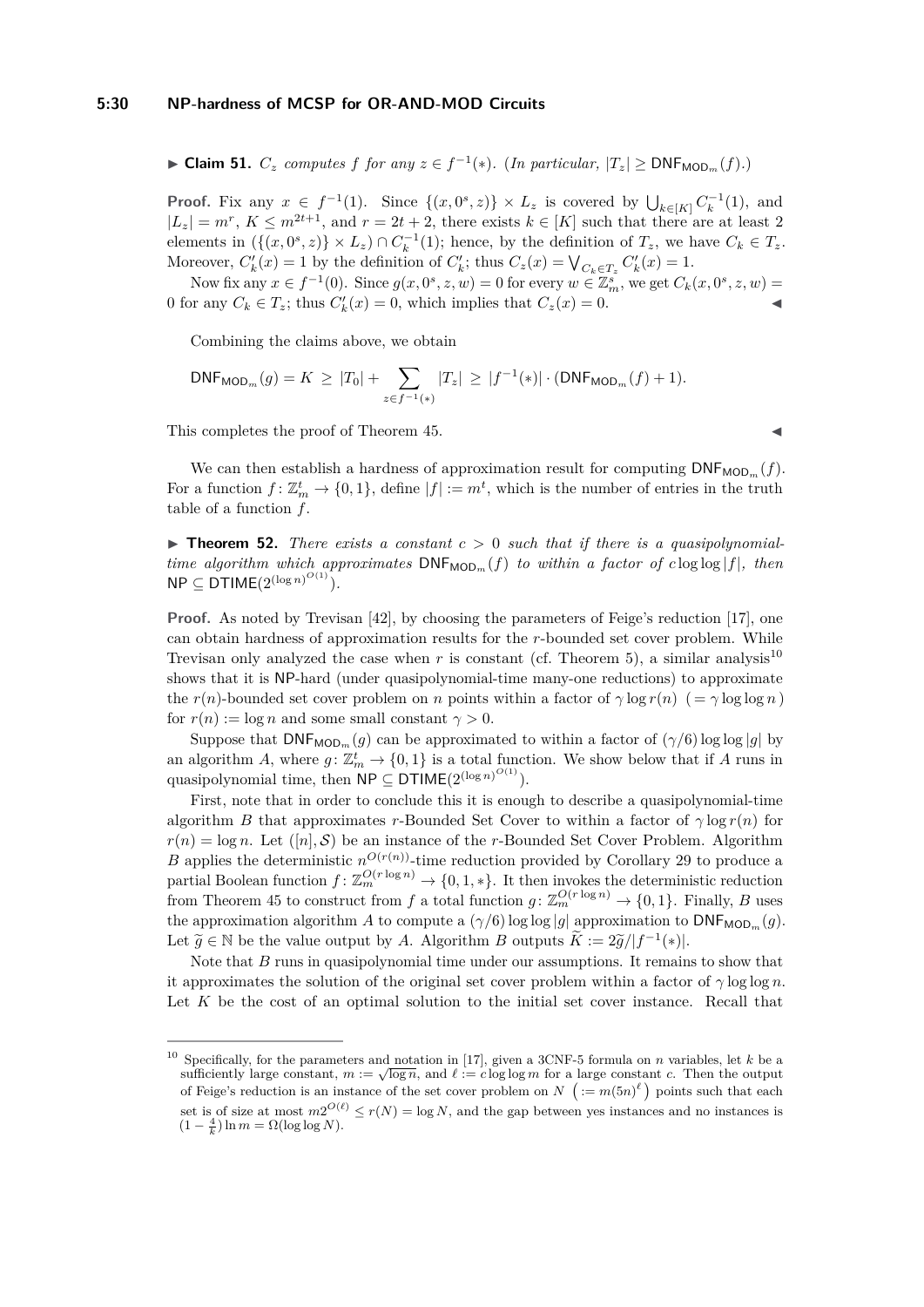▶ **Claim 51.** *$C_z$ computes $f$ for any $z \in f^{-1}(*)$. (In particular, $|T_z| \geq \mathsf{DNF}_{\mathsf{MOD}_m}(f)$.)*

**Proof.** Fix any $x \in f^{-1}(1)$. Since $\{(x, 0^s, z)\} \times L_z$ is covered by $\bigcup_{k \in [K]} C_k^{-1}(1)$, and $|L_z| = m^r$, $K \leq m^{2t+1}$, and $r = 2t + 2$, there exists $k \in [K]$ such that there are at least 2 elements in $(\{(x, 0^s, z)\} \times L_z) \cap C_k^{-1}(1)$; hence, by the definition of $T_z$, we have $C_k \in T_z$. Moreover, $C'_k(x) = 1$ by the definition of $C'_k$; thus $C_z(x) = \bigvee_{C_k \in T_z} C'_k(x) = 1$.

Now fix any $x \in f^{-1}(0)$. Since $g(x, 0^s, z, w) = 0$ for every $w \in \mathbb{Z}_m^s$, we get $C_k(x, 0^s, z, w) = 0$ for any $C_k \in T_z$; thus $C'_k(x) = 0$, which implies that $C_z(x) = 0$. ◀

Combining the claims above, we obtain

$$\mathsf{DNF}_{\mathsf{MOD}_m}(g) = K \;\geq\; |T_0| + \sum_{z \in f^{-1}(*)} |T_z| \;\geq\; |f^{-1}(*)| \cdot (\mathsf{DNF}_{\mathsf{MOD}_m}(f) + 1).$$

This completes the proof of Theorem 45. ◀

We can then establish a hardness of approximation result for computing $\mathsf{DNF}_{\mathsf{MOD}_m}(f)$. For a function $f \colon \mathbb{Z}_m^t \to \{0, 1\}$, define $|f| := m^t$, which is the number of entries in the truth table of a function $f$.

▶ **Theorem 52.** *There exists a constant $c > 0$ such that if there is a quasipolynomial-time algorithm which approximates $\mathsf{DNF}_{\mathsf{MOD}_m}(f)$ to within a factor of $c \log \log |f|$, then $\mathsf{NP} \subseteq \mathsf{DTIME}(2^{(\log n)^{O(1)}})$.*

**Proof.** As noted by Trevisan [42], by choosing the parameters of Feige's reduction [17], one can obtain hardness of approximation results for the $r$-bounded set cover problem. While Trevisan only analyzed the case when $r$ is constant (cf. Theorem 5), a similar analysis[10] shows that it is NP-hard (under quasipolynomial-time many-one reductions) to approximate the $r(n)$-bounded set cover problem on $n$ points within a factor of $\gamma \log r(n)$ $(= \gamma \log \log n)$ for $r(n) := \log n$ and some small constant $\gamma > 0$.

Suppose that $\mathsf{DNF}_{\mathsf{MOD}_m}(g)$ can be approximated to within a factor of $(\gamma/6) \log \log |g|$ by an algorithm $A$, where $g \colon \mathbb{Z}_m^t \to \{0, 1\}$ is a total function. We show below that if $A$ runs in quasipolynomial time, then $\mathsf{NP} \subseteq \mathsf{DTIME}(2^{(\log n)^{O(1)}})$.

First, note that in order to conclude this it is enough to describe a quasipolynomial-time algorithm $B$ that approximates $r$-Bounded Set Cover to within a factor of $\gamma \log r(n)$ for $r(n) = \log n$. Let $([n], \mathcal{S})$ be an instance of the $r$-Bounded Set Cover Problem. Algorithm $B$ applies the deterministic $n^{O(r(n))}$-time reduction provided by Corollary 29 to produce a partial Boolean function $f \colon \mathbb{Z}_m^{O(r \log n)} \to \{0, 1, *\}$. It then invokes the deterministic reduction from Theorem 45 to construct from $f$ a total function $g \colon \mathbb{Z}_m^{O(r \log n)} \to \{0, 1\}$. Finally, $B$ uses the approximation algorithm $A$ to compute a $(\gamma/6) \log \log |g|$ approximation to $\mathsf{DNF}_{\mathsf{MOD}_m}(g)$. Let $\widetilde{g} \in \mathbb{N}$ be the value output by $A$. Algorithm $B$ outputs $\widetilde{K} := 2\widetilde{g}/|f^{-1}(*)|$.

Note that $B$ runs in quasipolynomial time under our assumptions. It remains to show that it approximates the solution of the original set cover problem within a factor of $\gamma \log \log n$. Let $K$ be the cost of an optimal solution to the initial set cover instance. Recall that

---

[10] Specifically, for the parameters and notation in [17], given a 3CNF-5 formula on $n$ variables, let $k$ be a sufficiently large constant, $m := \sqrt{\log n}$, and $\ell := c \log \log m$ for a large constant $c$. Then the output of Feige's reduction is an instance of the set cover problem on $N$ $\left(:= m(5n)^\ell\right)$ points such that each set is of size at most $m 2^{O(\ell)} \leq r(N) = \log N$, and the gap between yes instances and no instances is $(1 - \frac{4}{k}) \ln m = \Omega(\log \log N)$.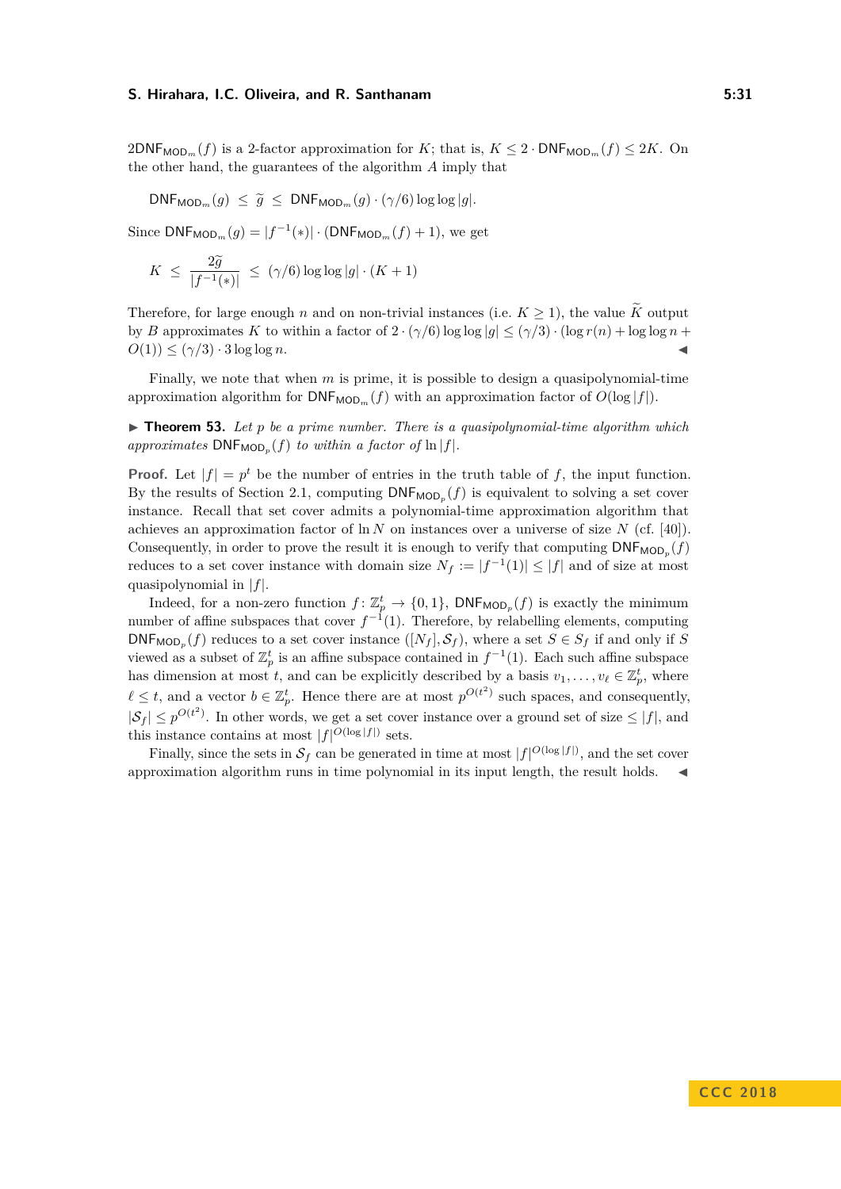$2\mathsf{DNF}_{\mathsf{MOD}_m}(f)$ is a 2-factor approximation for $K$; that is, $K \leq 2 \cdot \mathsf{DNF}_{\mathsf{MOD}_m}(f) \leq 2K$. On the other hand, the guarantees of the algorithm $A$ imply that

$$\mathsf{DNF}_{\mathsf{MOD}_m}(g) \;\leq\; \widetilde{g} \;\leq\; \mathsf{DNF}_{\mathsf{MOD}_m}(g) \cdot (\gamma/6) \log\log |g|.$$

Since $\mathsf{DNF}_{\mathsf{MOD}_m}(g) = |f^{-1}(*)| \cdot (\mathsf{DNF}_{\mathsf{MOD}_m}(f) + 1)$, we get

$$K \;\leq\; \frac{2\widetilde{g}}{|f^{-1}(*)|} \;\leq\; (\gamma/6) \log\log |g| \cdot (K+1)$$

Therefore, for large enough $n$ and on non-trivial instances (i.e. $K \geq 1$), the value $\widetilde{K}$ output by $B$ approximates $K$ to within a factor of $2 \cdot (\gamma/6) \log\log |g| \leq (\gamma/3) \cdot (\log r(n) + \log\log n + O(1)) \leq (\gamma/3) \cdot 3 \log\log n$. ◀

Finally, we note that when $m$ is prime, it is possible to design a quasipolynomial-time approximation algorithm for $\mathsf{DNF}_{\mathsf{MOD}_m}(f)$ with an approximation factor of $O(\log |f|)$.

▶ **Theorem 53.** *Let $p$ be a prime number. There is a quasipolynomial-time algorithm which approximates $\mathsf{DNF}_{\mathsf{MOD}_p}(f)$ to within a factor of $\ln |f|$.*

**Proof.** Let $|f| = p^t$ be the number of entries in the truth table of $f$, the input function. By the results of Section 2.1, computing $\mathsf{DNF}_{\mathsf{MOD}_p}(f)$ is equivalent to solving a set cover instance. Recall that set cover admits a polynomial-time approximation algorithm that achieves an approximation factor of $\ln N$ on instances over a universe of size $N$ (cf. [40]). Consequently, in order to prove the result it is enough to verify that computing $\mathsf{DNF}_{\mathsf{MOD}_p}(f)$ reduces to a set cover instance with domain size $N_f := |f^{-1}(1)| \leq |f|$ and of size at most quasipolynomial in $|f|$.

Indeed, for a non-zero function $f\colon \mathbb{Z}_p^t \to \{0,1\}$, $\mathsf{DNF}_{\mathsf{MOD}_p}(f)$ is exactly the minimum number of affine subspaces that cover $f^{-1}(1)$. Therefore, by relabelling elements, computing $\mathsf{DNF}_{\mathsf{MOD}_p}(f)$ reduces to a set cover instance $([N_f], \mathcal{S}_f)$, where a set $S \in \mathcal{S}_f$ if and only if $S$ viewed as a subset of $\mathbb{Z}_p^t$ is an affine subspace contained in $f^{-1}(1)$. Each such affine subspace has dimension at most $t$, and can be explicitly described by a basis $v_1, \ldots, v_\ell \in \mathbb{Z}_p^t$, where $\ell \leq t$, and a vector $b \in \mathbb{Z}_p^t$. Hence there are at most $p^{O(t^2)}$ such spaces, and consequently, $|\mathcal{S}_f| \leq p^{O(t^2)}$. In other words, we get a set cover instance over a ground set of size $\leq |f|$, and this instance contains at most $|f|^{O(\log |f|)}$ sets.

Finally, since the sets in $\mathcal{S}_f$ can be generated in time at most $|f|^{O(\log |f|)}$, and the set cover approximation algorithm runs in time polynomial in its input length, the result holds. ◀